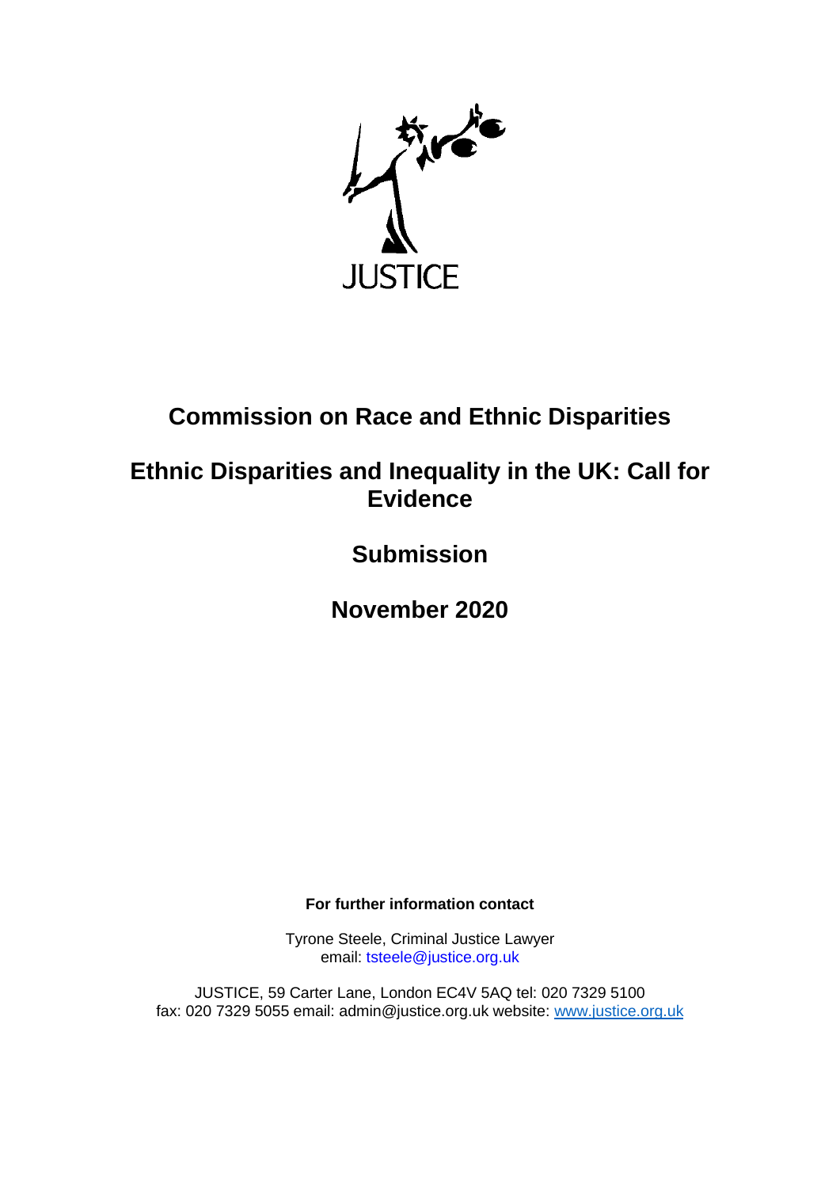JUSTICE

# Commission on Race and Ethnic Disparities

# Ethnic Disparities and Inequality in the UK: Call for Evidence

# Submission

# November 2020

**For further information contact**

Tyrone Steele, Criminal Justice Lawyer
email: tsteele@justice.org.uk

JUSTICE, 59 Carter Lane, London EC4V 5AQ tel: 020 7329 5100
fax: 020 7329 5055 email: admin@justice.org.uk website: www.justice.org.uk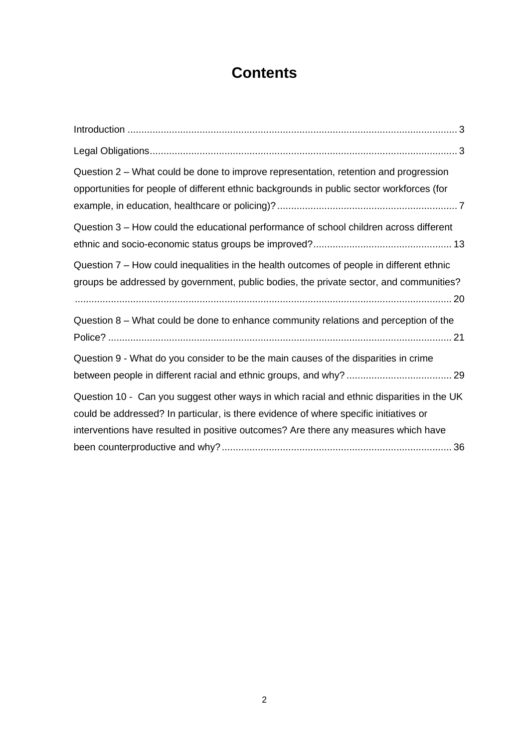# Contents

Introduction ..................................................................................................................... 3

Legal Obligations............................................................................................................. 3

Question 2 – What could be done to improve representation, retention and progression opportunities for people of different ethnic backgrounds in public sector workforces (for example, in education, healthcare or policing)? ................................................................. 7

Question 3 – How could the educational performance of school children across different ethnic and socio-economic status groups be improved?.................................................. 13

Question 7 – How could inequalities in the health outcomes of people in different ethnic groups be addressed by government, public bodies, the private sector, and communities? ....................................................................................................................... 20

Question 8 – What could be done to enhance community relations and perception of the Police? ........................................................................................................................... 21

Question 9 - What do you consider to be the main causes of the disparities in crime between people in different racial and ethnic groups, and why? ..................................... 29

Question 10 - Can you suggest other ways in which racial and ethnic disparities in the UK could be addressed? In particular, is there evidence of where specific initiatives or interventions have resulted in positive outcomes? Are there any measures which have been counterproductive and why? .................................................................................. 36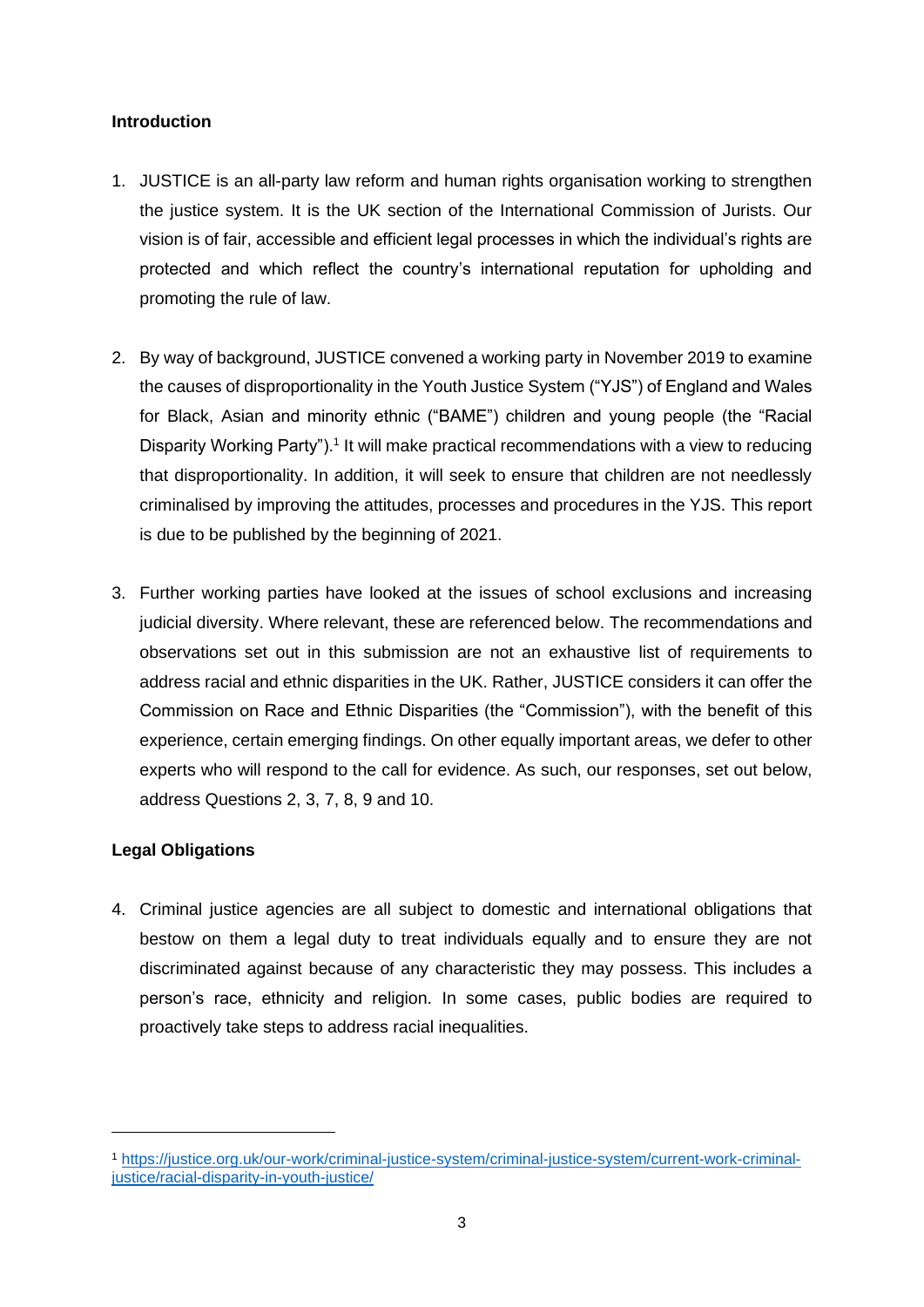## Introduction

1. JUSTICE is an all-party law reform and human rights organisation working to strengthen the justice system. It is the UK section of the International Commission of Jurists. Our vision is of fair, accessible and efficient legal processes in which the individual's rights are protected and which reflect the country's international reputation for upholding and promoting the rule of law.

2. By way of background, JUSTICE convened a working party in November 2019 to examine the causes of disproportionality in the Youth Justice System ("YJS") of England and Wales for Black, Asian and minority ethnic ("BAME") children and young people (the "Racial Disparity Working Party").[1] It will make practical recommendations with a view to reducing that disproportionality. In addition, it will seek to ensure that children are not needlessly criminalised by improving the attitudes, processes and procedures in the YJS. This report is due to be published by the beginning of 2021.

3. Further working parties have looked at the issues of school exclusions and increasing judicial diversity. Where relevant, these are referenced below. The recommendations and observations set out in this submission are not an exhaustive list of requirements to address racial and ethnic disparities in the UK. Rather, JUSTICE considers it can offer the Commission on Race and Ethnic Disparities (the "Commission"), with the benefit of this experience, certain emerging findings. On other equally important areas, we defer to other experts who will respond to the call for evidence. As such, our responses, set out below, address Questions 2, 3, 7, 8, 9 and 10.

## Legal Obligations

4. Criminal justice agencies are all subject to domestic and international obligations that bestow on them a legal duty to treat individuals equally and to ensure they are not discriminated against because of any characteristic they may possess. This includes a person's race, ethnicity and religion. In some cases, public bodies are required to proactively take steps to address racial inequalities.

---

[1] https://justice.org.uk/our-work/criminal-justice-system/criminal-justice-system/current-work-criminal-justice/racial-disparity-in-youth-justice/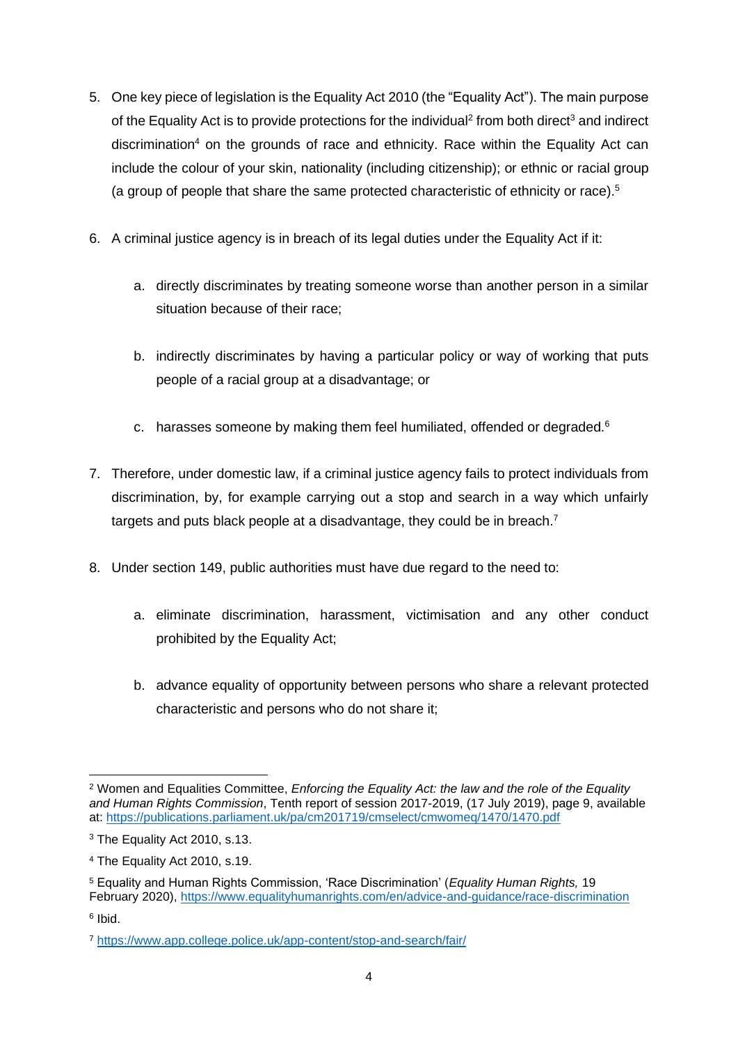5. One key piece of legislation is the Equality Act 2010 (the "Equality Act"). The main purpose of the Equality Act is to provide protections for the individual[2] from both direct[3] and indirect discrimination[4] on the grounds of race and ethnicity. Race within the Equality Act can include the colour of your skin, nationality (including citizenship); or ethnic or racial group (a group of people that share the same protected characteristic of ethnicity or race).[5]

6. A criminal justice agency is in breach of its legal duties under the Equality Act if it:

   a. directly discriminates by treating someone worse than another person in a similar situation because of their race;

   b. indirectly discriminates by having a particular policy or way of working that puts people of a racial group at a disadvantage; or

   c. harasses someone by making them feel humiliated, offended or degraded.[6]

7. Therefore, under domestic law, if a criminal justice agency fails to protect individuals from discrimination, by, for example carrying out a stop and search in a way which unfairly targets and puts black people at a disadvantage, they could be in breach.[7]

8. Under section 149, public authorities must have due regard to the need to:

   a. eliminate discrimination, harassment, victimisation and any other conduct prohibited by the Equality Act;

   b. advance equality of opportunity between persons who share a relevant protected characteristic and persons who do not share it;

---

[2] Women and Equalities Committee, *Enforcing the Equality Act: the law and the role of the Equality and Human Rights Commission*, Tenth report of session 2017-2019, (17 July 2019), page 9, available at: https://publications.parliament.uk/pa/cm201719/cmselect/cmwomeq/1470/1470.pdf

[3] The Equality Act 2010, s.13.

[4] The Equality Act 2010, s.19.

[5] Equality and Human Rights Commission, 'Race Discrimination' (*Equality Human Rights,* 19 February 2020), https://www.equalityhumanrights.com/en/advice-and-guidance/race-discrimination

[6] Ibid.

[7] https://www.app.college.police.uk/app-content/stop-and-search/fair/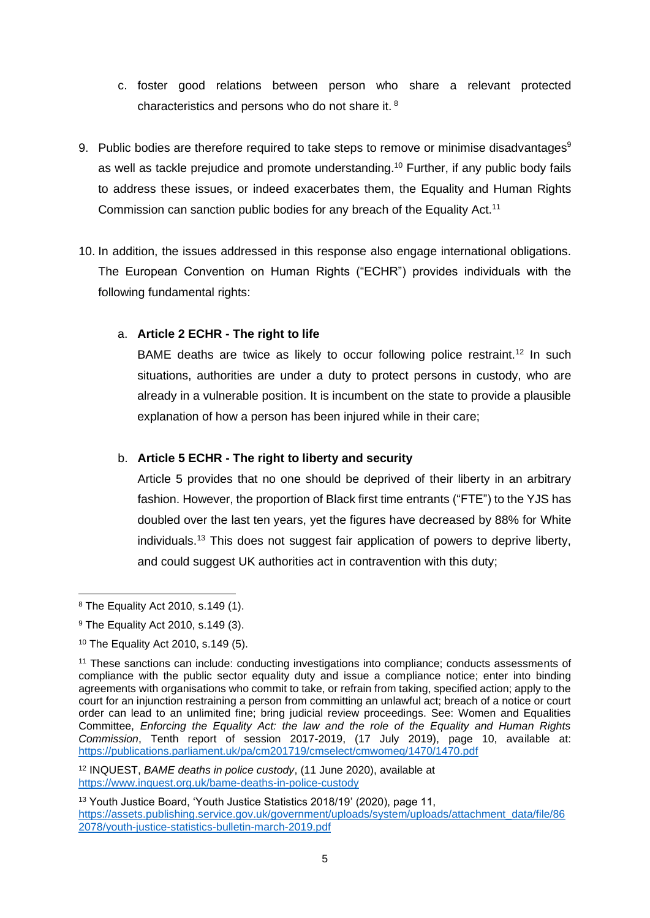c. foster good relations between person who share a relevant protected characteristics and persons who do not share it. [8]

9. Public bodies are therefore required to take steps to remove or minimise disadvantages[9] as well as tackle prejudice and promote understanding.[10] Further, if any public body fails to address these issues, or indeed exacerbates them, the Equality and Human Rights Commission can sanction public bodies for any breach of the Equality Act.[11]

10. In addition, the issues addressed in this response also engage international obligations. The European Convention on Human Rights ("ECHR") provides individuals with the following fundamental rights:

   a. **Article 2 ECHR - The right to life**
   BAME deaths are twice as likely to occur following police restraint.[12] In such situations, authorities are under a duty to protect persons in custody, who are already in a vulnerable position. It is incumbent on the state to provide a plausible explanation of how a person has been injured while in their care;

   b. **Article 5 ECHR - The right to liberty and security**
   Article 5 provides that no one should be deprived of their liberty in an arbitrary fashion. However, the proportion of Black first time entrants ("FTE") to the YJS has doubled over the last ten years, yet the figures have decreased by 88% for White individuals.[13] This does not suggest fair application of powers to deprive liberty, and could suggest UK authorities act in contravention with this duty;

---

[8] The Equality Act 2010, s.149 (1).

[9] The Equality Act 2010, s.149 (3).

[10] The Equality Act 2010, s.149 (5).

[11] These sanctions can include: conducting investigations into compliance; conducts assessments of compliance with the public sector equality duty and issue a compliance notice; enter into binding agreements with organisations who commit to take, or refrain from taking, specified action; apply to the court for an injunction restraining a person from committing an unlawful act; breach of a notice or court order can lead to an unlimited fine; bring judicial review proceedings. See: Women and Equalities Committee, *Enforcing the Equality Act: the law and the role of the Equality and Human Rights Commission*, Tenth report of session 2017-2019, (17 July 2019), page 10, available at: https://publications.parliament.uk/pa/cm201719/cmselect/cmwomeq/1470/1470.pdf

[12] INQUEST, *BAME deaths in police custody*, (11 June 2020), available at https://www.inquest.org.uk/bame-deaths-in-police-custody

[13] Youth Justice Board, 'Youth Justice Statistics 2018/19' (2020), page 11, https://assets.publishing.service.gov.uk/government/uploads/system/uploads/attachment_data/file/862078/youth-justice-statistics-bulletin-march-2019.pdf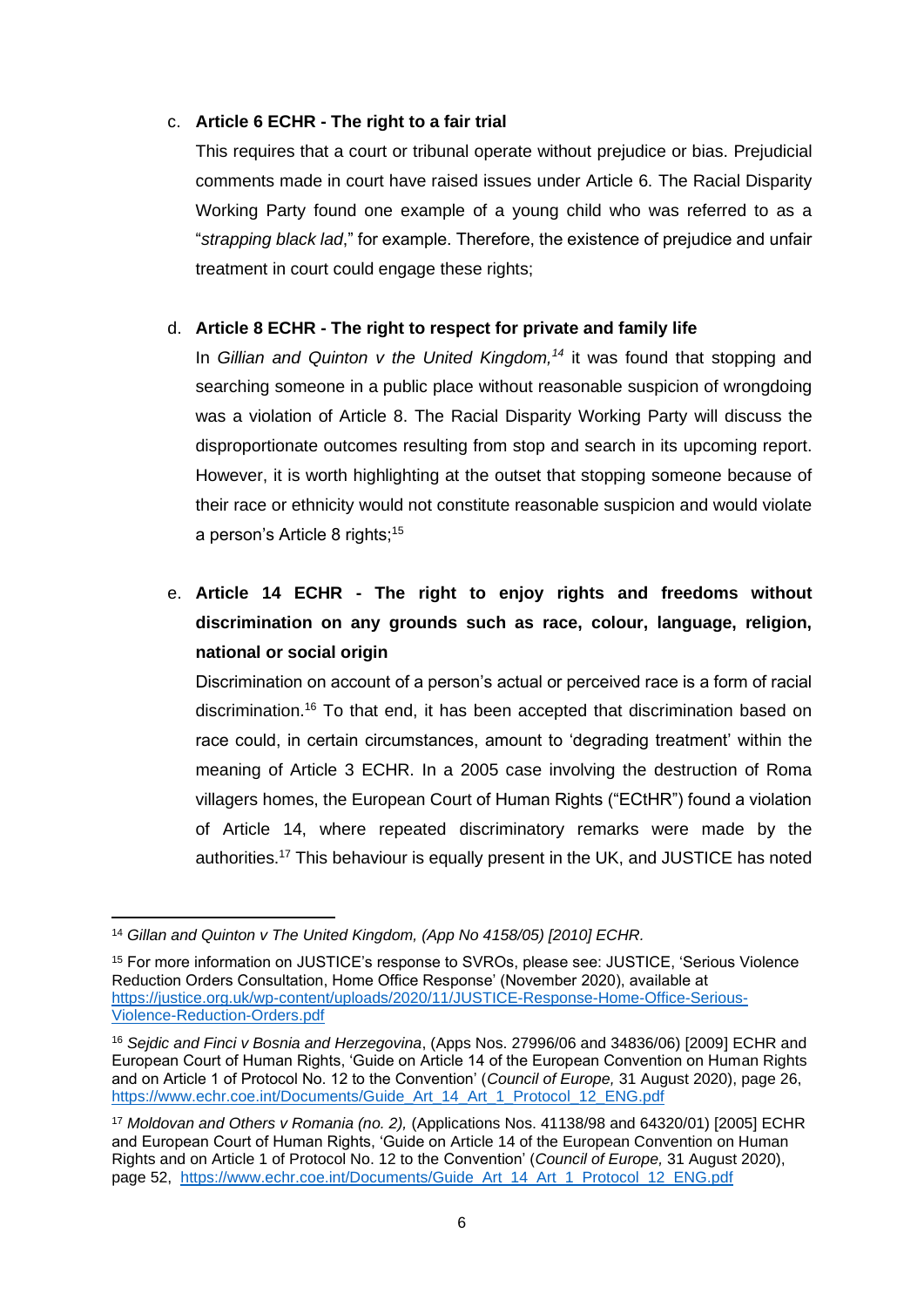c. **Article 6 ECHR - The right to a fair trial**

   This requires that a court or tribunal operate without prejudice or bias. Prejudicial comments made in court have raised issues under Article 6. The Racial Disparity Working Party found one example of a young child who was referred to as a "*strapping black lad*," for example. Therefore, the existence of prejudice and unfair treatment in court could engage these rights;

d. **Article 8 ECHR - The right to respect for private and family life**

   In *Gillian and Quinton v the United Kingdom,*[14] it was found that stopping and searching someone in a public place without reasonable suspicion of wrongdoing was a violation of Article 8. The Racial Disparity Working Party will discuss the disproportionate outcomes resulting from stop and search in its upcoming report. However, it is worth highlighting at the outset that stopping someone because of their race or ethnicity would not constitute reasonable suspicion and would violate a person's Article 8 rights;[15]

e. **Article 14 ECHR - The right to enjoy rights and freedoms without discrimination on any grounds such as race, colour, language, religion, national or social origin**

   Discrimination on account of a person's actual or perceived race is a form of racial discrimination.[16] To that end, it has been accepted that discrimination based on race could, in certain circumstances, amount to 'degrading treatment' within the meaning of Article 3 ECHR. In a 2005 case involving the destruction of Roma villagers homes, the European Court of Human Rights ("ECtHR") found a violation of Article 14, where repeated discriminatory remarks were made by the authorities.[17] This behaviour is equally present in the UK, and JUSTICE has noted

---

[14] *Gillan and Quinton v The United Kingdom, (App No 4158/05) [2010] ECHR.*

[15] For more information on JUSTICE's response to SVROs, please see: JUSTICE, 'Serious Violence Reduction Orders Consultation, Home Office Response' (November 2020), available at https://justice.org.uk/wp-content/uploads/2020/11/JUSTICE-Response-Home-Office-Serious-Violence-Reduction-Orders.pdf

[16] *Sejdic and Finci v Bosnia and Herzegovina*, (Apps Nos. 27996/06 and 34836/06) [2009] ECHR and European Court of Human Rights, 'Guide on Article 14 of the European Convention on Human Rights and on Article 1 of Protocol No. 12 to the Convention' (*Council of Europe,* 31 August 2020), page 26, https://www.echr.coe.int/Documents/Guide_Art_14_Art_1_Protocol_12_ENG.pdf

[17] *Moldovan and Others v Romania (no. 2),* (Applications Nos. 41138/98 and 64320/01) [2005] ECHR and European Court of Human Rights, 'Guide on Article 14 of the European Convention on Human Rights and on Article 1 of Protocol No. 12 to the Convention' (*Council of Europe,* 31 August 2020), page 52, https://www.echr.coe.int/Documents/Guide_Art_14_Art_1_Protocol_12_ENG.pdf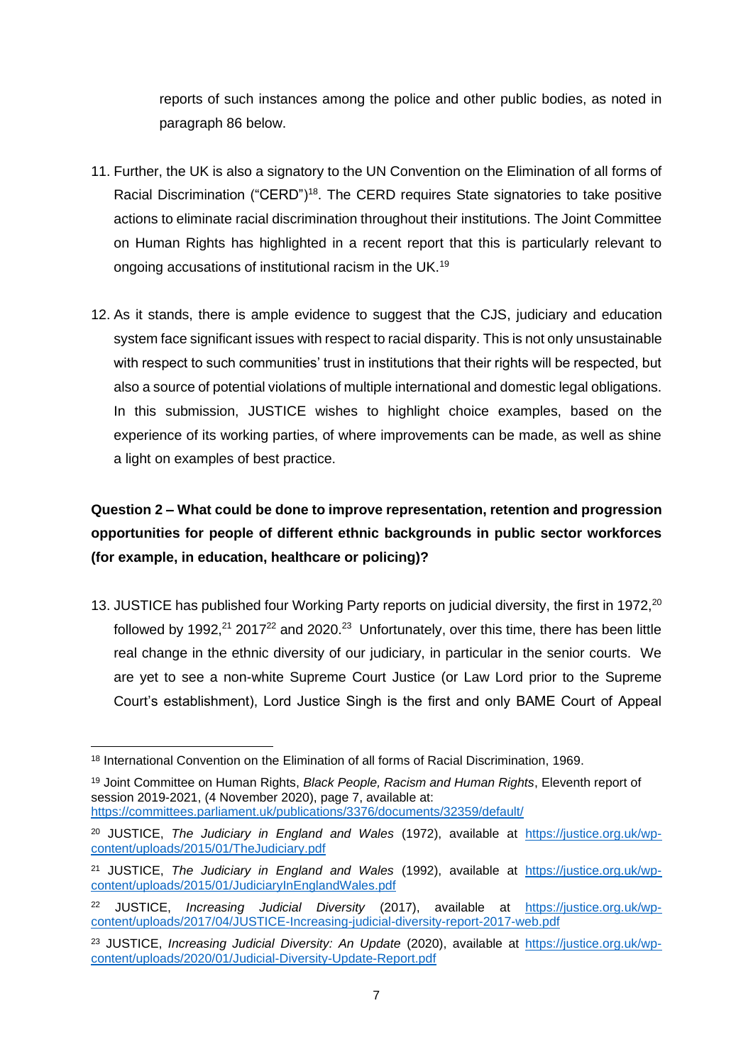reports of such instances among the police and other public bodies, as noted in paragraph 86 below.

11. Further, the UK is also a signatory to the UN Convention on the Elimination of all forms of Racial Discrimination ("CERD")[18]. The CERD requires State signatories to take positive actions to eliminate racial discrimination throughout their institutions. The Joint Committee on Human Rights has highlighted in a recent report that this is particularly relevant to ongoing accusations of institutional racism in the UK.[19]

12. As it stands, there is ample evidence to suggest that the CJS, judiciary and education system face significant issues with respect to racial disparity. This is not only unsustainable with respect to such communities' trust in institutions that their rights will be respected, but also a source of potential violations of multiple international and domestic legal obligations. In this submission, JUSTICE wishes to highlight choice examples, based on the experience of its working parties, of where improvements can be made, as well as shine a light on examples of best practice.

**Question 2 – What could be done to improve representation, retention and progression opportunities for people of different ethnic backgrounds in public sector workforces (for example, in education, healthcare or policing)?**

13. JUSTICE has published four Working Party reports on judicial diversity, the first in 1972,[20] followed by 1992,[21] 2017[22] and 2020.[23] Unfortunately, over this time, there has been little real change in the ethnic diversity of our judiciary, in particular in the senior courts. We are yet to see a non-white Supreme Court Justice (or Law Lord prior to the Supreme Court's establishment), Lord Justice Singh is the first and only BAME Court of Appeal

---

[18] International Convention on the Elimination of all forms of Racial Discrimination, 1969.

[19] Joint Committee on Human Rights, *Black People, Racism and Human Rights*, Eleventh report of session 2019-2021, (4 November 2020), page 7, available at: https://committees.parliament.uk/publications/3376/documents/32359/default/

[20] JUSTICE, *The Judiciary in England and Wales* (1972), available at https://justice.org.uk/wp-content/uploads/2015/01/TheJudiciary.pdf

[21] JUSTICE, *The Judiciary in England and Wales* (1992), available at https://justice.org.uk/wp-content/uploads/2015/01/JudiciaryInEnglandWales.pdf

[22] JUSTICE, *Increasing Judicial Diversity* (2017), available at https://justice.org.uk/wp-content/uploads/2017/04/JUSTICE-Increasing-judicial-diversity-report-2017-web.pdf

[23] JUSTICE, *Increasing Judicial Diversity: An Update* (2020), available at https://justice.org.uk/wp-content/uploads/2020/01/Judicial-Diversity-Update-Report.pdf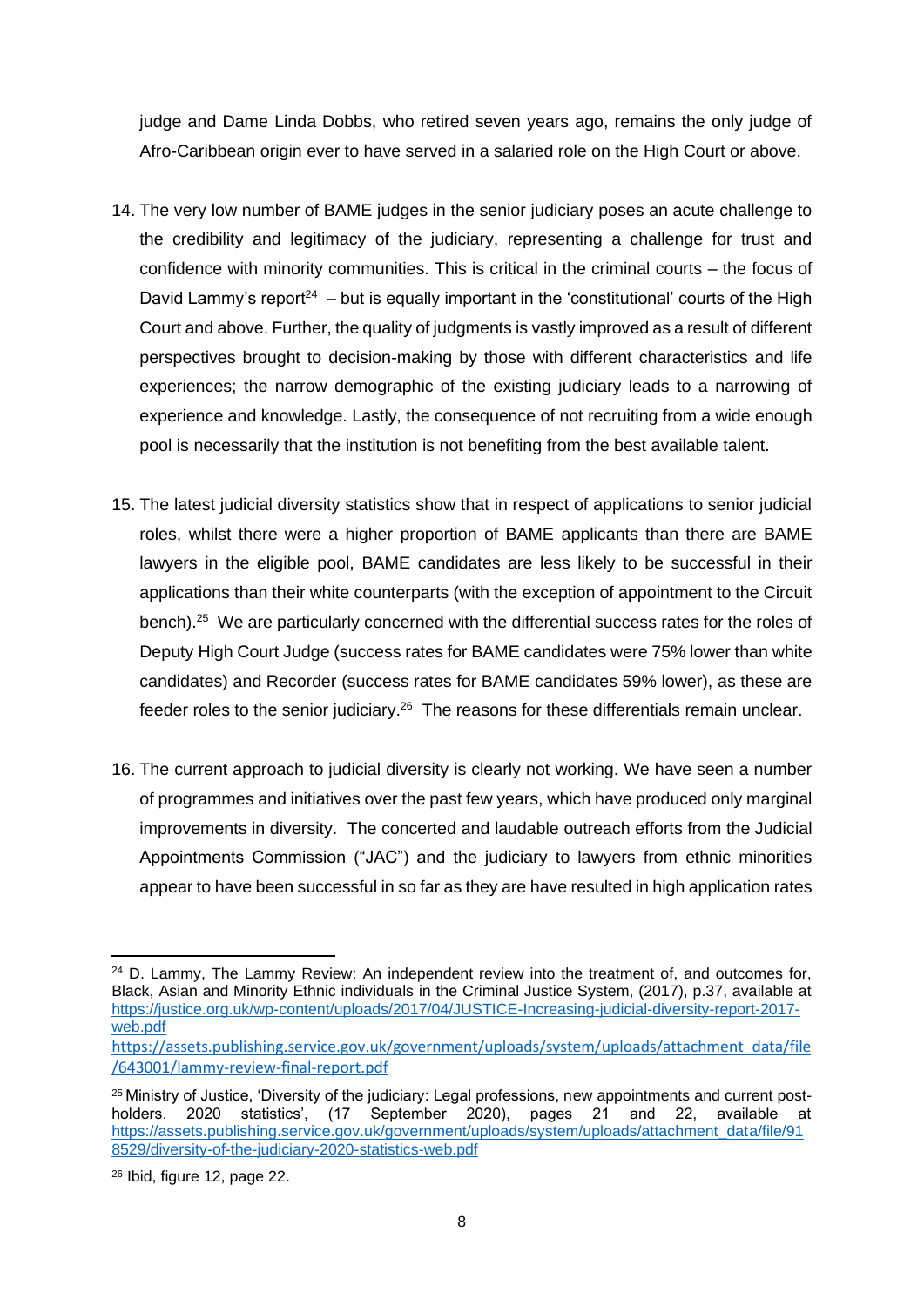judge and Dame Linda Dobbs, who retired seven years ago, remains the only judge of Afro-Caribbean origin ever to have served in a salaried role on the High Court or above.

14. The very low number of BAME judges in the senior judiciary poses an acute challenge to the credibility and legitimacy of the judiciary, representing a challenge for trust and confidence with minority communities. This is critical in the criminal courts – the focus of David Lammy's report[24] – but is equally important in the 'constitutional' courts of the High Court and above. Further, the quality of judgments is vastly improved as a result of different perspectives brought to decision-making by those with different characteristics and life experiences; the narrow demographic of the existing judiciary leads to a narrowing of experience and knowledge. Lastly, the consequence of not recruiting from a wide enough pool is necessarily that the institution is not benefiting from the best available talent.

15. The latest judicial diversity statistics show that in respect of applications to senior judicial roles, whilst there were a higher proportion of BAME applicants than there are BAME lawyers in the eligible pool, BAME candidates are less likely to be successful in their applications than their white counterparts (with the exception of appointment to the Circuit bench).[25] We are particularly concerned with the differential success rates for the roles of Deputy High Court Judge (success rates for BAME candidates were 75% lower than white candidates) and Recorder (success rates for BAME candidates 59% lower), as these are feeder roles to the senior judiciary.[26] The reasons for these differentials remain unclear.

16. The current approach to judicial diversity is clearly not working. We have seen a number of programmes and initiatives over the past few years, which have produced only marginal improvements in diversity. The concerted and laudable outreach efforts from the Judicial Appointments Commission ("JAC") and the judiciary to lawyers from ethnic minorities appear to have been successful in so far as they are have resulted in high application rates

---

[24] D. Lammy, The Lammy Review: An independent review into the treatment of, and outcomes for, Black, Asian and Minority Ethnic individuals in the Criminal Justice System, (2017), p.37, available at https://justice.org.uk/wp-content/uploads/2017/04/JUSTICE-Increasing-judicial-diversity-report-2017-web.pdf
https://assets.publishing.service.gov.uk/government/uploads/system/uploads/attachment_data/file/643001/lammy-review-final-report.pdf

[25] Ministry of Justice, 'Diversity of the judiciary: Legal professions, new appointments and current post-holders. 2020 statistics', (17 September 2020), pages 21 and 22, available at https://assets.publishing.service.gov.uk/government/uploads/system/uploads/attachment_data/file/918529/diversity-of-the-judiciary-2020-statistics-web.pdf

[26] Ibid, figure 12, page 22.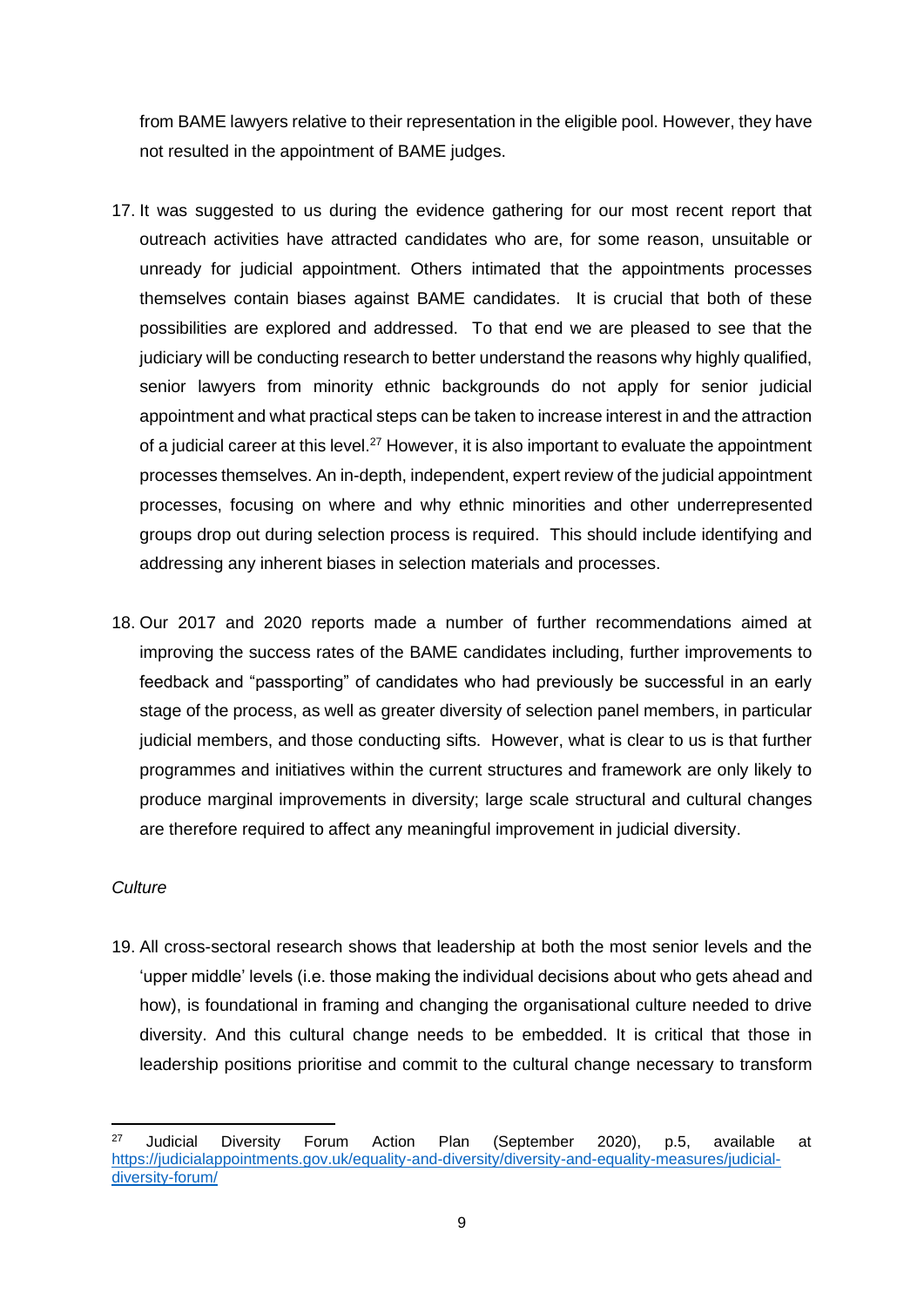from BAME lawyers relative to their representation in the eligible pool. However, they have not resulted in the appointment of BAME judges.

17. It was suggested to us during the evidence gathering for our most recent report that outreach activities have attracted candidates who are, for some reason, unsuitable or unready for judicial appointment. Others intimated that the appointments processes themselves contain biases against BAME candidates. It is crucial that both of these possibilities are explored and addressed. To that end we are pleased to see that the judiciary will be conducting research to better understand the reasons why highly qualified, senior lawyers from minority ethnic backgrounds do not apply for senior judicial appointment and what practical steps can be taken to increase interest in and the attraction of a judicial career at this level.[27] However, it is also important to evaluate the appointment processes themselves. An in-depth, independent, expert review of the judicial appointment processes, focusing on where and why ethnic minorities and other underrepresented groups drop out during selection process is required. This should include identifying and addressing any inherent biases in selection materials and processes.

18. Our 2017 and 2020 reports made a number of further recommendations aimed at improving the success rates of the BAME candidates including, further improvements to feedback and "passporting" of candidates who had previously be successful in an early stage of the process, as well as greater diversity of selection panel members, in particular judicial members, and those conducting sifts. However, what is clear to us is that further programmes and initiatives within the current structures and framework are only likely to produce marginal improvements in diversity; large scale structural and cultural changes are therefore required to affect any meaningful improvement in judicial diversity.

*Culture*

19. All cross-sectoral research shows that leadership at both the most senior levels and the 'upper middle' levels (i.e. those making the individual decisions about who gets ahead and how), is foundational in framing and changing the organisational culture needed to drive diversity. And this cultural change needs to be embedded. It is critical that those in leadership positions prioritise and commit to the cultural change necessary to transform

---

[27] Judicial Diversity Forum Action Plan (September 2020), p.5, available at https://judicialappointments.gov.uk/equality-and-diversity/diversity-and-equality-measures/judicial-diversity-forum/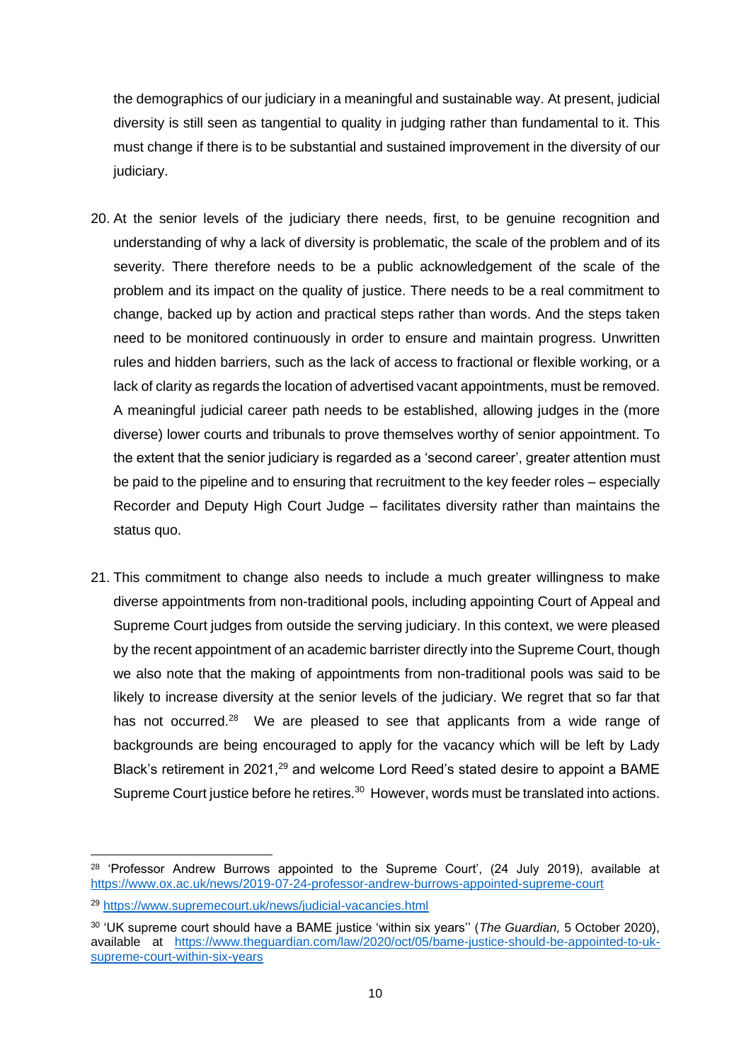the demographics of our judiciary in a meaningful and sustainable way. At present, judicial diversity is still seen as tangential to quality in judging rather than fundamental to it. This must change if there is to be substantial and sustained improvement in the diversity of our judiciary.

20. At the senior levels of the judiciary there needs, first, to be genuine recognition and understanding of why a lack of diversity is problematic, the scale of the problem and of its severity. There therefore needs to be a public acknowledgement of the scale of the problem and its impact on the quality of justice. There needs to be a real commitment to change, backed up by action and practical steps rather than words. And the steps taken need to be monitored continuously in order to ensure and maintain progress. Unwritten rules and hidden barriers, such as the lack of access to fractional or flexible working, or a lack of clarity as regards the location of advertised vacant appointments, must be removed. A meaningful judicial career path needs to be established, allowing judges in the (more diverse) lower courts and tribunals to prove themselves worthy of senior appointment. To the extent that the senior judiciary is regarded as a 'second career', greater attention must be paid to the pipeline and to ensuring that recruitment to the key feeder roles – especially Recorder and Deputy High Court Judge – facilitates diversity rather than maintains the status quo.

21. This commitment to change also needs to include a much greater willingness to make diverse appointments from non-traditional pools, including appointing Court of Appeal and Supreme Court judges from outside the serving judiciary. In this context, we were pleased by the recent appointment of an academic barrister directly into the Supreme Court, though we also note that the making of appointments from non-traditional pools was said to be likely to increase diversity at the senior levels of the judiciary. We regret that so far that has not occurred.[28] We are pleased to see that applicants from a wide range of backgrounds are being encouraged to apply for the vacancy which will be left by Lady Black's retirement in 2021,[29] and welcome Lord Reed's stated desire to appoint a BAME Supreme Court justice before he retires.[30] However, words must be translated into actions.

---

[28] 'Professor Andrew Burrows appointed to the Supreme Court', (24 July 2019), available at https://www.ox.ac.uk/news/2019-07-24-professor-andrew-burrows-appointed-supreme-court

[29] https://www.supremecourt.uk/news/judicial-vacancies.html

[30] 'UK supreme court should have a BAME justice 'within six years'' (*The Guardian,* 5 October 2020), available at https://www.theguardian.com/law/2020/oct/05/bame-justice-should-be-appointed-to-uk-supreme-court-within-six-years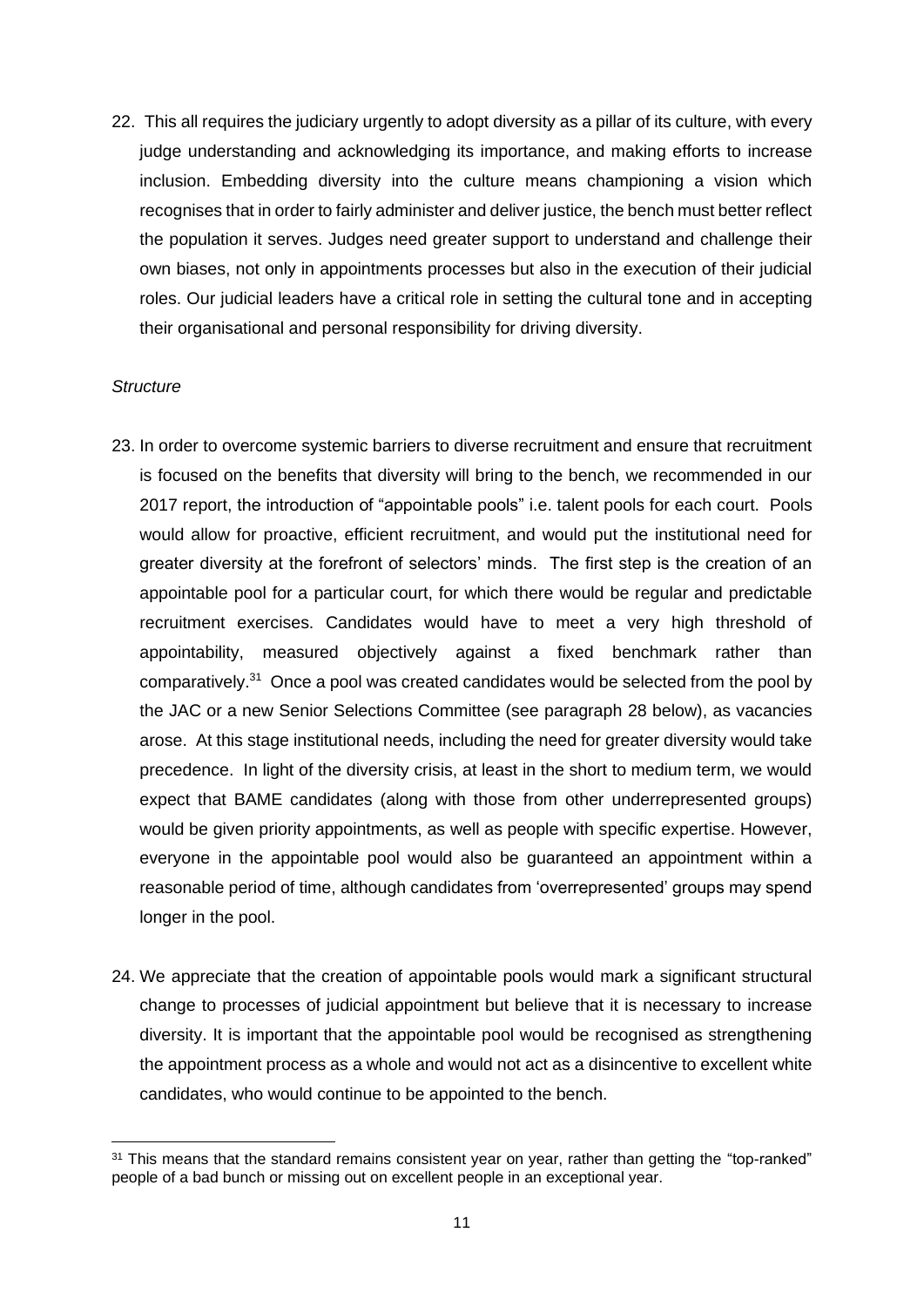22. This all requires the judiciary urgently to adopt diversity as a pillar of its culture, with every judge understanding and acknowledging its importance, and making efforts to increase inclusion. Embedding diversity into the culture means championing a vision which recognises that in order to fairly administer and deliver justice, the bench must better reflect the population it serves. Judges need greater support to understand and challenge their own biases, not only in appointments processes but also in the execution of their judicial roles. Our judicial leaders have a critical role in setting the cultural tone and in accepting their organisational and personal responsibility for driving diversity.

*Structure*

23. In order to overcome systemic barriers to diverse recruitment and ensure that recruitment is focused on the benefits that diversity will bring to the bench, we recommended in our 2017 report, the introduction of "appointable pools" i.e. talent pools for each court. Pools would allow for proactive, efficient recruitment, and would put the institutional need for greater diversity at the forefront of selectors' minds. The first step is the creation of an appointable pool for a particular court, for which there would be regular and predictable recruitment exercises. Candidates would have to meet a very high threshold of appointability, measured objectively against a fixed benchmark rather than comparatively.[31] Once a pool was created candidates would be selected from the pool by the JAC or a new Senior Selections Committee (see paragraph 28 below), as vacancies arose. At this stage institutional needs, including the need for greater diversity would take precedence. In light of the diversity crisis, at least in the short to medium term, we would expect that BAME candidates (along with those from other underrepresented groups) would be given priority appointments, as well as people with specific expertise. However, everyone in the appointable pool would also be guaranteed an appointment within a reasonable period of time, although candidates from 'overrepresented' groups may spend longer in the pool.

24. We appreciate that the creation of appointable pools would mark a significant structural change to processes of judicial appointment but believe that it is necessary to increase diversity. It is important that the appointable pool would be recognised as strengthening the appointment process as a whole and would not act as a disincentive to excellent white candidates, who would continue to be appointed to the bench.

---

[31] This means that the standard remains consistent year on year, rather than getting the "top-ranked" people of a bad bunch or missing out on excellent people in an exceptional year.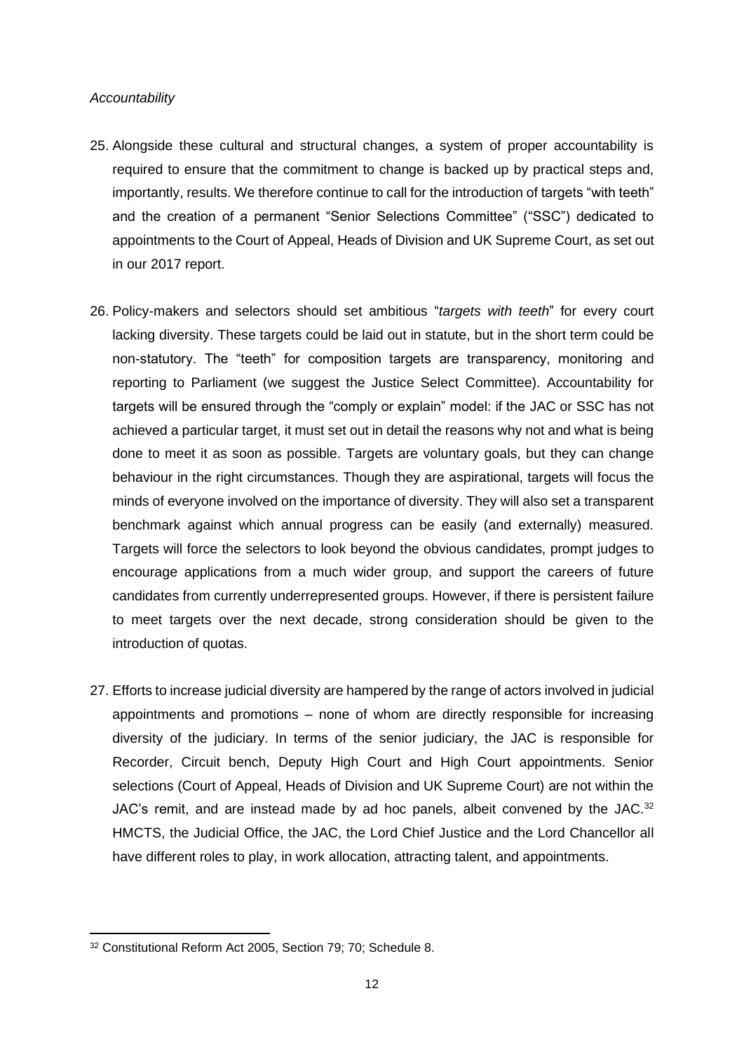*Accountability*

25. Alongside these cultural and structural changes, a system of proper accountability is required to ensure that the commitment to change is backed up by practical steps and, importantly, results. We therefore continue to call for the introduction of targets "with teeth" and the creation of a permanent "Senior Selections Committee" ("SSC") dedicated to appointments to the Court of Appeal, Heads of Division and UK Supreme Court, as set out in our 2017 report.

26. Policy-makers and selectors should set ambitious "*targets with teeth*" for every court lacking diversity. These targets could be laid out in statute, but in the short term could be non-statutory. The "teeth" for composition targets are transparency, monitoring and reporting to Parliament (we suggest the Justice Select Committee). Accountability for targets will be ensured through the "comply or explain" model: if the JAC or SSC has not achieved a particular target, it must set out in detail the reasons why not and what is being done to meet it as soon as possible. Targets are voluntary goals, but they can change behaviour in the right circumstances. Though they are aspirational, targets will focus the minds of everyone involved on the importance of diversity. They will also set a transparent benchmark against which annual progress can be easily (and externally) measured. Targets will force the selectors to look beyond the obvious candidates, prompt judges to encourage applications from a much wider group, and support the careers of future candidates from currently underrepresented groups. However, if there is persistent failure to meet targets over the next decade, strong consideration should be given to the introduction of quotas.

27. Efforts to increase judicial diversity are hampered by the range of actors involved in judicial appointments and promotions – none of whom are directly responsible for increasing diversity of the judiciary. In terms of the senior judiciary, the JAC is responsible for Recorder, Circuit bench, Deputy High Court and High Court appointments. Senior selections (Court of Appeal, Heads of Division and UK Supreme Court) are not within the JAC's remit, and are instead made by ad hoc panels, albeit convened by the JAC.[32] HMCTS, the Judicial Office, the JAC, the Lord Chief Justice and the Lord Chancellor all have different roles to play, in work allocation, attracting talent, and appointments.

---

[32] Constitutional Reform Act 2005, Section 79; 70; Schedule 8.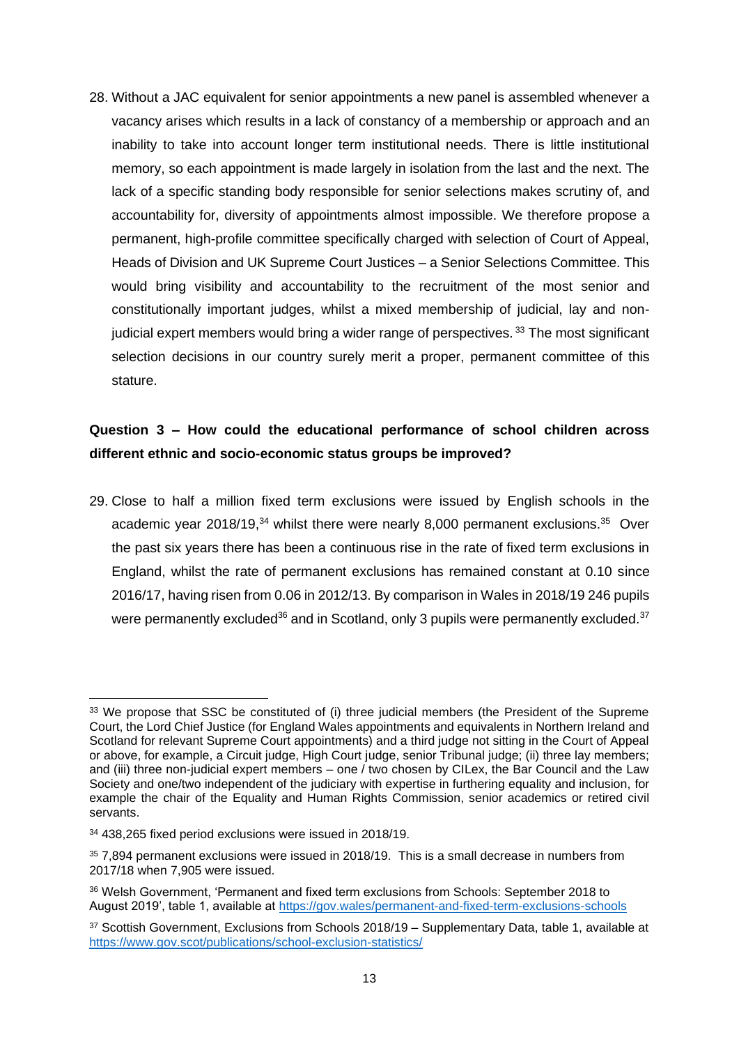28. Without a JAC equivalent for senior appointments a new panel is assembled whenever a vacancy arises which results in a lack of constancy of a membership or approach and an inability to take into account longer term institutional needs. There is little institutional memory, so each appointment is made largely in isolation from the last and the next. The lack of a specific standing body responsible for senior selections makes scrutiny of, and accountability for, diversity of appointments almost impossible. We therefore propose a permanent, high-profile committee specifically charged with selection of Court of Appeal, Heads of Division and UK Supreme Court Justices – a Senior Selections Committee. This would bring visibility and accountability to the recruitment of the most senior and constitutionally important judges, whilst a mixed membership of judicial, lay and non-judicial expert members would bring a wider range of perspectives.[33] The most significant selection decisions in our country surely merit a proper, permanent committee of this stature.

**Question 3 – How could the educational performance of school children across different ethnic and socio-economic status groups be improved?**

29. Close to half a million fixed term exclusions were issued by English schools in the academic year 2018/19,[34] whilst there were nearly 8,000 permanent exclusions.[35] Over the past six years there has been a continuous rise in the rate of fixed term exclusions in England, whilst the rate of permanent exclusions has remained constant at 0.10 since 2016/17, having risen from 0.06 in 2012/13. By comparison in Wales in 2018/19 246 pupils were permanently excluded[36] and in Scotland, only 3 pupils were permanently excluded.[37]

---

[33] We propose that SSC be constituted of (i) three judicial members (the President of the Supreme Court, the Lord Chief Justice (for England Wales appointments and equivalents in Northern Ireland and Scotland for relevant Supreme Court appointments) and a third judge not sitting in the Court of Appeal or above, for example, a Circuit judge, High Court judge, senior Tribunal judge; (ii) three lay members; and (iii) three non-judicial expert members – one / two chosen by CILex, the Bar Council and the Law Society and one/two independent of the judiciary with expertise in furthering equality and inclusion, for example the chair of the Equality and Human Rights Commission, senior academics or retired civil servants.

[34] 438,265 fixed period exclusions were issued in 2018/19.

[35] 7,894 permanent exclusions were issued in 2018/19. This is a small decrease in numbers from 2017/18 when 7,905 were issued.

[36] Welsh Government, 'Permanent and fixed term exclusions from Schools: September 2018 to August 2019', table 1, available at https://gov.wales/permanent-and-fixed-term-exclusions-schools

[37] Scottish Government, Exclusions from Schools 2018/19 – Supplementary Data, table 1, available at https://www.gov.scot/publications/school-exclusion-statistics/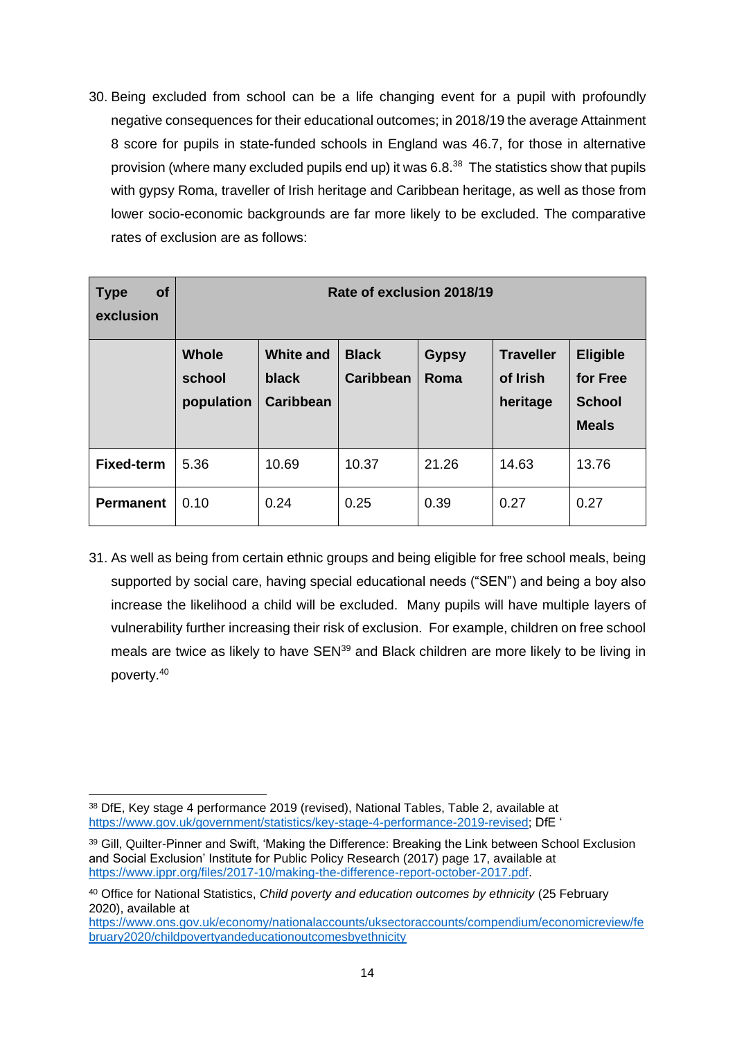30. Being excluded from school can be a life changing event for a pupil with profoundly negative consequences for their educational outcomes; in 2018/19 the average Attainment 8 score for pupils in state-funded schools in England was 46.7, for those in alternative provision (where many excluded pupils end up) it was 6.8.[38] The statistics show that pupils with gypsy Roma, traveller of Irish heritage and Caribbean heritage, as well as those from lower socio-economic backgrounds are far more likely to be excluded. The comparative rates of exclusion are as follows:

| **Type of exclusion** | **Rate of exclusion 2018/19** | | | | | |
|---|---|---|---|---|---|---|
| | **Whole school population** | **White and black Caribbean** | **Black Caribbean** | **Gypsy Roma** | **Traveller of Irish heritage** | **Eligible for Free School Meals** |
| **Fixed-term** | 5.36 | 10.69 | 10.37 | 21.26 | 14.63 | 13.76 |
| **Permanent** | 0.10 | 0.24 | 0.25 | 0.39 | 0.27 | 0.27 |

31. As well as being from certain ethnic groups and being eligible for free school meals, being supported by social care, having special educational needs ("SEN") and being a boy also increase the likelihood a child will be excluded. Many pupils will have multiple layers of vulnerability further increasing their risk of exclusion. For example, children on free school meals are twice as likely to have SEN[39] and Black children are more likely to be living in poverty.[40]

---

[38] DfE, Key stage 4 performance 2019 (revised), National Tables, Table 2, available at https://www.gov.uk/government/statistics/key-stage-4-performance-2019-revised; DfE '

[39] Gill, Quilter-Pinner and Swift, 'Making the Difference: Breaking the Link between School Exclusion and Social Exclusion' Institute for Public Policy Research (2017) page 17, available at https://www.ippr.org/files/2017-10/making-the-difference-report-october-2017.pdf.

[40] Office for National Statistics, *Child poverty and education outcomes by ethnicity* (25 February 2020), available at https://www.ons.gov.uk/economy/nationalaccounts/uksectoraccounts/compendium/economicreview/february2020/childpovertyandeducationoutcomesbyethnicity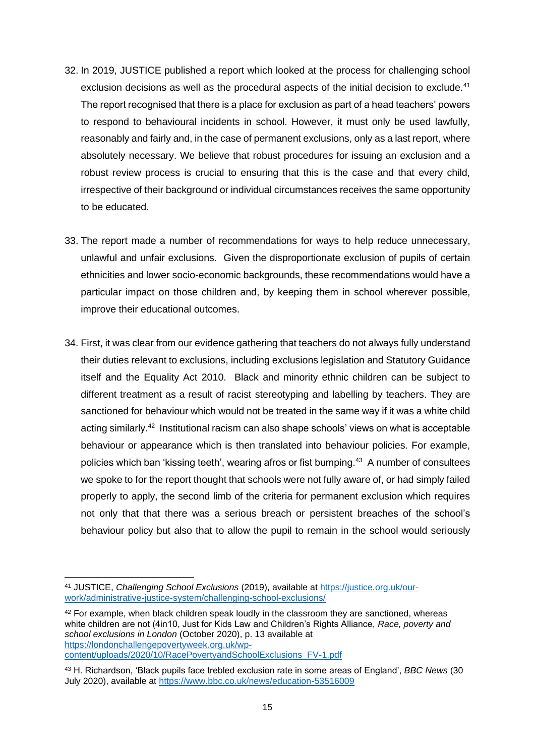32. In 2019, JUSTICE published a report which looked at the process for challenging school exclusion decisions as well as the procedural aspects of the initial decision to exclude.[41] The report recognised that there is a place for exclusion as part of a head teachers' powers to respond to behavioural incidents in school. However, it must only be used lawfully, reasonably and fairly and, in the case of permanent exclusions, only as a last report, where absolutely necessary. We believe that robust procedures for issuing an exclusion and a robust review process is crucial to ensuring that this is the case and that every child, irrespective of their background or individual circumstances receives the same opportunity to be educated.

33. The report made a number of recommendations for ways to help reduce unnecessary, unlawful and unfair exclusions. Given the disproportionate exclusion of pupils of certain ethnicities and lower socio-economic backgrounds, these recommendations would have a particular impact on those children and, by keeping them in school wherever possible, improve their educational outcomes.

34. First, it was clear from our evidence gathering that teachers do not always fully understand their duties relevant to exclusions, including exclusions legislation and Statutory Guidance itself and the Equality Act 2010. Black and minority ethnic children can be subject to different treatment as a result of racist stereotyping and labelling by teachers. They are sanctioned for behaviour which would not be treated in the same way if it was a white child acting similarly.[42] Institutional racism can also shape schools' views on what is acceptable behaviour or appearance which is then translated into behaviour policies. For example, policies which ban 'kissing teeth', wearing afros or fist bumping.[43] A number of consultees we spoke to for the report thought that schools were not fully aware of, or had simply failed properly to apply, the second limb of the criteria for permanent exclusion which requires not only that that there was a serious breach or persistent breaches of the school's behaviour policy but also that to allow the pupil to remain in the school would seriously

---

[41] JUSTICE, *Challenging School Exclusions* (2019), available at https://justice.org.uk/our-work/administrative-justice-system/challenging-school-exclusions/

[42] For example, when black children speak loudly in the classroom they are sanctioned, whereas white children are not (4in10, Just for Kids Law and Children's Rights Alliance, *Race, poverty and school exclusions in London* (October 2020), p. 13 available at https://londonchallengepovertyweek.org.uk/wp-content/uploads/2020/10/RacePovertyandSchoolExclusions_FV-1.pdf

[43] H. Richardson, 'Black pupils face trebled exclusion rate in some areas of England', *BBC News* (30 July 2020), available at https://www.bbc.co.uk/news/education-53516009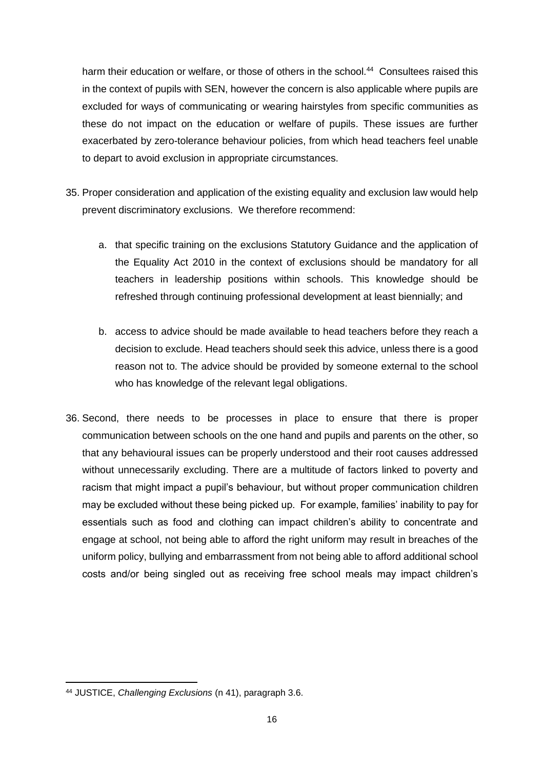harm their education or welfare, or those of others in the school.[44] Consultees raised this in the context of pupils with SEN, however the concern is also applicable where pupils are excluded for ways of communicating or wearing hairstyles from specific communities as these do not impact on the education or welfare of pupils. These issues are further exacerbated by zero-tolerance behaviour policies, from which head teachers feel unable to depart to avoid exclusion in appropriate circumstances.

35. Proper consideration and application of the existing equality and exclusion law would help prevent discriminatory exclusions. We therefore recommend:

    a. that specific training on the exclusions Statutory Guidance and the application of the Equality Act 2010 in the context of exclusions should be mandatory for all teachers in leadership positions within schools. This knowledge should be refreshed through continuing professional development at least biennially; and

    b. access to advice should be made available to head teachers before they reach a decision to exclude. Head teachers should seek this advice, unless there is a good reason not to. The advice should be provided by someone external to the school who has knowledge of the relevant legal obligations.

36. Second, there needs to be processes in place to ensure that there is proper communication between schools on the one hand and pupils and parents on the other, so that any behavioural issues can be properly understood and their root causes addressed without unnecessarily excluding. There are a multitude of factors linked to poverty and racism that might impact a pupil's behaviour, but without proper communication children may be excluded without these being picked up. For example, families' inability to pay for essentials such as food and clothing can impact children's ability to concentrate and engage at school, not being able to afford the right uniform may result in breaches of the uniform policy, bullying and embarrassment from not being able to afford additional school costs and/or being singled out as receiving free school meals may impact children's

---

[44] JUSTICE, *Challenging Exclusions* (n 41), paragraph 3.6.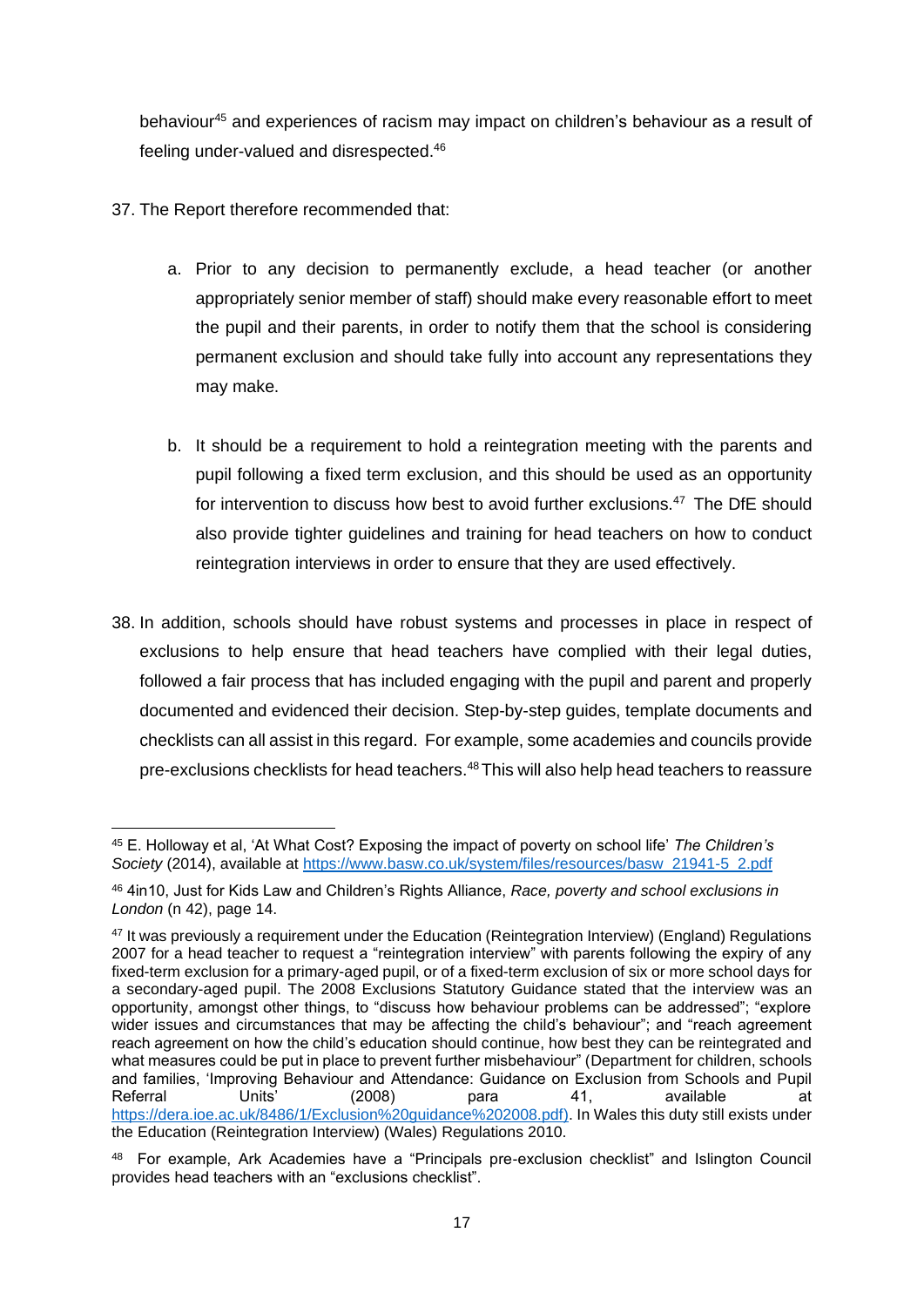behaviour[45] and experiences of racism may impact on children's behaviour as a result of feeling under-valued and disrespected.[46]

37. The Report therefore recommended that:

    a. Prior to any decision to permanently exclude, a head teacher (or another appropriately senior member of staff) should make every reasonable effort to meet the pupil and their parents, in order to notify them that the school is considering permanent exclusion and should take fully into account any representations they may make.

    b. It should be a requirement to hold a reintegration meeting with the parents and pupil following a fixed term exclusion, and this should be used as an opportunity for intervention to discuss how best to avoid further exclusions.[47] The DfE should also provide tighter guidelines and training for head teachers on how to conduct reintegration interviews in order to ensure that they are used effectively.

38. In addition, schools should have robust systems and processes in place in respect of exclusions to help ensure that head teachers have complied with their legal duties, followed a fair process that has included engaging with the pupil and parent and properly documented and evidenced their decision. Step-by-step guides, template documents and checklists can all assist in this regard. For example, some academies and councils provide pre-exclusions checklists for head teachers.[48] This will also help head teachers to reassure

---

[45] E. Holloway et al, 'At What Cost? Exposing the impact of poverty on school life' *The Children's Society* (2014), available at https://www.basw.co.uk/system/files/resources/basw_21941-5_2.pdf

[46] 4in10, Just for Kids Law and Children's Rights Alliance, *Race, poverty and school exclusions in London* (n 42), page 14.

[47] It was previously a requirement under the Education (Reintegration Interview) (England) Regulations 2007 for a head teacher to request a "reintegration interview" with parents following the expiry of any fixed-term exclusion for a primary-aged pupil, or of a fixed-term exclusion of six or more school days for a secondary-aged pupil. The 2008 Exclusions Statutory Guidance stated that the interview was an opportunity, amongst other things, to "discuss how behaviour problems can be addressed"; "explore wider issues and circumstances that may be affecting the child's behaviour"; and "reach agreement reach agreement on how the child's education should continue, how best they can be reintegrated and what measures could be put in place to prevent further misbehaviour" (Department for children, schools and families, 'Improving Behaviour and Attendance: Guidance on Exclusion from Schools and Pupil Referral Units' (2008) para 41, available at https://dera.ioe.ac.uk/8486/1/Exclusion%20guidance%202008.pdf). In Wales this duty still exists under the Education (Reintegration Interview) (Wales) Regulations 2010.

[48] For example, Ark Academies have a "Principals pre-exclusion checklist" and Islington Council provides head teachers with an "exclusions checklist".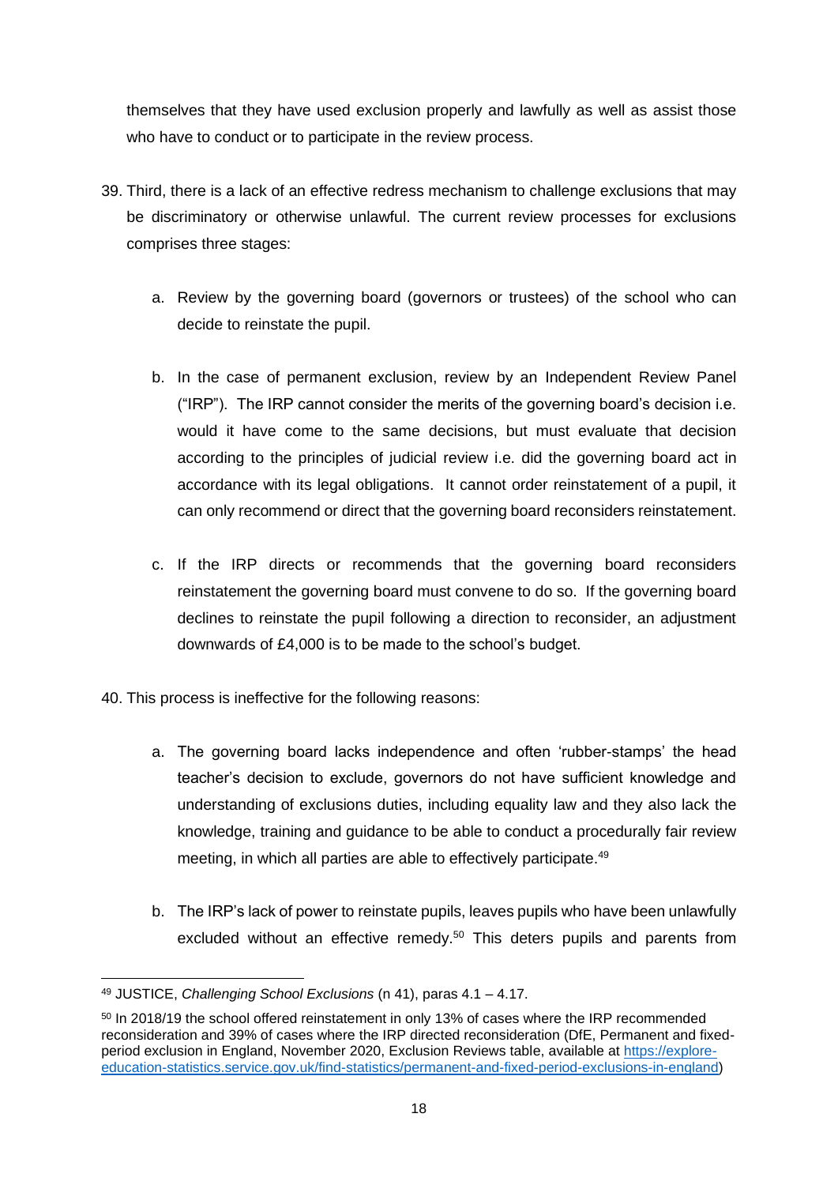themselves that they have used exclusion properly and lawfully as well as assist those who have to conduct or to participate in the review process.

39. Third, there is a lack of an effective redress mechanism to challenge exclusions that may be discriminatory or otherwise unlawful. The current review processes for exclusions comprises three stages:

    a. Review by the governing board (governors or trustees) of the school who can decide to reinstate the pupil.

    b. In the case of permanent exclusion, review by an Independent Review Panel ("IRP"). The IRP cannot consider the merits of the governing board's decision i.e. would it have come to the same decisions, but must evaluate that decision according to the principles of judicial review i.e. did the governing board act in accordance with its legal obligations. It cannot order reinstatement of a pupil, it can only recommend or direct that the governing board reconsiders reinstatement.

    c. If the IRP directs or recommends that the governing board reconsiders reinstatement the governing board must convene to do so. If the governing board declines to reinstate the pupil following a direction to reconsider, an adjustment downwards of £4,000 is to be made to the school's budget.

40. This process is ineffective for the following reasons:

    a. The governing board lacks independence and often 'rubber-stamps' the head teacher's decision to exclude, governors do not have sufficient knowledge and understanding of exclusions duties, including equality law and they also lack the knowledge, training and guidance to be able to conduct a procedurally fair review meeting, in which all parties are able to effectively participate.[49]

    b. The IRP's lack of power to reinstate pupils, leaves pupils who have been unlawfully excluded without an effective remedy.[50] This deters pupils and parents from

---

[49] JUSTICE, *Challenging School Exclusions* (n 41), paras 4.1 – 4.17.

[50] In 2018/19 the school offered reinstatement in only 13% of cases where the IRP recommended reconsideration and 39% of cases where the IRP directed reconsideration (DfE, Permanent and fixed-period exclusion in England, November 2020, Exclusion Reviews table, available at [https://explore-education-statistics.service.gov.uk/find-statistics/permanent-and-fixed-period-exclusions-in-england](https://explore-education-statistics.service.gov.uk/find-statistics/permanent-and-fixed-period-exclusions-in-england))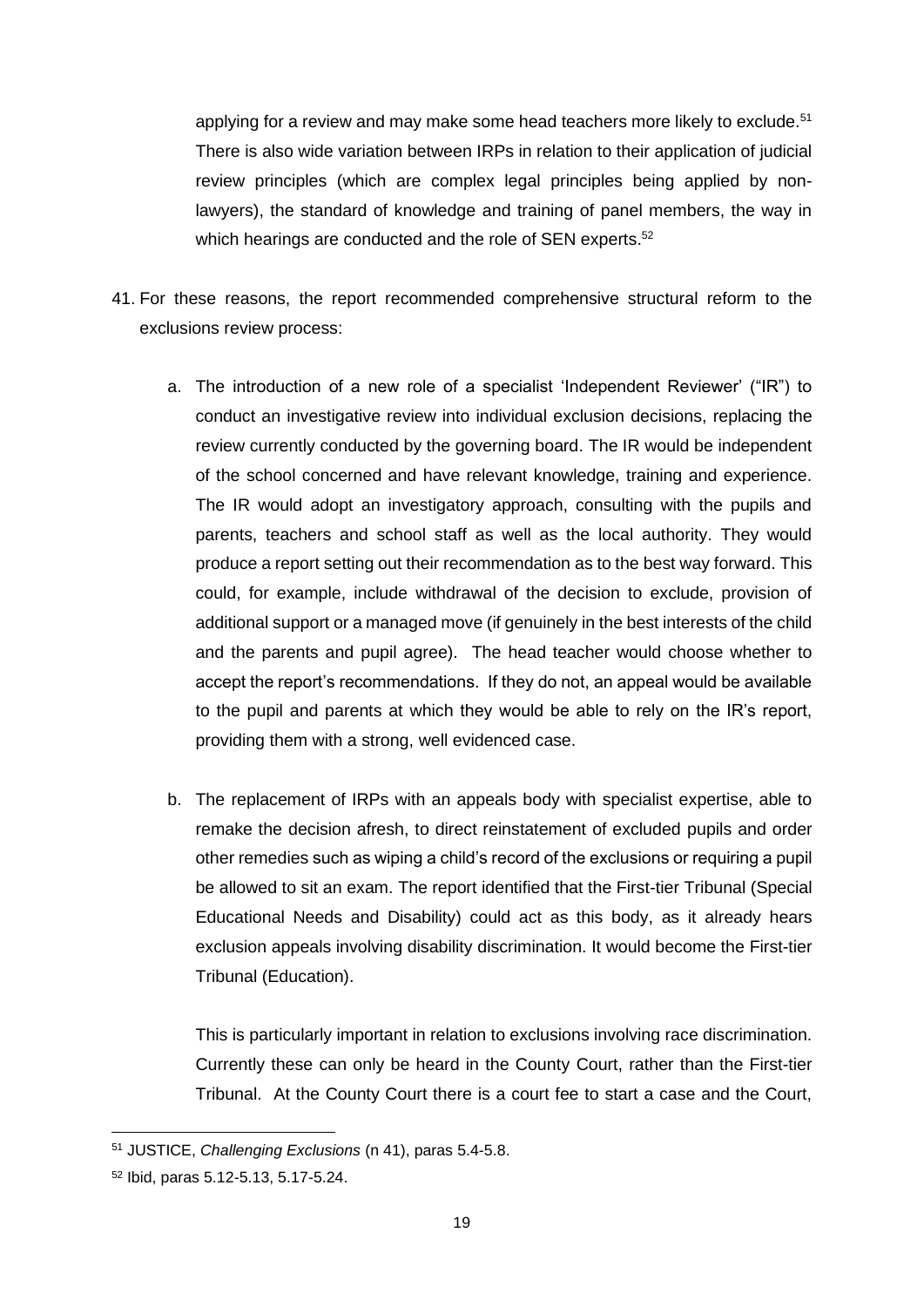applying for a review and may make some head teachers more likely to exclude.[51] There is also wide variation between IRPs in relation to their application of judicial review principles (which are complex legal principles being applied by non-lawyers), the standard of knowledge and training of panel members, the way in which hearings are conducted and the role of SEN experts.[52]

41. For these reasons, the report recommended comprehensive structural reform to the exclusions review process:

    a. The introduction of a new role of a specialist 'Independent Reviewer' ("IR") to conduct an investigative review into individual exclusion decisions, replacing the review currently conducted by the governing board. The IR would be independent of the school concerned and have relevant knowledge, training and experience. The IR would adopt an investigatory approach, consulting with the pupils and parents, teachers and school staff as well as the local authority. They would produce a report setting out their recommendation as to the best way forward. This could, for example, include withdrawal of the decision to exclude, provision of additional support or a managed move (if genuinely in the best interests of the child and the parents and pupil agree). The head teacher would choose whether to accept the report's recommendations. If they do not, an appeal would be available to the pupil and parents at which they would be able to rely on the IR's report, providing them with a strong, well evidenced case.

    b. The replacement of IRPs with an appeals body with specialist expertise, able to remake the decision afresh, to direct reinstatement of excluded pupils and order other remedies such as wiping a child's record of the exclusions or requiring a pupil be allowed to sit an exam. The report identified that the First-tier Tribunal (Special Educational Needs and Disability) could act as this body, as it already hears exclusion appeals involving disability discrimination. It would become the First-tier Tribunal (Education).

       This is particularly important in relation to exclusions involving race discrimination. Currently these can only be heard in the County Court, rather than the First-tier Tribunal. At the County Court there is a court fee to start a case and the Court,

---

[51] JUSTICE, *Challenging Exclusions* (n 41), paras 5.4-5.8.

[52] Ibid, paras 5.12-5.13, 5.17-5.24.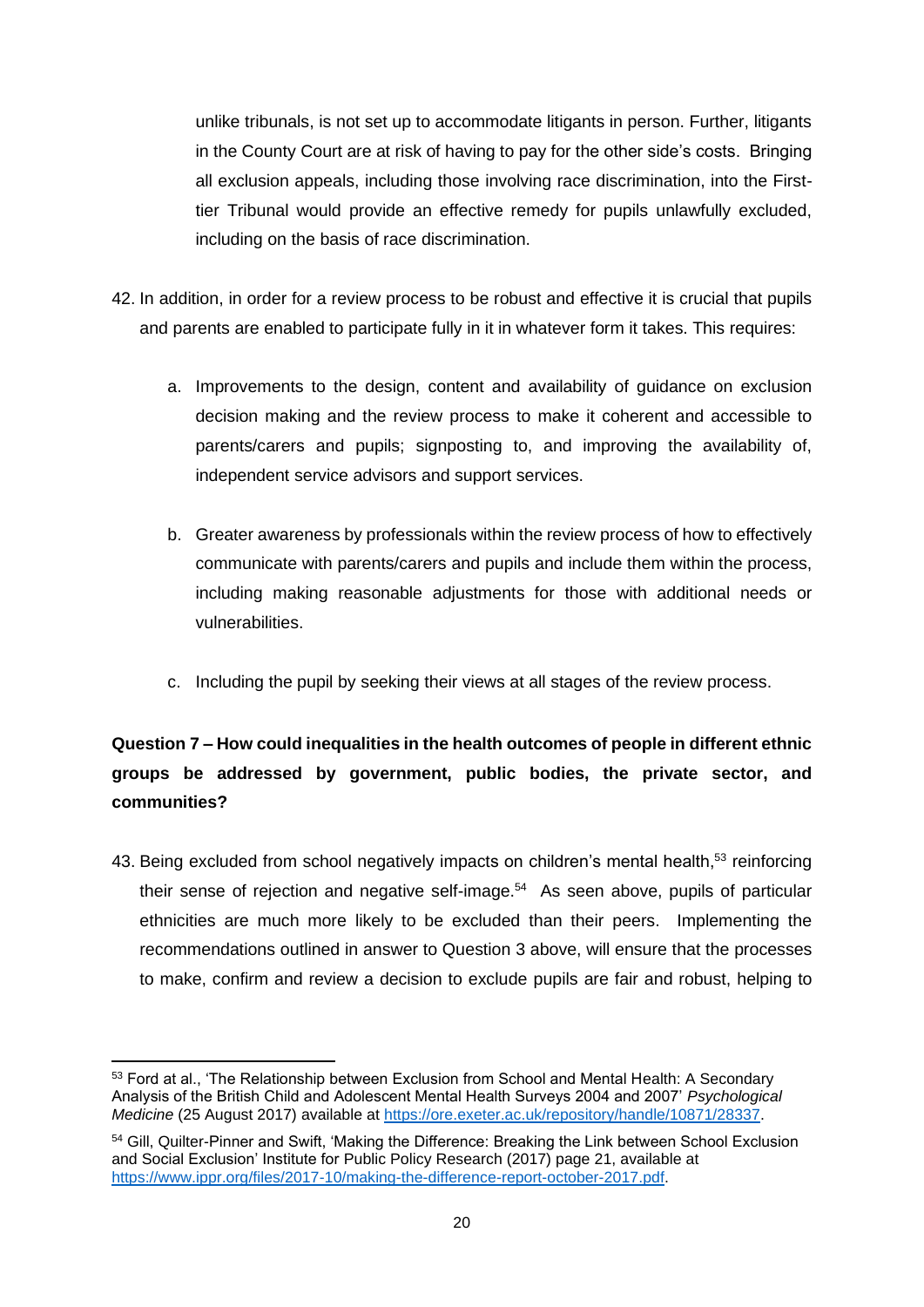unlike tribunals, is not set up to accommodate litigants in person. Further, litigants in the County Court are at risk of having to pay for the other side's costs. Bringing all exclusion appeals, including those involving race discrimination, into the First-tier Tribunal would provide an effective remedy for pupils unlawfully excluded, including on the basis of race discrimination.

42. In addition, in order for a review process to be robust and effective it is crucial that pupils and parents are enabled to participate fully in it in whatever form it takes. This requires:

    a. Improvements to the design, content and availability of guidance on exclusion decision making and the review process to make it coherent and accessible to parents/carers and pupils; signposting to, and improving the availability of, independent service advisors and support services.

    b. Greater awareness by professionals within the review process of how to effectively communicate with parents/carers and pupils and include them within the process, including making reasonable adjustments for those with additional needs or vulnerabilities.

    c. Including the pupil by seeking their views at all stages of the review process.

**Question 7 – How could inequalities in the health outcomes of people in different ethnic groups be addressed by government, public bodies, the private sector, and communities?**

43. Being excluded from school negatively impacts on children's mental health,[53] reinforcing their sense of rejection and negative self-image.[54] As seen above, pupils of particular ethnicities are much more likely to be excluded than their peers. Implementing the recommendations outlined in answer to Question 3 above, will ensure that the processes to make, confirm and review a decision to exclude pupils are fair and robust, helping to

---

[53] Ford at al., 'The Relationship between Exclusion from School and Mental Health: A Secondary Analysis of the British Child and Adolescent Mental Health Surveys 2004 and 2007' *Psychological Medicine* (25 August 2017) available at https://ore.exeter.ac.uk/repository/handle/10871/28337.

[54] Gill, Quilter-Pinner and Swift, 'Making the Difference: Breaking the Link between School Exclusion and Social Exclusion' Institute for Public Policy Research (2017) page 21, available at https://www.ippr.org/files/2017-10/making-the-difference-report-october-2017.pdf.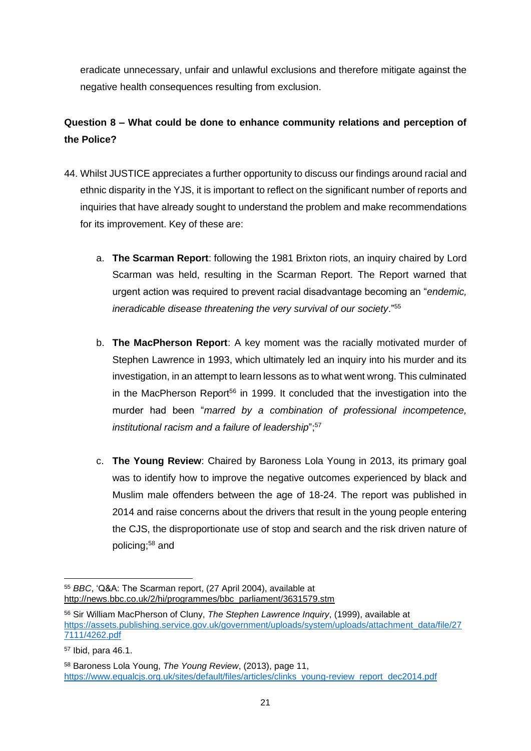eradicate unnecessary, unfair and unlawful exclusions and therefore mitigate against the negative health consequences resulting from exclusion.

**Question 8 – What could be done to enhance community relations and perception of the Police?**

44. Whilst JUSTICE appreciates a further opportunity to discuss our findings around racial and ethnic disparity in the YJS, it is important to reflect on the significant number of reports and inquiries that have already sought to understand the problem and make recommendations for its improvement. Key of these are:

    a. **The Scarman Report**: following the 1981 Brixton riots, an inquiry chaired by Lord Scarman was held, resulting in the Scarman Report. The Report warned that urgent action was required to prevent racial disadvantage becoming an "*endemic, ineradicable disease threatening the very survival of our society*."[55]

    b. **The MacPherson Report**: A key moment was the racially motivated murder of Stephen Lawrence in 1993, which ultimately led an inquiry into his murder and its investigation, in an attempt to learn lessons as to what went wrong. This culminated in the MacPherson Report[56] in 1999. It concluded that the investigation into the murder had been "*marred by a combination of professional incompetence, institutional racism and a failure of leadership*";[57]

    c. **The Young Review**: Chaired by Baroness Lola Young in 2013, its primary goal was to identify how to improve the negative outcomes experienced by black and Muslim male offenders between the age of 18-24. The report was published in 2014 and raise concerns about the drivers that result in the young people entering the CJS, the disproportionate use of stop and search and the risk driven nature of policing;[58] and

---

[55] *BBC*, 'Q&A: The Scarman report, (27 April 2004), available at http://news.bbc.co.uk/2/hi/programmes/bbc_parliament/3631579.stm

[56] Sir William MacPherson of Cluny, *The Stephen Lawrence Inquiry*, (1999), available at https://assets.publishing.service.gov.uk/government/uploads/system/uploads/attachment_data/file/277111/4262.pdf

[57] Ibid, para 46.1.

[58] Baroness Lola Young, *The Young Review*, (2013), page 11, https://www.equalcjs.org.uk/sites/default/files/articles/clinks_young-review_report_dec2014.pdf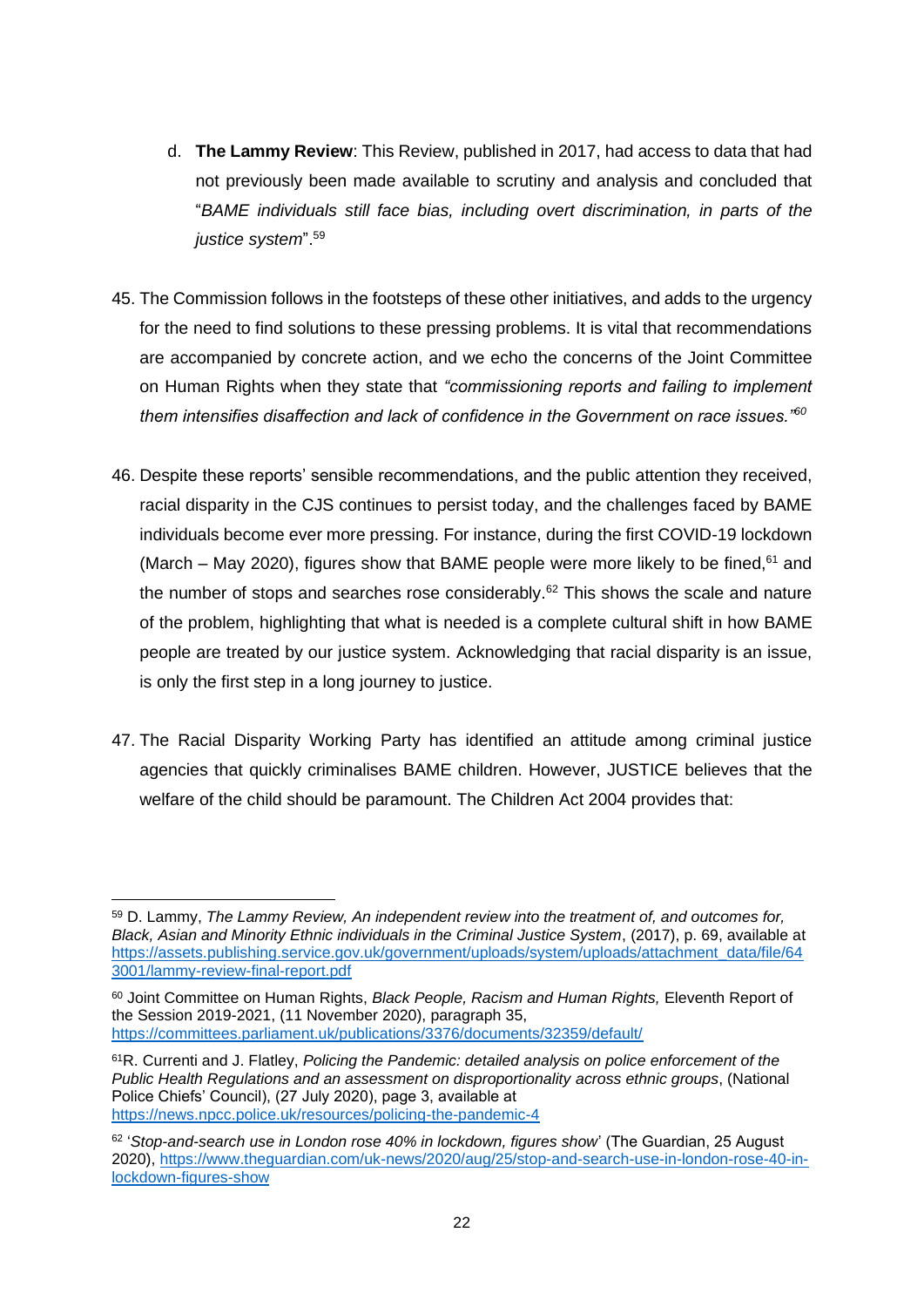d. **The Lammy Review**: This Review, published in 2017, had access to data that had not previously been made available to scrutiny and analysis and concluded that "*BAME individuals still face bias, including overt discrimination, in parts of the justice system*".[59]

45. The Commission follows in the footsteps of these other initiatives, and adds to the urgency for the need to find solutions to these pressing problems. It is vital that recommendations are accompanied by concrete action, and we echo the concerns of the Joint Committee on Human Rights when they state that *"commissioning reports and failing to implement them intensifies disaffection and lack of confidence in the Government on race issues."*[60]

46. Despite these reports' sensible recommendations, and the public attention they received, racial disparity in the CJS continues to persist today, and the challenges faced by BAME individuals become ever more pressing. For instance, during the first COVID-19 lockdown (March – May 2020), figures show that BAME people were more likely to be fined,[61] and the number of stops and searches rose considerably.[62] This shows the scale and nature of the problem, highlighting that what is needed is a complete cultural shift in how BAME people are treated by our justice system. Acknowledging that racial disparity is an issue, is only the first step in a long journey to justice.

47. The Racial Disparity Working Party has identified an attitude among criminal justice agencies that quickly criminalises BAME children. However, JUSTICE believes that the welfare of the child should be paramount. The Children Act 2004 provides that:

---

[59] D. Lammy, *The Lammy Review, An independent review into the treatment of, and outcomes for, Black, Asian and Minority Ethnic individuals in the Criminal Justice System*, (2017), p. 69, available at https://assets.publishing.service.gov.uk/government/uploads/system/uploads/attachment_data/file/643001/lammy-review-final-report.pdf

[60] Joint Committee on Human Rights, *Black People, Racism and Human Rights,* Eleventh Report of the Session 2019-2021, (11 November 2020), paragraph 35, https://committees.parliament.uk/publications/3376/documents/32359/default/

[61] R. Currenti and J. Flatley, *Policing the Pandemic: detailed analysis on police enforcement of the Public Health Regulations and an assessment on disproportionality across ethnic groups*, (National Police Chiefs' Council), (27 July 2020), page 3, available at https://news.npcc.police.uk/resources/policing-the-pandemic-4

[62] '*Stop-and-search use in London rose 40% in lockdown, figures show*' (The Guardian, 25 August 2020), https://www.theguardian.com/uk-news/2020/aug/25/stop-and-search-use-in-london-rose-40-in-lockdown-figures-show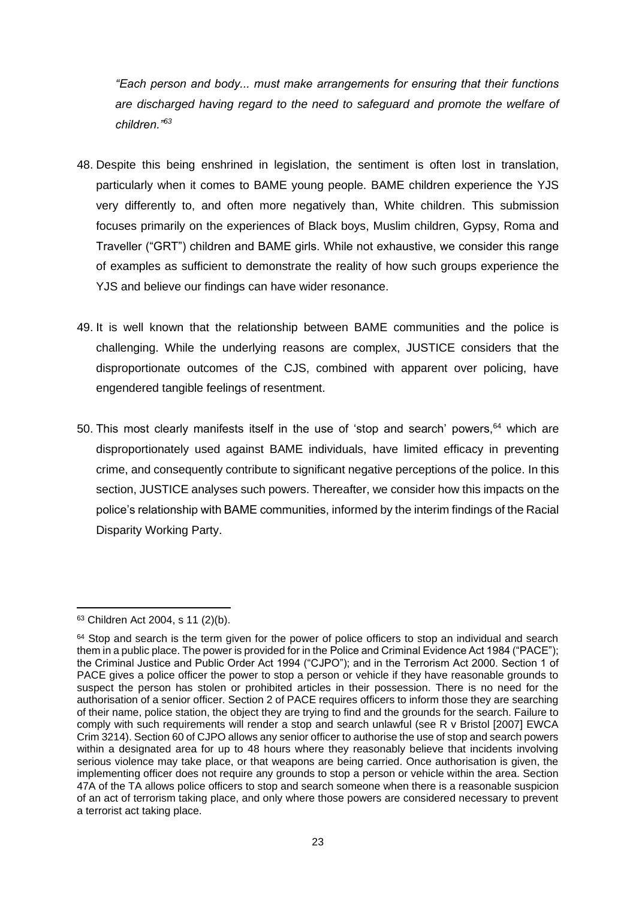*"Each person and body... must make arrangements for ensuring that their functions are discharged having regard to the need to safeguard and promote the welfare of children."*[63]

48. Despite this being enshrined in legislation, the sentiment is often lost in translation, particularly when it comes to BAME young people. BAME children experience the YJS very differently to, and often more negatively than, White children. This submission focuses primarily on the experiences of Black boys, Muslim children, Gypsy, Roma and Traveller ("GRT") children and BAME girls. While not exhaustive, we consider this range of examples as sufficient to demonstrate the reality of how such groups experience the YJS and believe our findings can have wider resonance.

49. It is well known that the relationship between BAME communities and the police is challenging. While the underlying reasons are complex, JUSTICE considers that the disproportionate outcomes of the CJS, combined with apparent over policing, have engendered tangible feelings of resentment.

50. This most clearly manifests itself in the use of 'stop and search' powers,[64] which are disproportionately used against BAME individuals, have limited efficacy in preventing crime, and consequently contribute to significant negative perceptions of the police. In this section, JUSTICE analyses such powers. Thereafter, we consider how this impacts on the police's relationship with BAME communities, informed by the interim findings of the Racial Disparity Working Party.

---

[63] Children Act 2004, s 11 (2)(b).

[64] Stop and search is the term given for the power of police officers to stop an individual and search them in a public place. The power is provided for in the Police and Criminal Evidence Act 1984 ("PACE"); the Criminal Justice and Public Order Act 1994 ("CJPO"); and in the Terrorism Act 2000. Section 1 of PACE gives a police officer the power to stop a person or vehicle if they have reasonable grounds to suspect the person has stolen or prohibited articles in their possession. There is no need for the authorisation of a senior officer. Section 2 of PACE requires officers to inform those they are searching of their name, police station, the object they are trying to find and the grounds for the search. Failure to comply with such requirements will render a stop and search unlawful (see R v Bristol [2007] EWCA Crim 3214). Section 60 of CJPO allows any senior officer to authorise the use of stop and search powers within a designated area for up to 48 hours where they reasonably believe that incidents involving serious violence may take place, or that weapons are being carried. Once authorisation is given, the implementing officer does not require any grounds to stop a person or vehicle within the area. Section 47A of the TA allows police officers to stop and search someone when there is a reasonable suspicion of an act of terrorism taking place, and only where those powers are considered necessary to prevent a terrorist act taking place.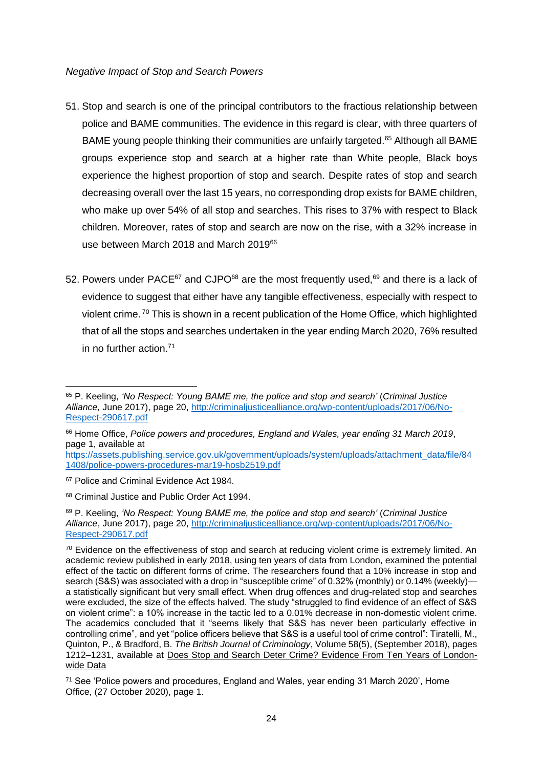*Negative Impact of Stop and Search Powers*

51. Stop and search is one of the principal contributors to the fractious relationship between police and BAME communities. The evidence in this regard is clear, with three quarters of BAME young people thinking their communities are unfairly targeted.[65] Although all BAME groups experience stop and search at a higher rate than White people, Black boys experience the highest proportion of stop and search. Despite rates of stop and search decreasing overall over the last 15 years, no corresponding drop exists for BAME children, who make up over 54% of all stop and searches. This rises to 37% with respect to Black children. Moreover, rates of stop and search are now on the rise, with a 32% increase in use between March 2018 and March 2019[66]

52. Powers under PACE[67] and CJPO[68] are the most frequently used,[69] and there is a lack of evidence to suggest that either have any tangible effectiveness, especially with respect to violent crime. [70] This is shown in a recent publication of the Home Office, which highlighted that of all the stops and searches undertaken in the year ending March 2020, 76% resulted in no further action.[71]

---

[65] P. Keeling, *'No Respect: Young BAME me, the police and stop and search'* (*Criminal Justice Alliance,* June 2017), page 20, [http://criminaljusticealliance.org/wp-content/uploads/2017/06/No-Respect-290617.pdf](http://criminaljusticealliance.org/wp-content/uploads/2017/06/No-Respect-290617.pdf)

[66] Home Office, *Police powers and procedures, England and Wales, year ending 31 March 2019*, page 1, available at [https://assets.publishing.service.gov.uk/government/uploads/system/uploads/attachment_data/file/841408/police-powers-procedures-mar19-hosb2519.pdf](https://assets.publishing.service.gov.uk/government/uploads/system/uploads/attachment_data/file/841408/police-powers-procedures-mar19-hosb2519.pdf)

[67] Police and Criminal Evidence Act 1984.

[68] Criminal Justice and Public Order Act 1994.

[69] P. Keeling, *'No Respect: Young BAME me, the police and stop and search'* (*Criminal Justice Alliance*, June 2017), page 20, [http://criminaljusticealliance.org/wp-content/uploads/2017/06/No-Respect-290617.pdf](http://criminaljusticealliance.org/wp-content/uploads/2017/06/No-Respect-290617.pdf)

[70] Evidence on the effectiveness of stop and search at reducing violent crime is extremely limited. An academic review published in early 2018, using ten years of data from London, examined the potential effect of the tactic on different forms of crime. The researchers found that a 10% increase in stop and search (S&S) was associated with a drop in "susceptible crime" of 0.32% (monthly) or 0.14% (weekly)—a statistically significant but very small effect. When drug offences and drug-related stop and searches were excluded, the size of the effects halved. The study "struggled to find evidence of an effect of S&S on violent crime": a 10% increase in the tactic led to a 0.01% decrease in non-domestic violent crime. The academics concluded that it "seems likely that S&S has never been particularly effective in controlling crime", and yet "police officers believe that S&S is a useful tool of crime control": Tiratelli, M., Quinton, P., & Bradford, B. *The British Journal of Criminology*, Volume 58(5), (September 2018), pages 1212–1231, available at Does Stop and Search Deter Crime? Evidence From Ten Years of London-wide Data

[71] See 'Police powers and procedures, England and Wales, year ending 31 March 2020', Home Office, (27 October 2020), page 1.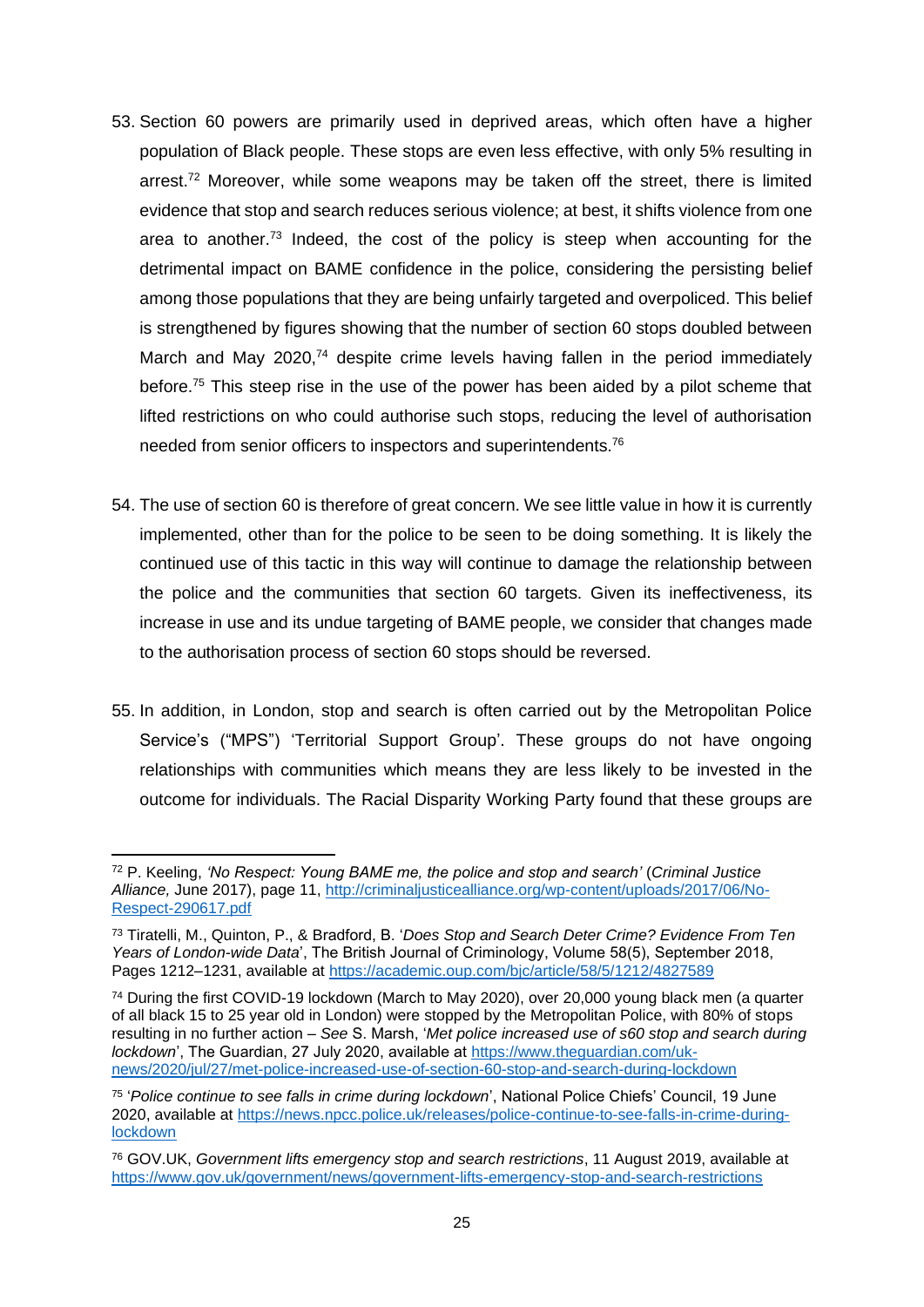53. Section 60 powers are primarily used in deprived areas, which often have a higher population of Black people. These stops are even less effective, with only 5% resulting in arrest.[72] Moreover, while some weapons may be taken off the street, there is limited evidence that stop and search reduces serious violence; at best, it shifts violence from one area to another.[73] Indeed, the cost of the policy is steep when accounting for the detrimental impact on BAME confidence in the police, considering the persisting belief among those populations that they are being unfairly targeted and overpoliced. This belief is strengthened by figures showing that the number of section 60 stops doubled between March and May 2020,[74] despite crime levels having fallen in the period immediately before.[75] This steep rise in the use of the power has been aided by a pilot scheme that lifted restrictions on who could authorise such stops, reducing the level of authorisation needed from senior officers to inspectors and superintendents.[76]

54. The use of section 60 is therefore of great concern. We see little value in how it is currently implemented, other than for the police to be seen to be doing something. It is likely the continued use of this tactic in this way will continue to damage the relationship between the police and the communities that section 60 targets. Given its ineffectiveness, its increase in use and its undue targeting of BAME people, we consider that changes made to the authorisation process of section 60 stops should be reversed.

55. In addition, in London, stop and search is often carried out by the Metropolitan Police Service's ("MPS") 'Territorial Support Group'. These groups do not have ongoing relationships with communities which means they are less likely to be invested in the outcome for individuals. The Racial Disparity Working Party found that these groups are

---

[72] P. Keeling, *'No Respect: Young BAME me, the police and stop and search'* (*Criminal Justice Alliance,* June 2017), page 11, http://criminaljusticealliance.org/wp-content/uploads/2017/06/No-Respect-290617.pdf

[73] Tiratelli, M., Quinton, P., & Bradford, B. '*Does Stop and Search Deter Crime? Evidence From Ten Years of London-wide Data*', The British Journal of Criminology, Volume 58(5), September 2018, Pages 1212–1231, available at https://academic.oup.com/bjc/article/58/5/1212/4827589

[74] During the first COVID-19 lockdown (March to May 2020), over 20,000 young black men (a quarter of all black 15 to 25 year old in London) were stopped by the Metropolitan Police, with 80% of stops resulting in no further action – *See* S. Marsh, '*Met police increased use of s60 stop and search during lockdown*', The Guardian, 27 July 2020, available at https://www.theguardian.com/uk-news/2020/jul/27/met-police-increased-use-of-section-60-stop-and-search-during-lockdown

[75] '*Police continue to see falls in crime during lockdown*', National Police Chiefs' Council, 19 June 2020, available at https://news.npcc.police.uk/releases/police-continue-to-see-falls-in-crime-during-lockdown

[76] GOV.UK, *Government lifts emergency stop and search restrictions*, 11 August 2019, available at https://www.gov.uk/government/news/government-lifts-emergency-stop-and-search-restrictions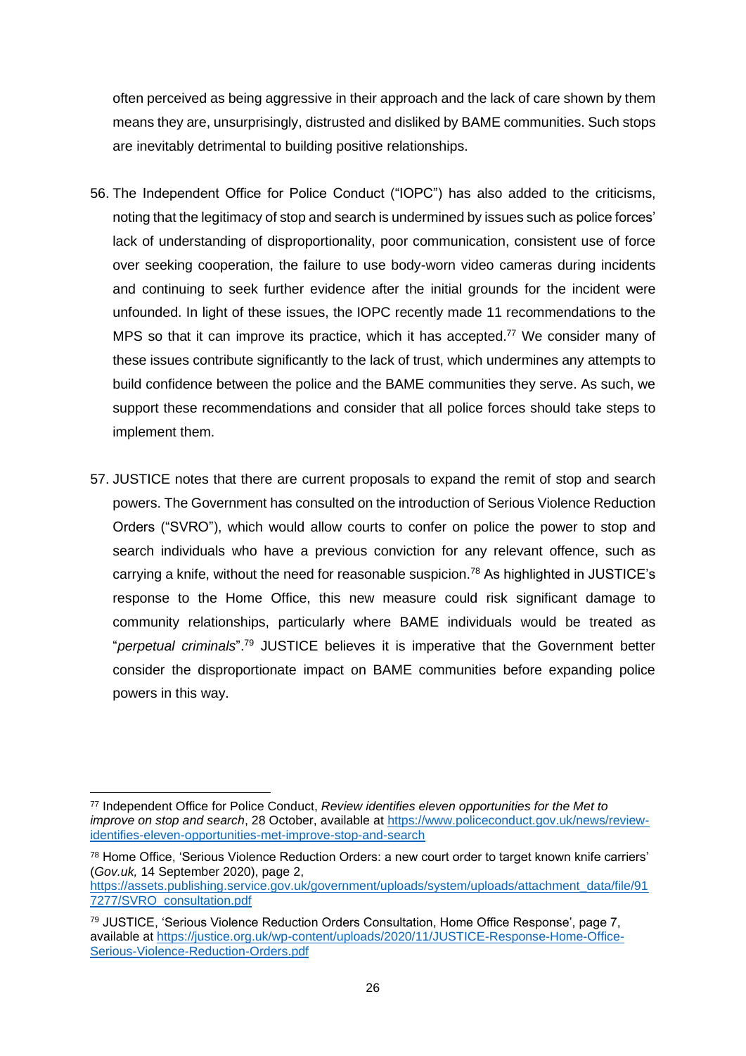often perceived as being aggressive in their approach and the lack of care shown by them means they are, unsurprisingly, distrusted and disliked by BAME communities. Such stops are inevitably detrimental to building positive relationships.

56. The Independent Office for Police Conduct ("IOPC") has also added to the criticisms, noting that the legitimacy of stop and search is undermined by issues such as police forces' lack of understanding of disproportionality, poor communication, consistent use of force over seeking cooperation, the failure to use body-worn video cameras during incidents and continuing to seek further evidence after the initial grounds for the incident were unfounded. In light of these issues, the IOPC recently made 11 recommendations to the MPS so that it can improve its practice, which it has accepted.[77] We consider many of these issues contribute significantly to the lack of trust, which undermines any attempts to build confidence between the police and the BAME communities they serve. As such, we support these recommendations and consider that all police forces should take steps to implement them.

57. JUSTICE notes that there are current proposals to expand the remit of stop and search powers. The Government has consulted on the introduction of Serious Violence Reduction Orders ("SVRO"), which would allow courts to confer on police the power to stop and search individuals who have a previous conviction for any relevant offence, such as carrying a knife, without the need for reasonable suspicion.[78] As highlighted in JUSTICE's response to the Home Office, this new measure could risk significant damage to community relationships, particularly where BAME individuals would be treated as "*perpetual criminals*".[79] JUSTICE believes it is imperative that the Government better consider the disproportionate impact on BAME communities before expanding police powers in this way.

---

[77] Independent Office for Police Conduct, *Review identifies eleven opportunities for the Met to improve on stop and search*, 28 October, available at https://www.policeconduct.gov.uk/news/review-identifies-eleven-opportunities-met-improve-stop-and-search

[78] Home Office, 'Serious Violence Reduction Orders: a new court order to target known knife carriers' (*Gov.uk,* 14 September 2020), page 2, https://assets.publishing.service.gov.uk/government/uploads/system/uploads/attachment_data/file/917277/SVRO_consultation.pdf

[79] JUSTICE, 'Serious Violence Reduction Orders Consultation, Home Office Response', page 7, available at https://justice.org.uk/wp-content/uploads/2020/11/JUSTICE-Response-Home-Office-Serious-Violence-Reduction-Orders.pdf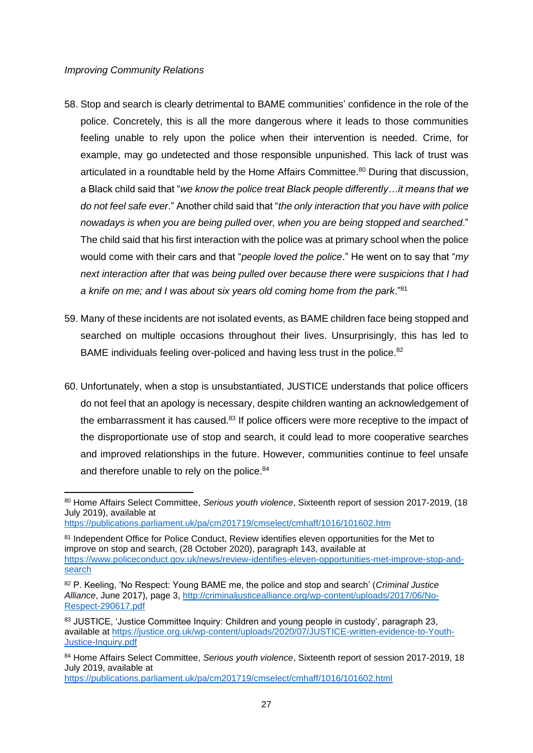*Improving Community Relations*

58. Stop and search is clearly detrimental to BAME communities' confidence in the role of the police. Concretely, this is all the more dangerous where it leads to those communities feeling unable to rely upon the police when their intervention is needed. Crime, for example, may go undetected and those responsible unpunished. This lack of trust was articulated in a roundtable held by the Home Affairs Committee.[80] During that discussion, a Black child said that "*we know the police treat Black people differently…it means that we do not feel safe ever*." Another child said that "*the only interaction that you have with police nowadays is when you are being pulled over, when you are being stopped and searched*." The child said that his first interaction with the police was at primary school when the police would come with their cars and that "*people loved the police*." He went on to say that "*my next interaction after that was being pulled over because there were suspicions that I had a knife on me; and I was about six years old coming home from the park*."[81]

59. Many of these incidents are not isolated events, as BAME children face being stopped and searched on multiple occasions throughout their lives. Unsurprisingly, this has led to BAME individuals feeling over-policed and having less trust in the police.[82]

60. Unfortunately, when a stop is unsubstantiated, JUSTICE understands that police officers do not feel that an apology is necessary, despite children wanting an acknowledgement of the embarrassment it has caused.[83] If police officers were more receptive to the impact of the disproportionate use of stop and search, it could lead to more cooperative searches and improved relationships in the future. However, communities continue to feel unsafe and therefore unable to rely on the police.[84]

---

[80] Home Affairs Select Committee, *Serious youth violence*, Sixteenth report of session 2017-2019, (18 July 2019), available at https://publications.parliament.uk/pa/cm201719/cmselect/cmhaff/1016/101602.htm

[81] Independent Office for Police Conduct, Review identifies eleven opportunities for the Met to improve on stop and search, (28 October 2020), paragraph 143, available at https://www.policeconduct.gov.uk/news/review-identifies-eleven-opportunities-met-improve-stop-and-search

[82] P. Keeling, 'No Respect: Young BAME me, the police and stop and search' (*Criminal Justice Alliance*, June 2017), page 3, http://criminaljusticealliance.org/wp-content/uploads/2017/06/No-Respect-290617.pdf

[83] JUSTICE, 'Justice Committee Inquiry: Children and young people in custody', paragraph 23, available at https://justice.org.uk/wp-content/uploads/2020/07/JUSTICE-written-evidence-to-Youth-Justice-Inquiry.pdf

[84] Home Affairs Select Committee, *Serious youth violence*, Sixteenth report of session 2017-2019, 18 July 2019, available at https://publications.parliament.uk/pa/cm201719/cmselect/cmhaff/1016/101602.html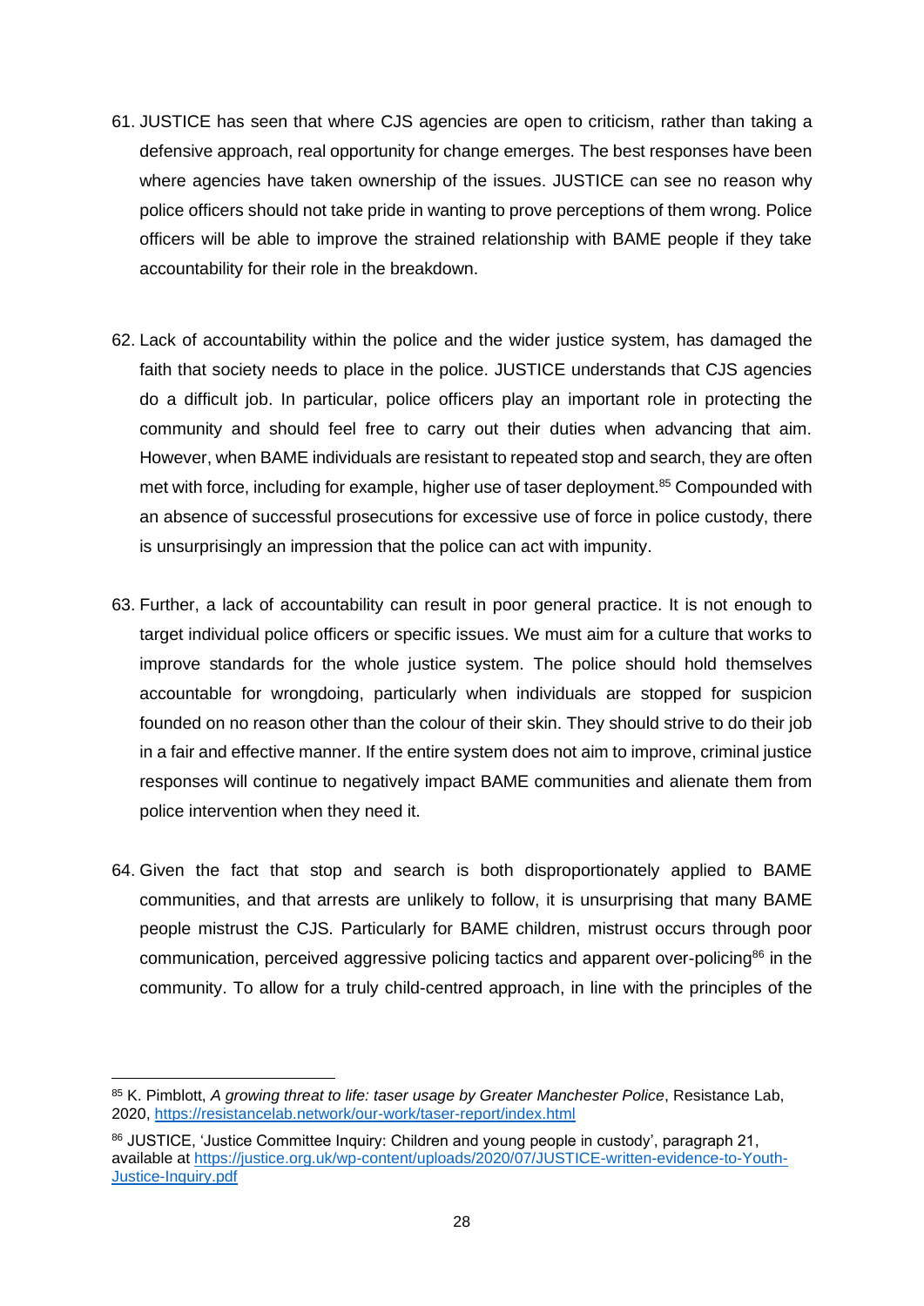61. JUSTICE has seen that where CJS agencies are open to criticism, rather than taking a defensive approach, real opportunity for change emerges. The best responses have been where agencies have taken ownership of the issues. JUSTICE can see no reason why police officers should not take pride in wanting to prove perceptions of them wrong. Police officers will be able to improve the strained relationship with BAME people if they take accountability for their role in the breakdown.

62. Lack of accountability within the police and the wider justice system, has damaged the faith that society needs to place in the police. JUSTICE understands that CJS agencies do a difficult job. In particular, police officers play an important role in protecting the community and should feel free to carry out their duties when advancing that aim. However, when BAME individuals are resistant to repeated stop and search, they are often met with force, including for example, higher use of taser deployment.[85] Compounded with an absence of successful prosecutions for excessive use of force in police custody, there is unsurprisingly an impression that the police can act with impunity.

63. Further, a lack of accountability can result in poor general practice. It is not enough to target individual police officers or specific issues. We must aim for a culture that works to improve standards for the whole justice system. The police should hold themselves accountable for wrongdoing, particularly when individuals are stopped for suspicion founded on no reason other than the colour of their skin. They should strive to do their job in a fair and effective manner. If the entire system does not aim to improve, criminal justice responses will continue to negatively impact BAME communities and alienate them from police intervention when they need it.

64. Given the fact that stop and search is both disproportionately applied to BAME communities, and that arrests are unlikely to follow, it is unsurprising that many BAME people mistrust the CJS. Particularly for BAME children, mistrust occurs through poor communication, perceived aggressive policing tactics and apparent over-policing[86] in the community. To allow for a truly child-centred approach, in line with the principles of the

---

[85] K. Pimblott, *A growing threat to life: taser usage by Greater Manchester Police*, Resistance Lab, 2020, https://resistancelab.network/our-work/taser-report/index.html

[86] JUSTICE, 'Justice Committee Inquiry: Children and young people in custody', paragraph 21, available at https://justice.org.uk/wp-content/uploads/2020/07/JUSTICE-written-evidence-to-Youth-Justice-Inquiry.pdf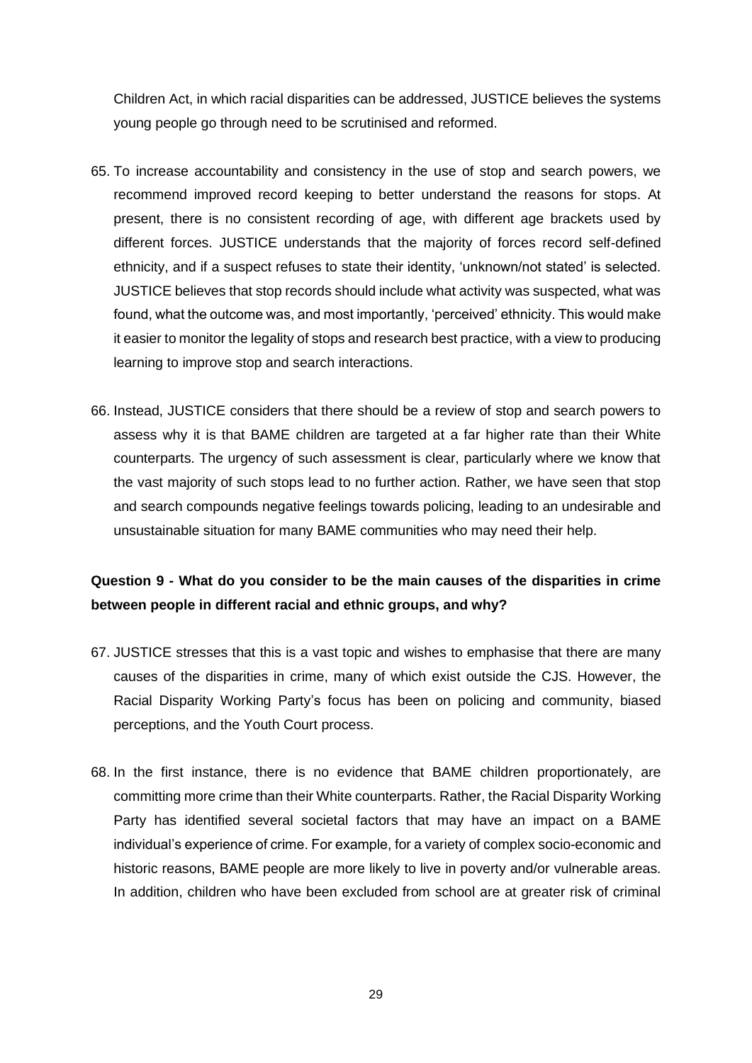Children Act, in which racial disparities can be addressed, JUSTICE believes the systems young people go through need to be scrutinised and reformed.

65. To increase accountability and consistency in the use of stop and search powers, we recommend improved record keeping to better understand the reasons for stops. At present, there is no consistent recording of age, with different age brackets used by different forces. JUSTICE understands that the majority of forces record self-defined ethnicity, and if a suspect refuses to state their identity, 'unknown/not stated' is selected. JUSTICE believes that stop records should include what activity was suspected, what was found, what the outcome was, and most importantly, 'perceived' ethnicity. This would make it easier to monitor the legality of stops and research best practice, with a view to producing learning to improve stop and search interactions.

66. Instead, JUSTICE considers that there should be a review of stop and search powers to assess why it is that BAME children are targeted at a far higher rate than their White counterparts. The urgency of such assessment is clear, particularly where we know that the vast majority of such stops lead to no further action. Rather, we have seen that stop and search compounds negative feelings towards policing, leading to an undesirable and unsustainable situation for many BAME communities who may need their help.

**Question 9 - What do you consider to be the main causes of the disparities in crime between people in different racial and ethnic groups, and why?**

67. JUSTICE stresses that this is a vast topic and wishes to emphasise that there are many causes of the disparities in crime, many of which exist outside the CJS. However, the Racial Disparity Working Party's focus has been on policing and community, biased perceptions, and the Youth Court process.

68. In the first instance, there is no evidence that BAME children proportionately, are committing more crime than their White counterparts. Rather, the Racial Disparity Working Party has identified several societal factors that may have an impact on a BAME individual's experience of crime. For example, for a variety of complex socio-economic and historic reasons, BAME people are more likely to live in poverty and/or vulnerable areas. In addition, children who have been excluded from school are at greater risk of criminal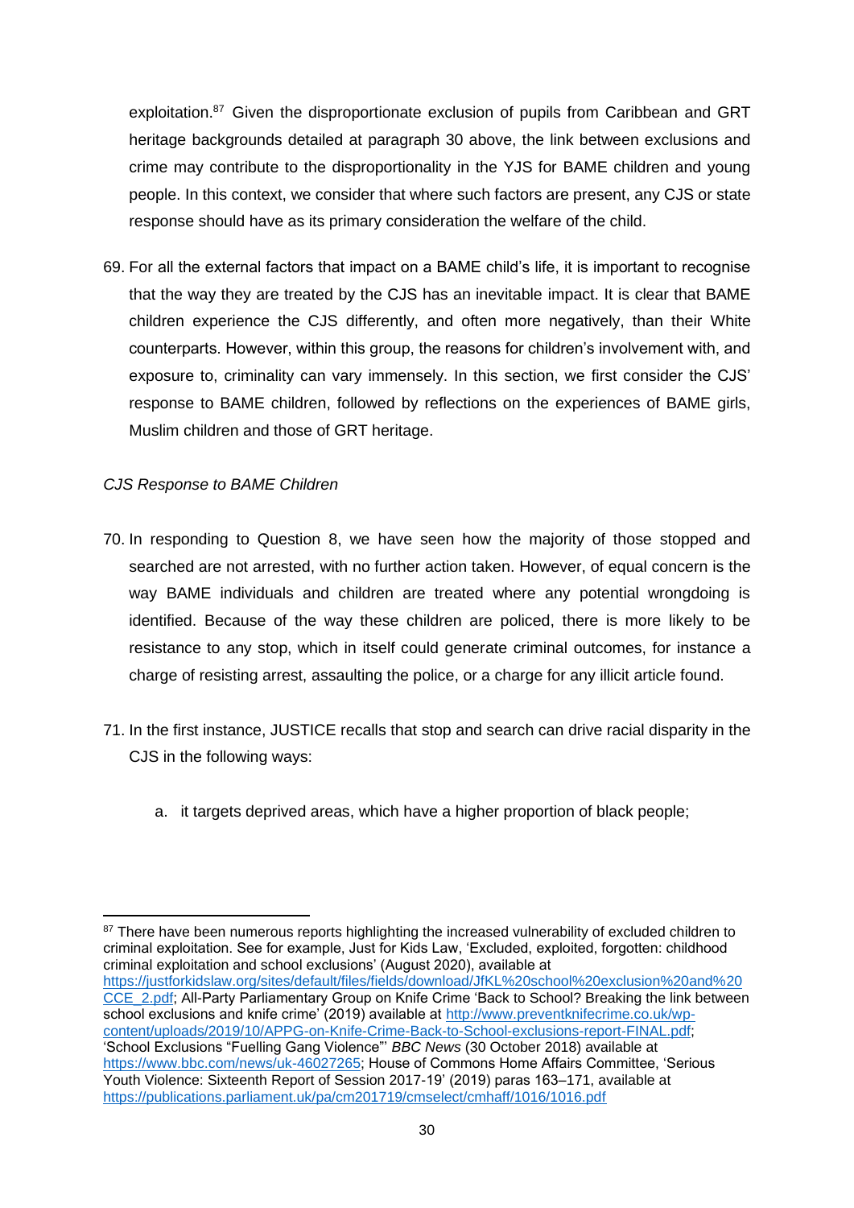exploitation.[87] Given the disproportionate exclusion of pupils from Caribbean and GRT heritage backgrounds detailed at paragraph 30 above, the link between exclusions and crime may contribute to the disproportionality in the YJS for BAME children and young people. In this context, we consider that where such factors are present, any CJS or state response should have as its primary consideration the welfare of the child.

69. For all the external factors that impact on a BAME child's life, it is important to recognise that the way they are treated by the CJS has an inevitable impact. It is clear that BAME children experience the CJS differently, and often more negatively, than their White counterparts. However, within this group, the reasons for children's involvement with, and exposure to, criminality can vary immensely. In this section, we first consider the CJS' response to BAME children, followed by reflections on the experiences of BAME girls, Muslim children and those of GRT heritage.

*CJS Response to BAME Children*

70. In responding to Question 8, we have seen how the majority of those stopped and searched are not arrested, with no further action taken. However, of equal concern is the way BAME individuals and children are treated where any potential wrongdoing is identified. Because of the way these children are policed, there is more likely to be resistance to any stop, which in itself could generate criminal outcomes, for instance a charge of resisting arrest, assaulting the police, or a charge for any illicit article found.

71. In the first instance, JUSTICE recalls that stop and search can drive racial disparity in the CJS in the following ways:

    a. it targets deprived areas, which have a higher proportion of black people;

---

[87] There have been numerous reports highlighting the increased vulnerability of excluded children to criminal exploitation. See for example, Just for Kids Law, 'Excluded, exploited, forgotten: childhood criminal exploitation and school exclusions' (August 2020), available at https://justforkidslaw.org/sites/default/files/fields/download/JfKL%20school%20exclusion%20and%20CCE_2.pdf; All-Party Parliamentary Group on Knife Crime 'Back to School? Breaking the link between school exclusions and knife crime' (2019) available at http://www.preventknifecrime.co.uk/wp-content/uploads/2019/10/APPG-on-Knife-Crime-Back-to-School-exclusions-report-FINAL.pdf; 'School Exclusions "Fuelling Gang Violence"' *BBC News* (30 October 2018) available at https://www.bbc.com/news/uk-46027265; House of Commons Home Affairs Committee, 'Serious Youth Violence: Sixteenth Report of Session 2017-19' (2019) paras 163–171, available at https://publications.parliament.uk/pa/cm201719/cmselect/cmhaff/1016/1016.pdf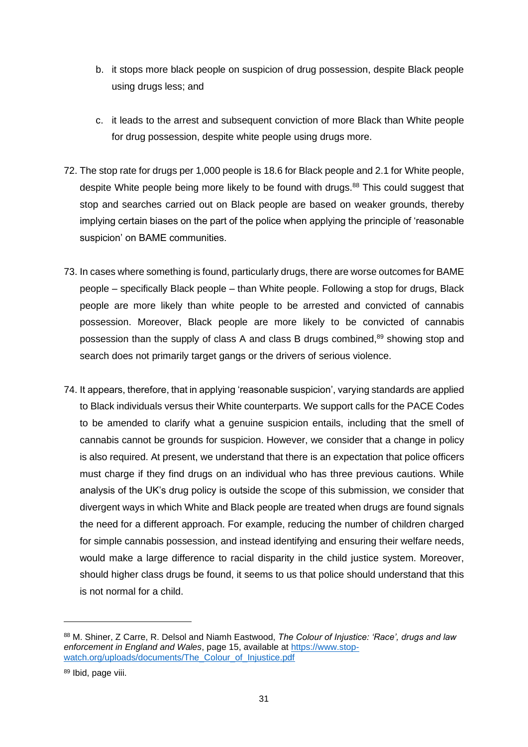b. it stops more black people on suspicion of drug possession, despite Black people using drugs less; and

c. it leads to the arrest and subsequent conviction of more Black than White people for drug possession, despite white people using drugs more.

72. The stop rate for drugs per 1,000 people is 18.6 for Black people and 2.1 for White people, despite White people being more likely to be found with drugs.[88] This could suggest that stop and searches carried out on Black people are based on weaker grounds, thereby implying certain biases on the part of the police when applying the principle of 'reasonable suspicion' on BAME communities.

73. In cases where something is found, particularly drugs, there are worse outcomes for BAME people – specifically Black people – than White people. Following a stop for drugs, Black people are more likely than white people to be arrested and convicted of cannabis possession. Moreover, Black people are more likely to be convicted of cannabis possession than the supply of class A and class B drugs combined,[89] showing stop and search does not primarily target gangs or the drivers of serious violence.

74. It appears, therefore, that in applying 'reasonable suspicion', varying standards are applied to Black individuals versus their White counterparts. We support calls for the PACE Codes to be amended to clarify what a genuine suspicion entails, including that the smell of cannabis cannot be grounds for suspicion. However, we consider that a change in policy is also required. At present, we understand that there is an expectation that police officers must charge if they find drugs on an individual who has three previous cautions. While analysis of the UK's drug policy is outside the scope of this submission, we consider that divergent ways in which White and Black people are treated when drugs are found signals the need for a different approach. For example, reducing the number of children charged for simple cannabis possession, and instead identifying and ensuring their welfare needs, would make a large difference to racial disparity in the child justice system. Moreover, should higher class drugs be found, it seems to us that police should understand that this is not normal for a child.

---

[88] M. Shiner, Z Carre, R. Delsol and Niamh Eastwood, *The Colour of Injustice: 'Race', drugs and law enforcement in England and Wales*, page 15, available at https://www.stop-watch.org/uploads/documents/The_Colour_of_Injustice.pdf

[89] Ibid, page viii.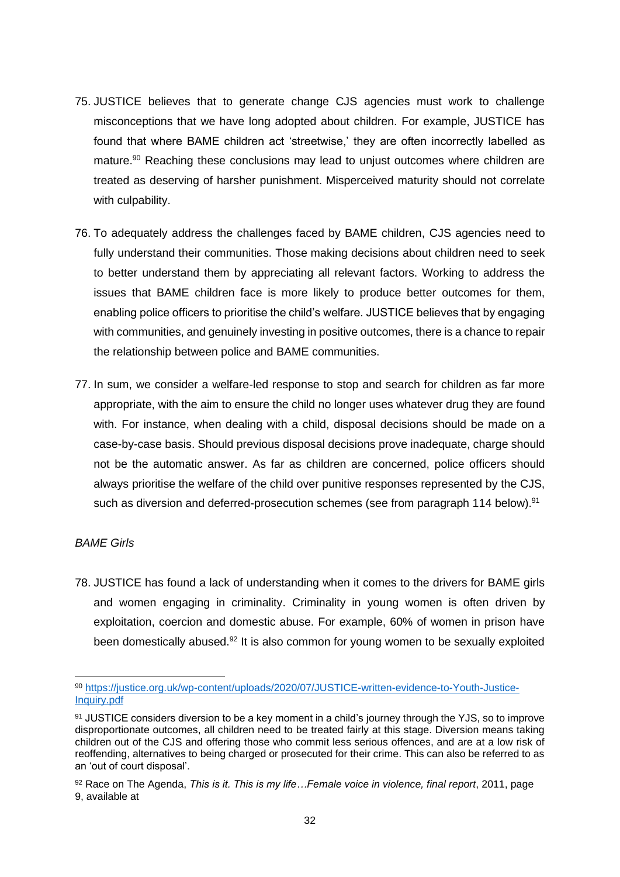75. JUSTICE believes that to generate change CJS agencies must work to challenge misconceptions that we have long adopted about children. For example, JUSTICE has found that where BAME children act 'streetwise,' they are often incorrectly labelled as mature.[90] Reaching these conclusions may lead to unjust outcomes where children are treated as deserving of harsher punishment. Misperceived maturity should not correlate with culpability.

76. To adequately address the challenges faced by BAME children, CJS agencies need to fully understand their communities. Those making decisions about children need to seek to better understand them by appreciating all relevant factors. Working to address the issues that BAME children face is more likely to produce better outcomes for them, enabling police officers to prioritise the child's welfare. JUSTICE believes that by engaging with communities, and genuinely investing in positive outcomes, there is a chance to repair the relationship between police and BAME communities.

77. In sum, we consider a welfare-led response to stop and search for children as far more appropriate, with the aim to ensure the child no longer uses whatever drug they are found with. For instance, when dealing with a child, disposal decisions should be made on a case-by-case basis. Should previous disposal decisions prove inadequate, charge should not be the automatic answer. As far as children are concerned, police officers should always prioritise the welfare of the child over punitive responses represented by the CJS, such as diversion and deferred-prosecution schemes (see from paragraph 114 below).[91]

*BAME Girls*

78. JUSTICE has found a lack of understanding when it comes to the drivers for BAME girls and women engaging in criminality. Criminality in young women is often driven by exploitation, coercion and domestic abuse. For example, 60% of women in prison have been domestically abused.[92] It is also common for young women to be sexually exploited

---

[90] https://justice.org.uk/wp-content/uploads/2020/07/JUSTICE-written-evidence-to-Youth-Justice-Inquiry.pdf

[91] JUSTICE considers diversion to be a key moment in a child's journey through the YJS, so to improve disproportionate outcomes, all children need to be treated fairly at this stage. Diversion means taking children out of the CJS and offering those who commit less serious offences, and are at a low risk of reoffending, alternatives to being charged or prosecuted for their crime. This can also be referred to as an 'out of court disposal'.

[92] Race on The Agenda, *This is it. This is my life…Female voice in violence, final report*, 2011, page 9, available at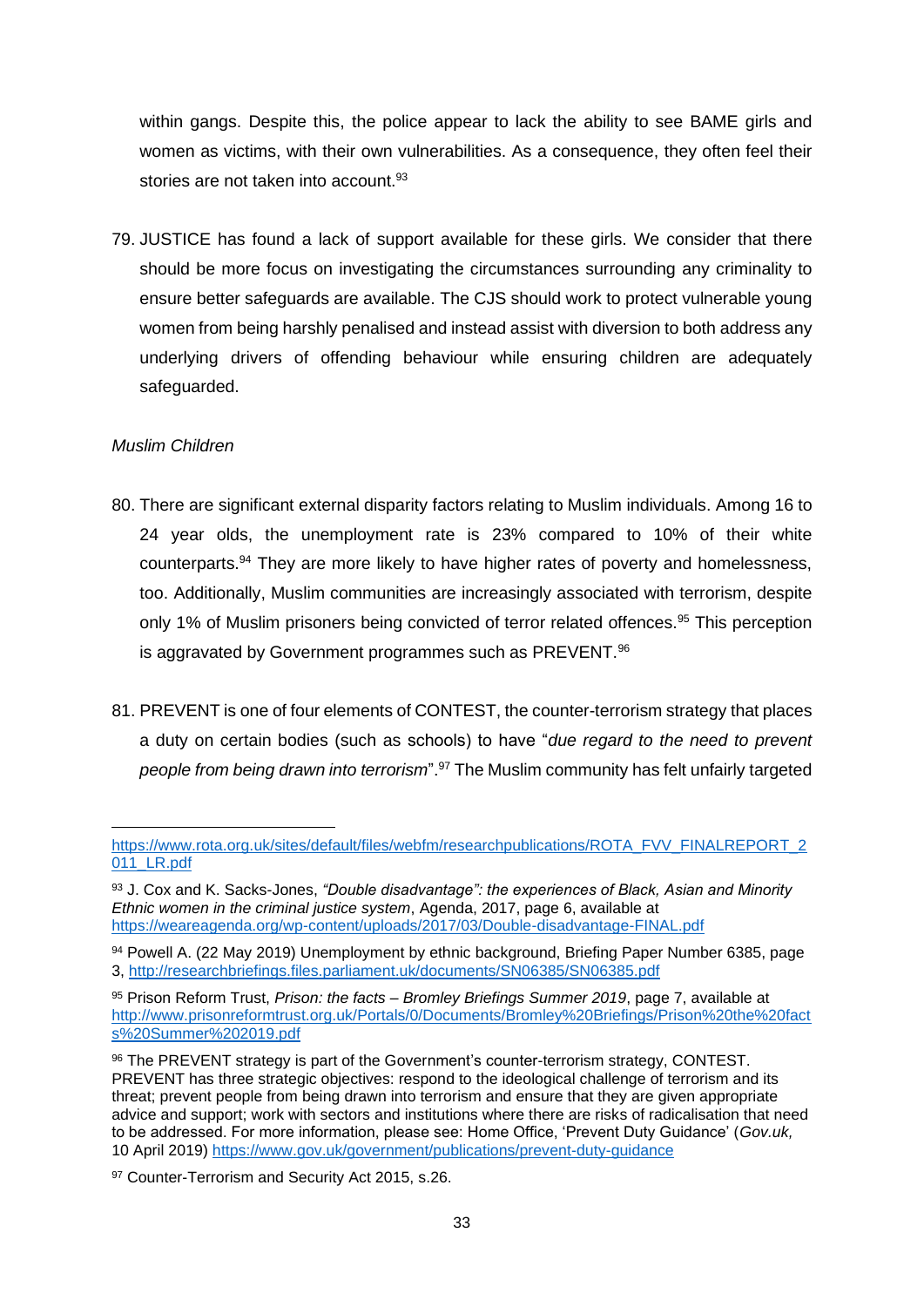within gangs. Despite this, the police appear to lack the ability to see BAME girls and women as victims, with their own vulnerabilities. As a consequence, they often feel their stories are not taken into account.[93]

79. JUSTICE has found a lack of support available for these girls. We consider that there should be more focus on investigating the circumstances surrounding any criminality to ensure better safeguards are available. The CJS should work to protect vulnerable young women from being harshly penalised and instead assist with diversion to both address any underlying drivers of offending behaviour while ensuring children are adequately safeguarded.

*Muslim Children*

80. There are significant external disparity factors relating to Muslim individuals. Among 16 to 24 year olds, the unemployment rate is 23% compared to 10% of their white counterparts.[94] They are more likely to have higher rates of poverty and homelessness, too. Additionally, Muslim communities are increasingly associated with terrorism, despite only 1% of Muslim prisoners being convicted of terror related offences.[95] This perception is aggravated by Government programmes such as PREVENT.[96]

81. PREVENT is one of four elements of CONTEST, the counter-terrorism strategy that places a duty on certain bodies (such as schools) to have "*due regard to the need to prevent people from being drawn into terrorism*".[97] The Muslim community has felt unfairly targeted

---

https://www.rota.org.uk/sites/default/files/webfm/researchpublications/ROTA_FVV_FINALREPORT_2011_LR.pdf

[93] J. Cox and K. Sacks-Jones, *"Double disadvantage": the experiences of Black, Asian and Minority Ethnic women in the criminal justice system*, Agenda, 2017, page 6, available at https://weareagenda.org/wp-content/uploads/2017/03/Double-disadvantage-FINAL.pdf

[94] Powell A. (22 May 2019) Unemployment by ethnic background, Briefing Paper Number 6385, page 3, http://researchbriefings.files.parliament.uk/documents/SN06385/SN06385.pdf

[95] Prison Reform Trust, *Prison: the facts – Bromley Briefings Summer 2019*, page 7, available at http://www.prisonreformtrust.org.uk/Portals/0/Documents/Bromley%20Briefings/Prison%20the%20facts%20Summer%202019.pdf

[96] The PREVENT strategy is part of the Government's counter-terrorism strategy, CONTEST. PREVENT has three strategic objectives: respond to the ideological challenge of terrorism and its threat; prevent people from being drawn into terrorism and ensure that they are given appropriate advice and support; work with sectors and institutions where there are risks of radicalisation that need to be addressed. For more information, please see: Home Office, 'Prevent Duty Guidance' (*Gov.uk,* 10 April 2019) https://www.gov.uk/government/publications/prevent-duty-guidance

[97] Counter-Terrorism and Security Act 2015, s.26.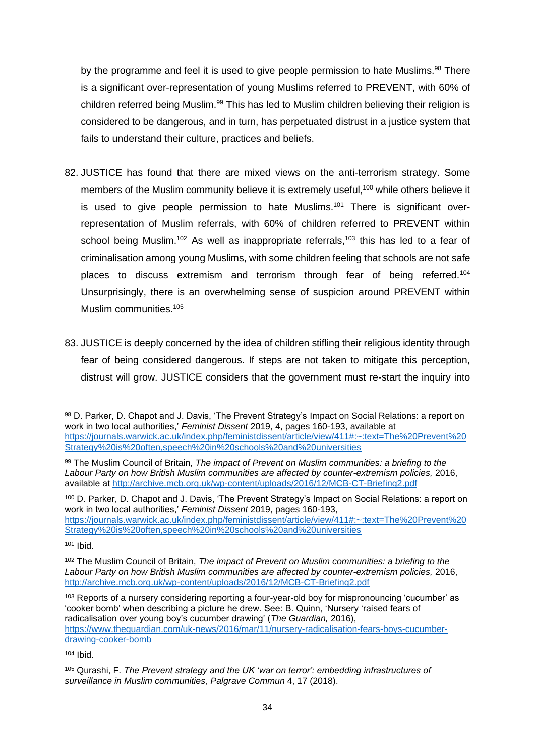by the programme and feel it is used to give people permission to hate Muslims.[98] There is a significant over-representation of young Muslims referred to PREVENT, with 60% of children referred being Muslim.[99] This has led to Muslim children believing their religion is considered to be dangerous, and in turn, has perpetuated distrust in a justice system that fails to understand their culture, practices and beliefs.

82. JUSTICE has found that there are mixed views on the anti-terrorism strategy. Some members of the Muslim community believe it is extremely useful,[100] while others believe it is used to give people permission to hate Muslims.[101] There is significant over-representation of Muslim referrals, with 60% of children referred to PREVENT within school being Muslim.[102] As well as inappropriate referrals,[103] this has led to a fear of criminalisation among young Muslims, with some children feeling that schools are not safe places to discuss extremism and terrorism through fear of being referred.[104] Unsurprisingly, there is an overwhelming sense of suspicion around PREVENT within Muslim communities.[105]

83. JUSTICE is deeply concerned by the idea of children stifling their religious identity through fear of being considered dangerous. If steps are not taken to mitigate this perception, distrust will grow. JUSTICE considers that the government must re-start the inquiry into

---

[98] D. Parker, D. Chapot and J. Davis, 'The Prevent Strategy's Impact on Social Relations: a report on work in two local authorities,' *Feminist Dissent* 2019, 4, pages 160-193, available at https://journals.warwick.ac.uk/index.php/feministdissent/article/view/411#:~:text=The%20Prevent%20Strategy%20is%20often,speech%20in%20schools%20and%20universities

[99] The Muslim Council of Britain, *The impact of Prevent on Muslim communities: a briefing to the Labour Party on how British Muslim communities are affected by counter-extremism policies,* 2016, available at http://archive.mcb.org.uk/wp-content/uploads/2016/12/MCB-CT-Briefing2.pdf

[100] D. Parker, D. Chapot and J. Davis, 'The Prevent Strategy's Impact on Social Relations: a report on work in two local authorities,' *Feminist Dissent* 2019, pages 160-193, https://journals.warwick.ac.uk/index.php/feministdissent/article/view/411#:~:text=The%20Prevent%20Strategy%20is%20often,speech%20in%20schools%20and%20universities

[101] Ibid.

[102] The Muslim Council of Britain, *The impact of Prevent on Muslim communities: a briefing to the Labour Party on how British Muslim communities are affected by counter-extremism policies,* 2016, http://archive.mcb.org.uk/wp-content/uploads/2016/12/MCB-CT-Briefing2.pdf

[103] Reports of a nursery considering reporting a four-year-old boy for mispronouncing 'cucumber' as 'cooker bomb' when describing a picture he drew. See: B. Quinn, 'Nursery 'raised fears of radicalisation over young boy's cucumber drawing' (*The Guardian,* 2016), https://www.theguardian.com/uk-news/2016/mar/11/nursery-radicalisation-fears-boys-cucumber-drawing-cooker-bomb

[104] Ibid.

[105] Qurashi, F. *The Prevent strategy and the UK 'war on terror': embedding infrastructures of surveillance in Muslim communities*, *Palgrave Commun* 4, 17 (2018).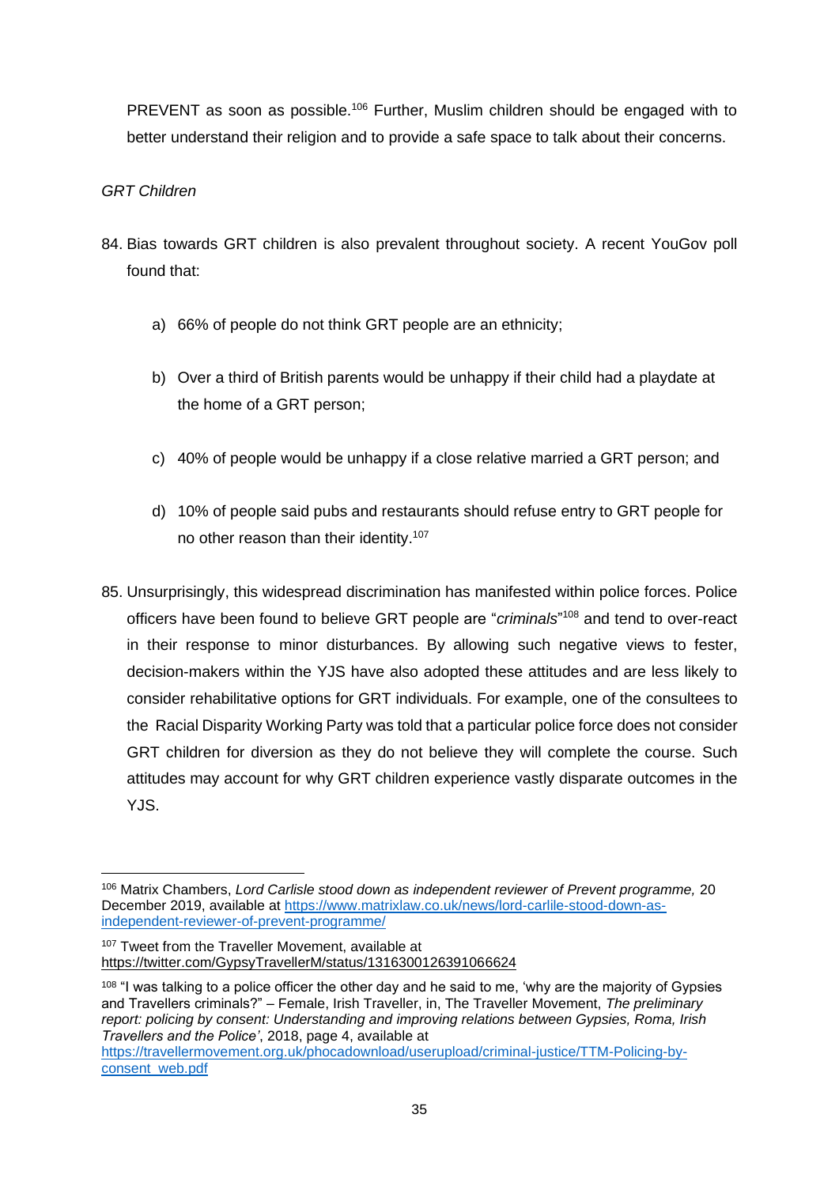PREVENT as soon as possible.[106] Further, Muslim children should be engaged with to better understand their religion and to provide a safe space to talk about their concerns.

*GRT Children*

84. Bias towards GRT children is also prevalent throughout society. A recent YouGov poll found that:

    a) 66% of people do not think GRT people are an ethnicity;

    b) Over a third of British parents would be unhappy if their child had a playdate at the home of a GRT person;

    c) 40% of people would be unhappy if a close relative married a GRT person; and

    d) 10% of people said pubs and restaurants should refuse entry to GRT people for no other reason than their identity.[107]

85. Unsurprisingly, this widespread discrimination has manifested within police forces. Police officers have been found to believe GRT people are "*criminals*"[108] and tend to over-react in their response to minor disturbances. By allowing such negative views to fester, decision-makers within the YJS have also adopted these attitudes and are less likely to consider rehabilitative options for GRT individuals. For example, one of the consultees to the Racial Disparity Working Party was told that a particular police force does not consider GRT children for diversion as they do not believe they will complete the course. Such attitudes may account for why GRT children experience vastly disparate outcomes in the YJS.

---

[106] Matrix Chambers, *Lord Carlisle stood down as independent reviewer of Prevent programme,* 20 December 2019, available at https://www.matrixlaw.co.uk/news/lord-carlile-stood-down-as-independent-reviewer-of-prevent-programme/

[107] Tweet from the Traveller Movement, available at https://twitter.com/GypsyTravellerM/status/1316300126391066624

[108] "I was talking to a police officer the other day and he said to me, 'why are the majority of Gypsies and Travellers criminals?" – Female, Irish Traveller, in, The Traveller Movement, *The preliminary report: policing by consent: Understanding and improving relations between Gypsies, Roma, Irish Travellers and the Police'*, 2018, page 4, available at https://travellermovement.org.uk/phocadownload/userupload/criminal-justice/TTM-Policing-by-consent_web.pdf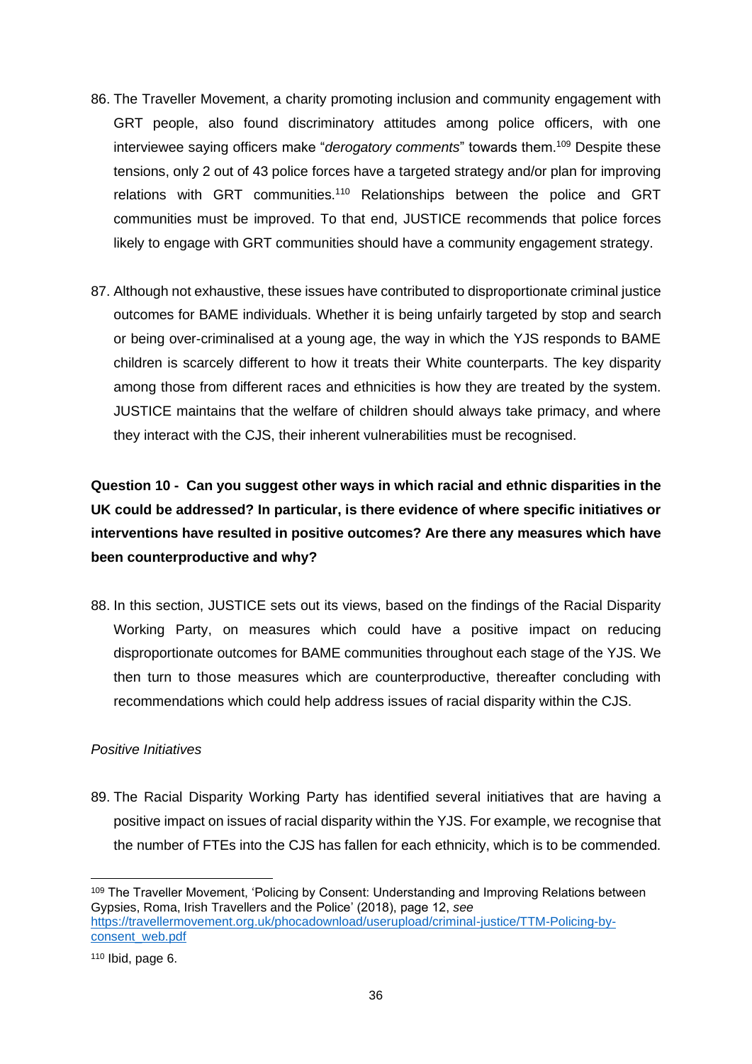86. The Traveller Movement, a charity promoting inclusion and community engagement with GRT people, also found discriminatory attitudes among police officers, with one interviewee saying officers make "*derogatory comments*" towards them.[109] Despite these tensions, only 2 out of 43 police forces have a targeted strategy and/or plan for improving relations with GRT communities.[110] Relationships between the police and GRT communities must be improved. To that end, JUSTICE recommends that police forces likely to engage with GRT communities should have a community engagement strategy.

87. Although not exhaustive, these issues have contributed to disproportionate criminal justice outcomes for BAME individuals. Whether it is being unfairly targeted by stop and search or being over-criminalised at a young age, the way in which the YJS responds to BAME children is scarcely different to how it treats their White counterparts. The key disparity among those from different races and ethnicities is how they are treated by the system. JUSTICE maintains that the welfare of children should always take primacy, and where they interact with the CJS, their inherent vulnerabilities must be recognised.

**Question 10 - Can you suggest other ways in which racial and ethnic disparities in the UK could be addressed? In particular, is there evidence of where specific initiatives or interventions have resulted in positive outcomes? Are there any measures which have been counterproductive and why?**

88. In this section, JUSTICE sets out its views, based on the findings of the Racial Disparity Working Party, on measures which could have a positive impact on reducing disproportionate outcomes for BAME communities throughout each stage of the YJS. We then turn to those measures which are counterproductive, thereafter concluding with recommendations which could help address issues of racial disparity within the CJS.

*Positive Initiatives*

89. The Racial Disparity Working Party has identified several initiatives that are having a positive impact on issues of racial disparity within the YJS. For example, we recognise that the number of FTEs into the CJS has fallen for each ethnicity, which is to be commended.

---

[109] The Traveller Movement, 'Policing by Consent: Understanding and Improving Relations between Gypsies, Roma, Irish Travellers and the Police' (2018), page 12, *see* https://travellermovement.org.uk/phocadownload/userupload/criminal-justice/TTM-Policing-by-consent_web.pdf

[110] Ibid, page 6.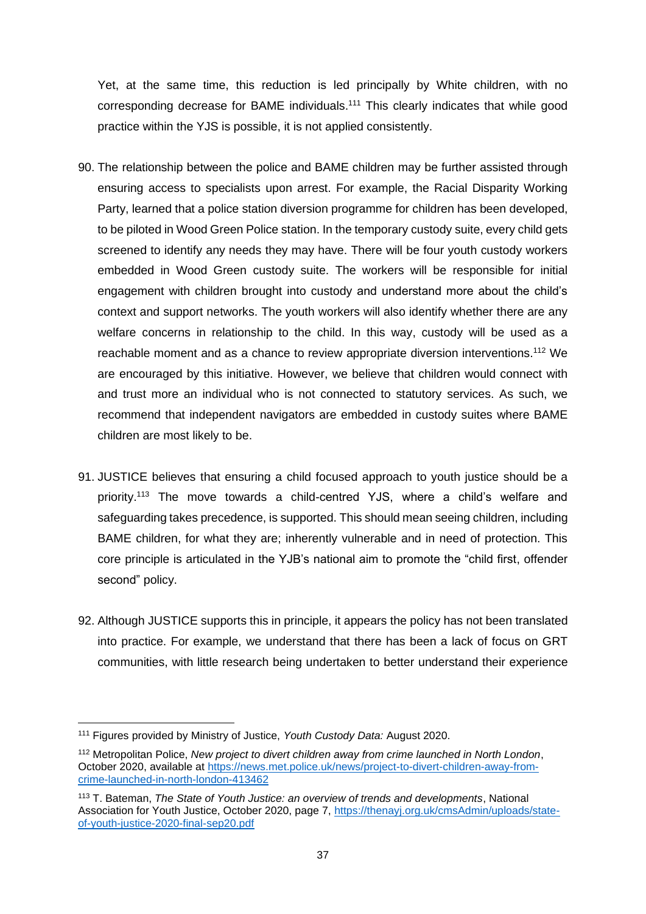Yet, at the same time, this reduction is led principally by White children, with no corresponding decrease for BAME individuals.[111] This clearly indicates that while good practice within the YJS is possible, it is not applied consistently.

90. The relationship between the police and BAME children may be further assisted through ensuring access to specialists upon arrest. For example, the Racial Disparity Working Party, learned that a police station diversion programme for children has been developed, to be piloted in Wood Green Police station. In the temporary custody suite, every child gets screened to identify any needs they may have. There will be four youth custody workers embedded in Wood Green custody suite. The workers will be responsible for initial engagement with children brought into custody and understand more about the child's context and support networks. The youth workers will also identify whether there are any welfare concerns in relationship to the child. In this way, custody will be used as a reachable moment and as a chance to review appropriate diversion interventions.[112] We are encouraged by this initiative. However, we believe that children would connect with and trust more an individual who is not connected to statutory services. As such, we recommend that independent navigators are embedded in custody suites where BAME children are most likely to be.

91. JUSTICE believes that ensuring a child focused approach to youth justice should be a priority.[113] The move towards a child-centred YJS, where a child's welfare and safeguarding takes precedence, is supported. This should mean seeing children, including BAME children, for what they are; inherently vulnerable and in need of protection. This core principle is articulated in the YJB's national aim to promote the "child first, offender second" policy.

92. Although JUSTICE supports this in principle, it appears the policy has not been translated into practice. For example, we understand that there has been a lack of focus on GRT communities, with little research being undertaken to better understand their experience

---

[111] Figures provided by Ministry of Justice, *Youth Custody Data:* August 2020.

[112] Metropolitan Police, *New project to divert children away from crime launched in North London*, October 2020, available at https://news.met.police.uk/news/project-to-divert-children-away-from-crime-launched-in-north-london-413462

[113] T. Bateman, *The State of Youth Justice: an overview of trends and developments*, National Association for Youth Justice, October 2020, page 7, https://thenayj.org.uk/cmsAdmin/uploads/state-of-youth-justice-2020-final-sep20.pdf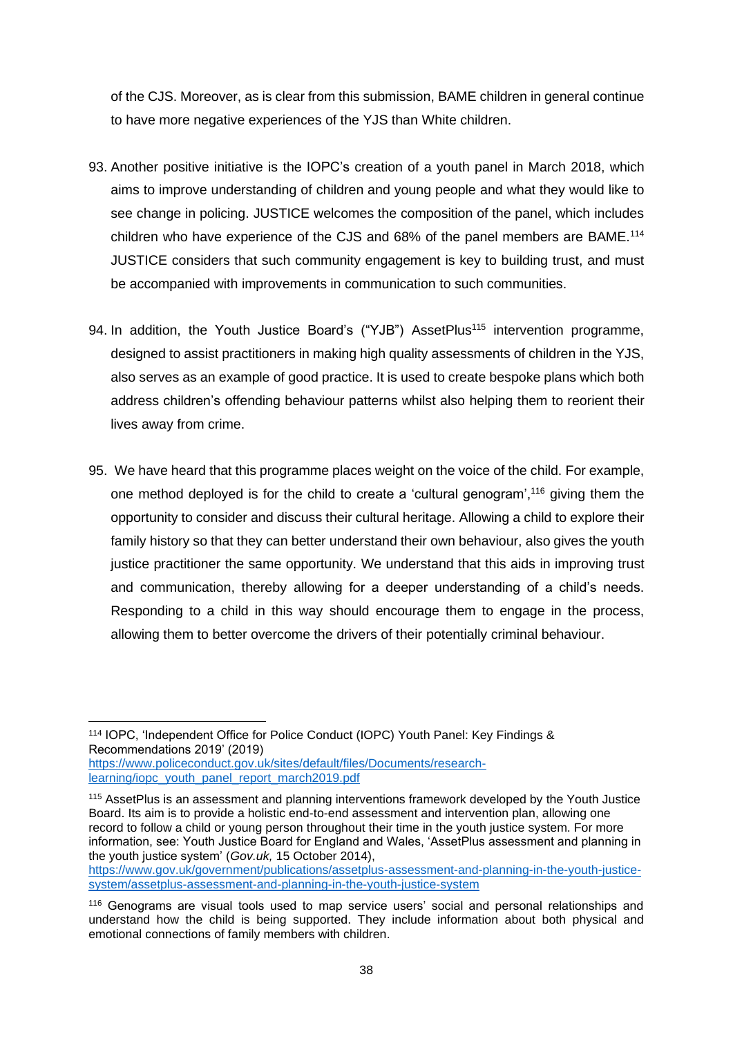of the CJS. Moreover, as is clear from this submission, BAME children in general continue to have more negative experiences of the YJS than White children.

93. Another positive initiative is the IOPC's creation of a youth panel in March 2018, which aims to improve understanding of children and young people and what they would like to see change in policing. JUSTICE welcomes the composition of the panel, which includes children who have experience of the CJS and 68% of the panel members are BAME.[114] JUSTICE considers that such community engagement is key to building trust, and must be accompanied with improvements in communication to such communities.

94. In addition, the Youth Justice Board's ("YJB") AssetPlus[115] intervention programme, designed to assist practitioners in making high quality assessments of children in the YJS, also serves as an example of good practice. It is used to create bespoke plans which both address children's offending behaviour patterns whilst also helping them to reorient their lives away from crime.

95. We have heard that this programme places weight on the voice of the child. For example, one method deployed is for the child to create a 'cultural genogram',[116] giving them the opportunity to consider and discuss their cultural heritage. Allowing a child to explore their family history so that they can better understand their own behaviour, also gives the youth justice practitioner the same opportunity. We understand that this aids in improving trust and communication, thereby allowing for a deeper understanding of a child's needs. Responding to a child in this way should encourage them to engage in the process, allowing them to better overcome the drivers of their potentially criminal behaviour.

---

[114] IOPC, 'Independent Office for Police Conduct (IOPC) Youth Panel: Key Findings & Recommendations 2019' (2019) https://www.policeconduct.gov.uk/sites/default/files/Documents/research-learning/iopc_youth_panel_report_march2019.pdf

[115] AssetPlus is an assessment and planning interventions framework developed by the Youth Justice Board. Its aim is to provide a holistic end-to-end assessment and intervention plan, allowing one record to follow a child or young person throughout their time in the youth justice system. For more information, see: Youth Justice Board for England and Wales, 'AssetPlus assessment and planning in the youth justice system' (*Gov.uk,* 15 October 2014), https://www.gov.uk/government/publications/assetplus-assessment-and-planning-in-the-youth-justice-system/assetplus-assessment-and-planning-in-the-youth-justice-system

[116] Genograms are visual tools used to map service users' social and personal relationships and understand how the child is being supported. They include information about both physical and emotional connections of family members with children.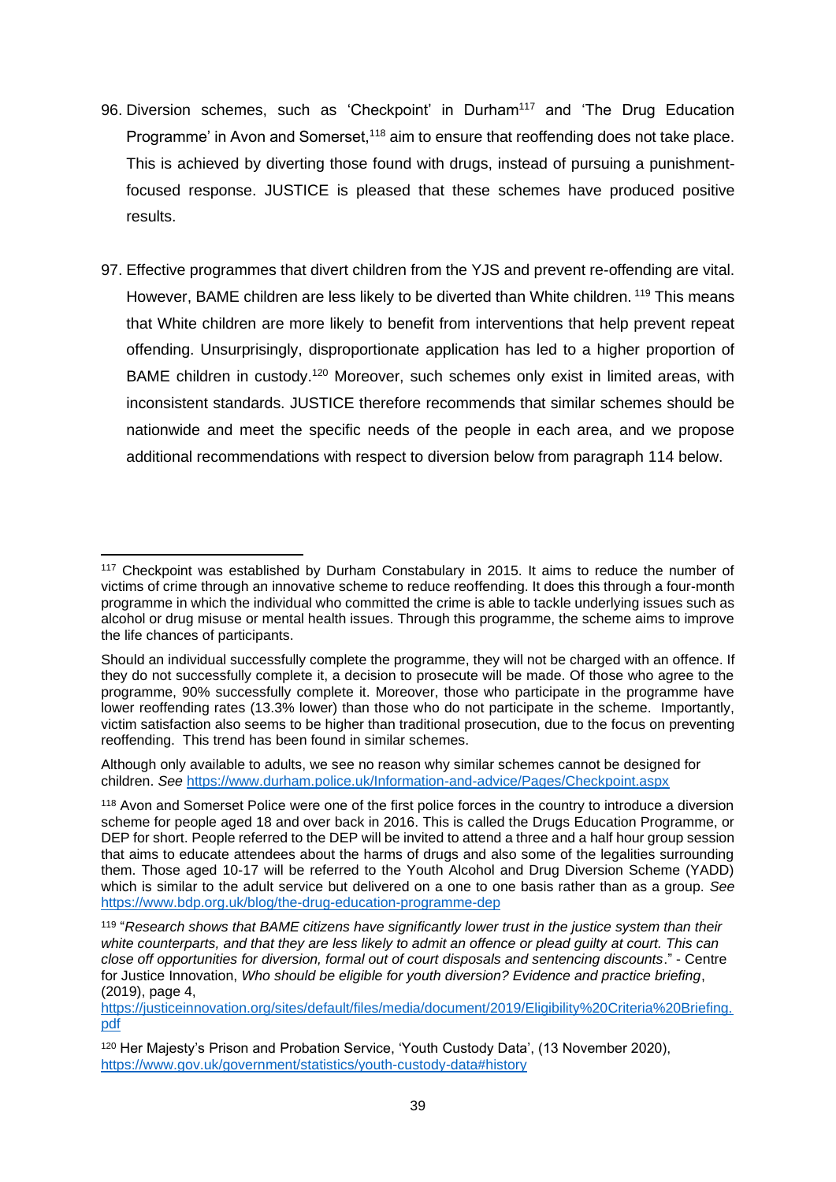96. Diversion schemes, such as 'Checkpoint' in Durham[117] and 'The Drug Education Programme' in Avon and Somerset,[118] aim to ensure that reoffending does not take place. This is achieved by diverting those found with drugs, instead of pursuing a punishment-focused response. JUSTICE is pleased that these schemes have produced positive results.

97. Effective programmes that divert children from the YJS and prevent re-offending are vital. However, BAME children are less likely to be diverted than White children. [119] This means that White children are more likely to benefit from interventions that help prevent repeat offending. Unsurprisingly, disproportionate application has led to a higher proportion of BAME children in custody.[120] Moreover, such schemes only exist in limited areas, with inconsistent standards. JUSTICE therefore recommends that similar schemes should be nationwide and meet the specific needs of the people in each area, and we propose additional recommendations with respect to diversion below from paragraph 114 below.

---

[117] Checkpoint was established by Durham Constabulary in 2015. It aims to reduce the number of victims of crime through an innovative scheme to reduce reoffending. It does this through a four-month programme in which the individual who committed the crime is able to tackle underlying issues such as alcohol or drug misuse or mental health issues. Through this programme, the scheme aims to improve the life chances of participants.

Should an individual successfully complete the programme, they will not be charged with an offence. If they do not successfully complete it, a decision to prosecute will be made. Of those who agree to the programme, 90% successfully complete it. Moreover, those who participate in the programme have lower reoffending rates (13.3% lower) than those who do not participate in the scheme. Importantly, victim satisfaction also seems to be higher than traditional prosecution, due to the focus on preventing reoffending. This trend has been found in similar schemes.

Although only available to adults, we see no reason why similar schemes cannot be designed for children. *See* https://www.durham.police.uk/Information-and-advice/Pages/Checkpoint.aspx

[118] Avon and Somerset Police were one of the first police forces in the country to introduce a diversion scheme for people aged 18 and over back in 2016. This is called the Drugs Education Programme, or DEP for short. People referred to the DEP will be invited to attend a three and a half hour group session that aims to educate attendees about the harms of drugs and also some of the legalities surrounding them. Those aged 10-17 will be referred to the Youth Alcohol and Drug Diversion Scheme (YADD) which is similar to the adult service but delivered on a one to one basis rather than as a group. *See* https://www.bdp.org.uk/blog/the-drug-education-programme-dep

[119] "*Research shows that BAME citizens have significantly lower trust in the justice system than their white counterparts, and that they are less likely to admit an offence or plead guilty at court. This can close off opportunities for diversion, formal out of court disposals and sentencing discounts*." - Centre for Justice Innovation, *Who should be eligible for youth diversion? Evidence and practice briefing*, (2019), page 4, https://justiceinnovation.org/sites/default/files/media/document/2019/Eligibility%20Criteria%20Briefing.pdf

[120] Her Majesty's Prison and Probation Service, 'Youth Custody Data', (13 November 2020), https://www.gov.uk/government/statistics/youth-custody-data#history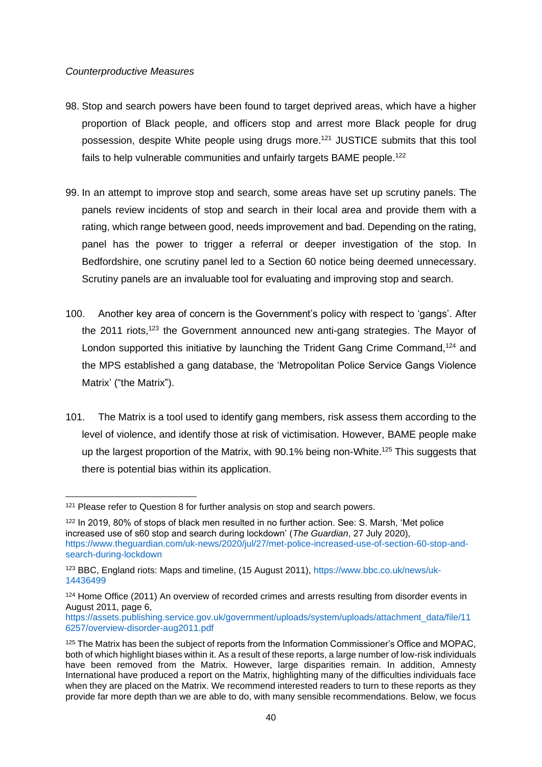*Counterproductive Measures*

98. Stop and search powers have been found to target deprived areas, which have a higher proportion of Black people, and officers stop and arrest more Black people for drug possession, despite White people using drugs more.[121] JUSTICE submits that this tool fails to help vulnerable communities and unfairly targets BAME people.[122]

99. In an attempt to improve stop and search, some areas have set up scrutiny panels. The panels review incidents of stop and search in their local area and provide them with a rating, which range between good, needs improvement and bad. Depending on the rating, panel has the power to trigger a referral or deeper investigation of the stop. In Bedfordshire, one scrutiny panel led to a Section 60 notice being deemed unnecessary. Scrutiny panels are an invaluable tool for evaluating and improving stop and search.

100. Another key area of concern is the Government's policy with respect to 'gangs'. After the 2011 riots,[123] the Government announced new anti-gang strategies. The Mayor of London supported this initiative by launching the Trident Gang Crime Command,[124] and the MPS established a gang database, the 'Metropolitan Police Service Gangs Violence Matrix' ("the Matrix").

101. The Matrix is a tool used to identify gang members, risk assess them according to the level of violence, and identify those at risk of victimisation. However, BAME people make up the largest proportion of the Matrix, with 90.1% being non-White.[125] This suggests that there is potential bias within its application.

---

[121] Please refer to Question 8 for further analysis on stop and search powers.

[122] In 2019, 80% of stops of black men resulted in no further action. See: S. Marsh, 'Met police increased use of s60 stop and search during lockdown' (*The Guardian*, 27 July 2020), https://www.theguardian.com/uk-news/2020/jul/27/met-police-increased-use-of-section-60-stop-and-search-during-lockdown

[123] BBC, England riots: Maps and timeline, (15 August 2011), https://www.bbc.co.uk/news/uk-14436499

[124] Home Office (2011) An overview of recorded crimes and arrests resulting from disorder events in August 2011, page 6, https://assets.publishing.service.gov.uk/government/uploads/system/uploads/attachment_data/file/116257/overview-disorder-aug2011.pdf

[125] The Matrix has been the subject of reports from the Information Commissioner's Office and MOPAC, both of which highlight biases within it. As a result of these reports, a large number of low-risk individuals have been removed from the Matrix. However, large disparities remain. In addition, Amnesty International have produced a report on the Matrix, highlighting many of the difficulties individuals face when they are placed on the Matrix. We recommend interested readers to turn to these reports as they provide far more depth than we are able to do, with many sensible recommendations. Below, we focus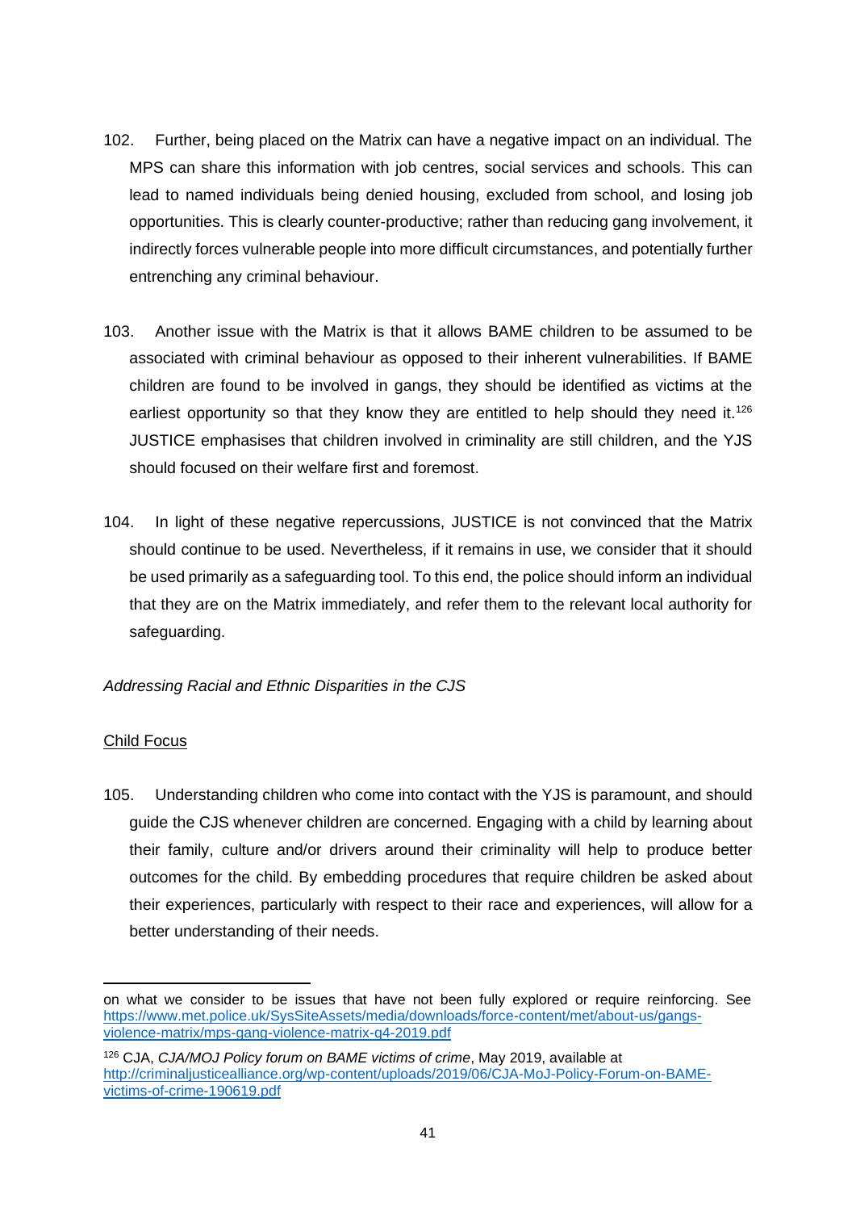102. Further, being placed on the Matrix can have a negative impact on an individual. The MPS can share this information with job centres, social services and schools. This can lead to named individuals being denied housing, excluded from school, and losing job opportunities. This is clearly counter-productive; rather than reducing gang involvement, it indirectly forces vulnerable people into more difficult circumstances, and potentially further entrenching any criminal behaviour.

103. Another issue with the Matrix is that it allows BAME children to be assumed to be associated with criminal behaviour as opposed to their inherent vulnerabilities. If BAME children are found to be involved in gangs, they should be identified as victims at the earliest opportunity so that they know they are entitled to help should they need it.[126] JUSTICE emphasises that children involved in criminality are still children, and the YJS should focused on their welfare first and foremost.

104. In light of these negative repercussions, JUSTICE is not convinced that the Matrix should continue to be used. Nevertheless, if it remains in use, we consider that it should be used primarily as a safeguarding tool. To this end, the police should inform an individual that they are on the Matrix immediately, and refer them to the relevant local authority for safeguarding.

*Addressing Racial and Ethnic Disparities in the CJS*

<u>Child Focus</u>

105. Understanding children who come into contact with the YJS is paramount, and should guide the CJS whenever children are concerned. Engaging with a child by learning about their family, culture and/or drivers around their criminality will help to produce better outcomes for the child. By embedding procedures that require children be asked about their experiences, particularly with respect to their race and experiences, will allow for a better understanding of their needs.

---

on what we consider to be issues that have not been fully explored or require reinforcing. See https://www.met.police.uk/SysSiteAssets/media/downloads/force-content/met/about-us/gangs-violence-matrix/mps-gang-violence-matrix-q4-2019.pdf

[126] CJA, *CJA/MOJ Policy forum on BAME victims of crime*, May 2019, available at http://criminaljusticealliance.org/wp-content/uploads/2019/06/CJA-MoJ-Policy-Forum-on-BAME-victims-of-crime-190619.pdf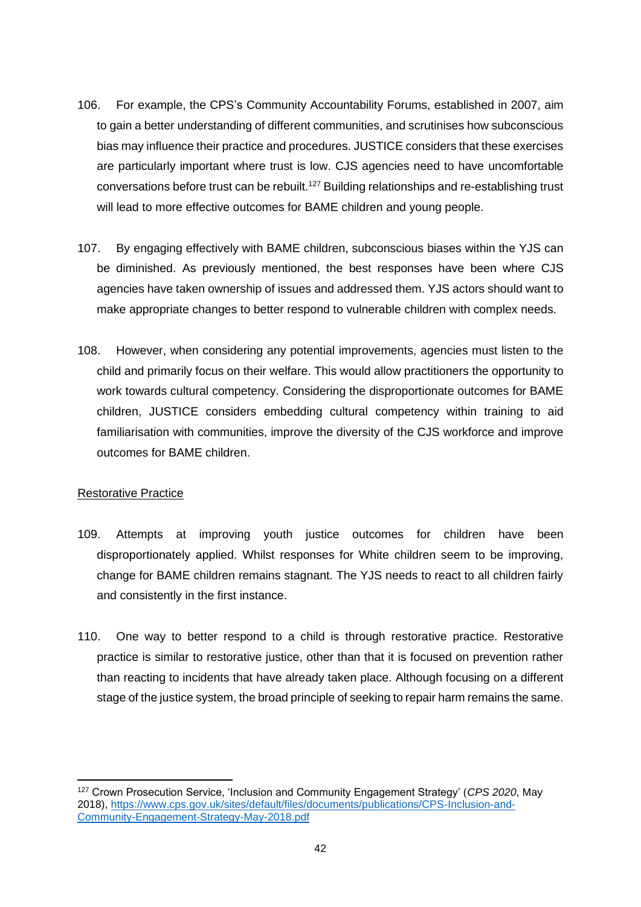106. For example, the CPS's Community Accountability Forums, established in 2007, aim to gain a better understanding of different communities, and scrutinises how subconscious bias may influence their practice and procedures. JUSTICE considers that these exercises are particularly important where trust is low. CJS agencies need to have uncomfortable conversations before trust can be rebuilt.[127] Building relationships and re-establishing trust will lead to more effective outcomes for BAME children and young people.

107. By engaging effectively with BAME children, subconscious biases within the YJS can be diminished. As previously mentioned, the best responses have been where CJS agencies have taken ownership of issues and addressed them. YJS actors should want to make appropriate changes to better respond to vulnerable children with complex needs.

108. However, when considering any potential improvements, agencies must listen to the child and primarily focus on their welfare. This would allow practitioners the opportunity to work towards cultural competency. Considering the disproportionate outcomes for BAME children, JUSTICE considers embedding cultural competency within training to aid familiarisation with communities, improve the diversity of the CJS workforce and improve outcomes for BAME children.

<u>Restorative Practice</u>

109. Attempts at improving youth justice outcomes for children have been disproportionately applied. Whilst responses for White children seem to be improving, change for BAME children remains stagnant. The YJS needs to react to all children fairly and consistently in the first instance.

110. One way to better respond to a child is through restorative practice. Restorative practice is similar to restorative justice, other than that it is focused on prevention rather than reacting to incidents that have already taken place. Although focusing on a different stage of the justice system, the broad principle of seeking to repair harm remains the same.

---

[127] Crown Prosecution Service, 'Inclusion and Community Engagement Strategy' (*CPS 2020*, May 2018), [https://www.cps.gov.uk/sites/default/files/documents/publications/CPS-Inclusion-and-Community-Engagement-Strategy-May-2018.pdf](https://www.cps.gov.uk/sites/default/files/documents/publications/CPS-Inclusion-and-Community-Engagement-Strategy-May-2018.pdf)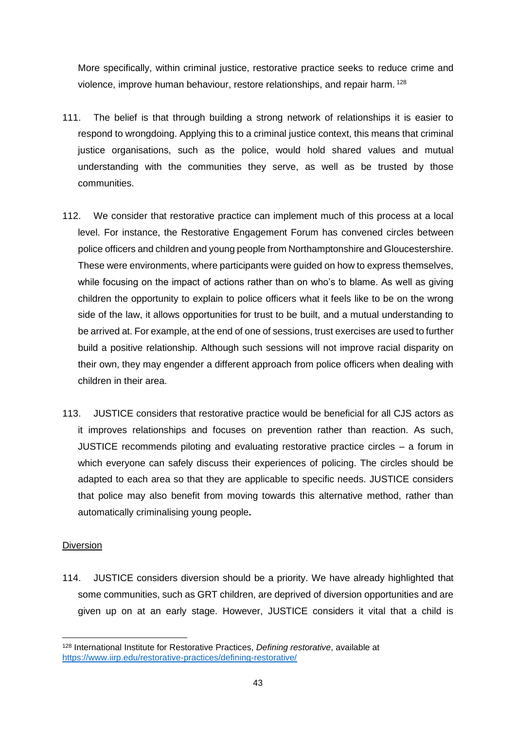More specifically, within criminal justice, restorative practice seeks to reduce crime and violence, improve human behaviour, restore relationships, and repair harm. [128]

111. The belief is that through building a strong network of relationships it is easier to respond to wrongdoing. Applying this to a criminal justice context, this means that criminal justice organisations, such as the police, would hold shared values and mutual understanding with the communities they serve, as well as be trusted by those communities.

112. We consider that restorative practice can implement much of this process at a local level. For instance, the Restorative Engagement Forum has convened circles between police officers and children and young people from Northamptonshire and Gloucestershire. These were environments, where participants were guided on how to express themselves, while focusing on the impact of actions rather than on who's to blame. As well as giving children the opportunity to explain to police officers what it feels like to be on the wrong side of the law, it allows opportunities for trust to be built, and a mutual understanding to be arrived at. For example, at the end of one of sessions, trust exercises are used to further build a positive relationship. Although such sessions will not improve racial disparity on their own, they may engender a different approach from police officers when dealing with children in their area.

113. JUSTICE considers that restorative practice would be beneficial for all CJS actors as it improves relationships and focuses on prevention rather than reaction. As such, JUSTICE recommends piloting and evaluating restorative practice circles – a forum in which everyone can safely discuss their experiences of policing. The circles should be adapted to each area so that they are applicable to specific needs. JUSTICE considers that police may also benefit from moving towards this alternative method, rather than automatically criminalising young people**.**

<u>Diversion</u>

114. JUSTICE considers diversion should be a priority. We have already highlighted that some communities, such as GRT children, are deprived of diversion opportunities and are given up on at an early stage. However, JUSTICE considers it vital that a child is

---

[128] International Institute for Restorative Practices, *Defining restorative*, available at https://www.iirp.edu/restorative-practices/defining-restorative/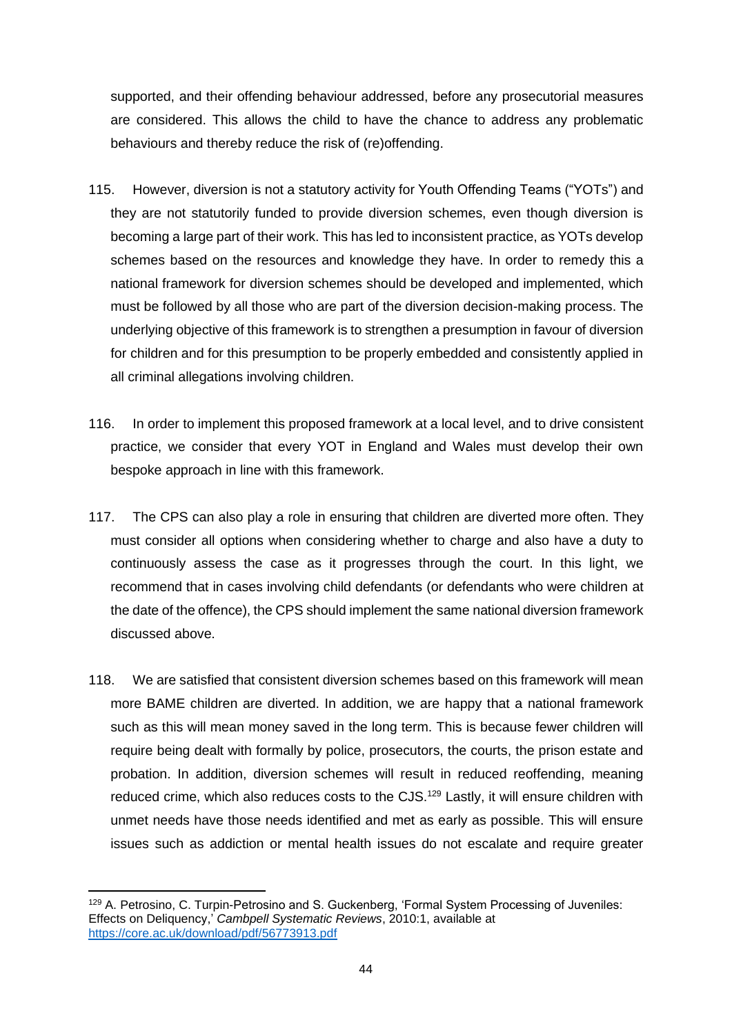supported, and their offending behaviour addressed, before any prosecutorial measures are considered. This allows the child to have the chance to address any problematic behaviours and thereby reduce the risk of (re)offending.

115. However, diversion is not a statutory activity for Youth Offending Teams ("YOTs") and they are not statutorily funded to provide diversion schemes, even though diversion is becoming a large part of their work. This has led to inconsistent practice, as YOTs develop schemes based on the resources and knowledge they have. In order to remedy this a national framework for diversion schemes should be developed and implemented, which must be followed by all those who are part of the diversion decision-making process. The underlying objective of this framework is to strengthen a presumption in favour of diversion for children and for this presumption to be properly embedded and consistently applied in all criminal allegations involving children.

116. In order to implement this proposed framework at a local level, and to drive consistent practice, we consider that every YOT in England and Wales must develop their own bespoke approach in line with this framework.

117. The CPS can also play a role in ensuring that children are diverted more often. They must consider all options when considering whether to charge and also have a duty to continuously assess the case as it progresses through the court. In this light, we recommend that in cases involving child defendants (or defendants who were children at the date of the offence), the CPS should implement the same national diversion framework discussed above.

118. We are satisfied that consistent diversion schemes based on this framework will mean more BAME children are diverted. In addition, we are happy that a national framework such as this will mean money saved in the long term. This is because fewer children will require being dealt with formally by police, prosecutors, the courts, the prison estate and probation. In addition, diversion schemes will result in reduced reoffending, meaning reduced crime, which also reduces costs to the CJS.[129] Lastly, it will ensure children with unmet needs have those needs identified and met as early as possible. This will ensure issues such as addiction or mental health issues do not escalate and require greater

---

[129] A. Petrosino, C. Turpin-Petrosino and S. Guckenberg, 'Formal System Processing of Juveniles: Effects on Deliquency,' *Cambpell Systematic Reviews*, 2010:1, available at https://core.ac.uk/download/pdf/56773913.pdf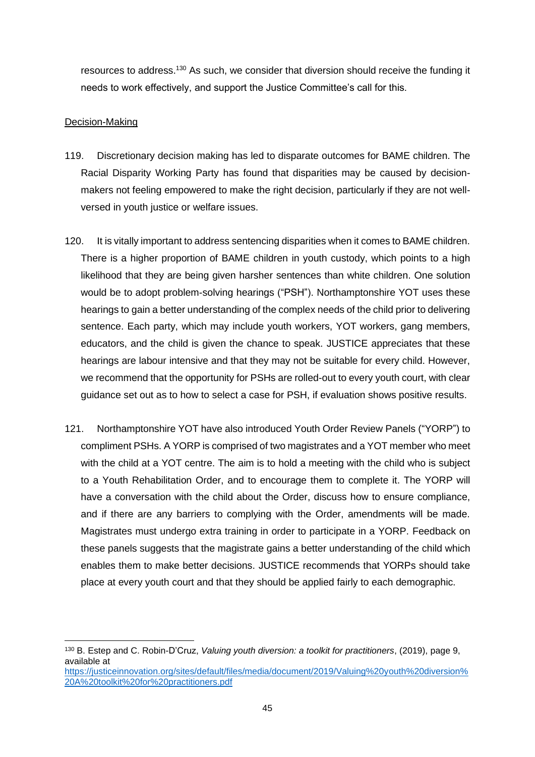resources to address.[130] As such, we consider that diversion should receive the funding it needs to work effectively, and support the Justice Committee's call for this.

Decision-Making

119. Discretionary decision making has led to disparate outcomes for BAME children. The Racial Disparity Working Party has found that disparities may be caused by decision-makers not feeling empowered to make the right decision, particularly if they are not well-versed in youth justice or welfare issues.

120. It is vitally important to address sentencing disparities when it comes to BAME children. There is a higher proportion of BAME children in youth custody, which points to a high likelihood that they are being given harsher sentences than white children. One solution would be to adopt problem-solving hearings ("PSH"). Northamptonshire YOT uses these hearings to gain a better understanding of the complex needs of the child prior to delivering sentence. Each party, which may include youth workers, YOT workers, gang members, educators, and the child is given the chance to speak. JUSTICE appreciates that these hearings are labour intensive and that they may not be suitable for every child. However, we recommend that the opportunity for PSHs are rolled-out to every youth court, with clear guidance set out as to how to select a case for PSH, if evaluation shows positive results.

121. Northamptonshire YOT have also introduced Youth Order Review Panels ("YORP") to compliment PSHs. A YORP is comprised of two magistrates and a YOT member who meet with the child at a YOT centre. The aim is to hold a meeting with the child who is subject to a Youth Rehabilitation Order, and to encourage them to complete it. The YORP will have a conversation with the child about the Order, discuss how to ensure compliance, and if there are any barriers to complying with the Order, amendments will be made. Magistrates must undergo extra training in order to participate in a YORP. Feedback on these panels suggests that the magistrate gains a better understanding of the child which enables them to make better decisions. JUSTICE recommends that YORPs should take place at every youth court and that they should be applied fairly to each demographic.

---

[130] B. Estep and C. Robin-D'Cruz, *Valuing youth diversion: a toolkit for practitioners*, (2019), page 9, available at https://justiceinnovation.org/sites/default/files/media/document/2019/Valuing%20youth%20diversion%20A%20toolkit%20for%20practitioners.pdf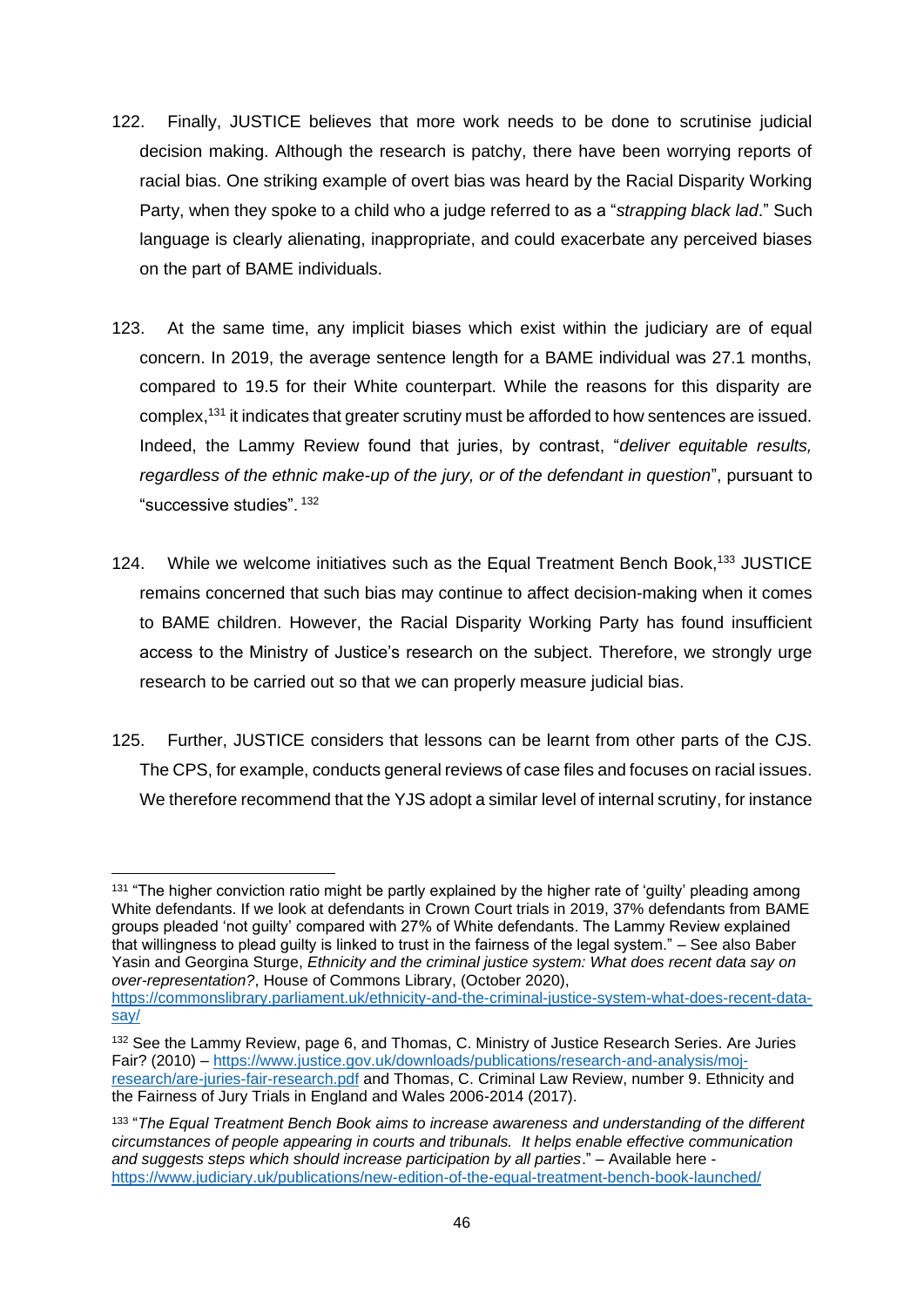122. Finally, JUSTICE believes that more work needs to be done to scrutinise judicial decision making. Although the research is patchy, there have been worrying reports of racial bias. One striking example of overt bias was heard by the Racial Disparity Working Party, when they spoke to a child who a judge referred to as a "*strapping black lad*." Such language is clearly alienating, inappropriate, and could exacerbate any perceived biases on the part of BAME individuals.

123. At the same time, any implicit biases which exist within the judiciary are of equal concern. In 2019, the average sentence length for a BAME individual was 27.1 months, compared to 19.5 for their White counterpart. While the reasons for this disparity are complex,[131] it indicates that greater scrutiny must be afforded to how sentences are issued. Indeed, the Lammy Review found that juries, by contrast, "*deliver equitable results, regardless of the ethnic make-up of the jury, or of the defendant in question*", pursuant to "successive studies". [132]

124. While we welcome initiatives such as the Equal Treatment Bench Book,[133] JUSTICE remains concerned that such bias may continue to affect decision-making when it comes to BAME children. However, the Racial Disparity Working Party has found insufficient access to the Ministry of Justice's research on the subject. Therefore, we strongly urge research to be carried out so that we can properly measure judicial bias.

125. Further, JUSTICE considers that lessons can be learnt from other parts of the CJS. The CPS, for example, conducts general reviews of case files and focuses on racial issues. We therefore recommend that the YJS adopt a similar level of internal scrutiny, for instance

---

[131] "The higher conviction ratio might be partly explained by the higher rate of 'guilty' pleading among White defendants. If we look at defendants in Crown Court trials in 2019, 37% defendants from BAME groups pleaded 'not guilty' compared with 27% of White defendants. The Lammy Review explained that willingness to plead guilty is linked to trust in the fairness of the legal system." – See also Baber Yasin and Georgina Sturge, *Ethnicity and the criminal justice system: What does recent data say on over-representation?*, House of Commons Library, (October 2020), https://commonslibrary.parliament.uk/ethnicity-and-the-criminal-justice-system-what-does-recent-data-say/

[132] See the Lammy Review, page 6, and Thomas, C. Ministry of Justice Research Series. Are Juries Fair? (2010) – https://www.justice.gov.uk/downloads/publications/research-and-analysis/moj-research/are-juries-fair-research.pdf and Thomas, C. Criminal Law Review, number 9. Ethnicity and the Fairness of Jury Trials in England and Wales 2006-2014 (2017).

[133] "*The Equal Treatment Bench Book aims to increase awareness and understanding of the different circumstances of people appearing in courts and tribunals. It helps enable effective communication and suggests steps which should increase participation by all parties*." – Available here - https://www.judiciary.uk/publications/new-edition-of-the-equal-treatment-bench-book-launched/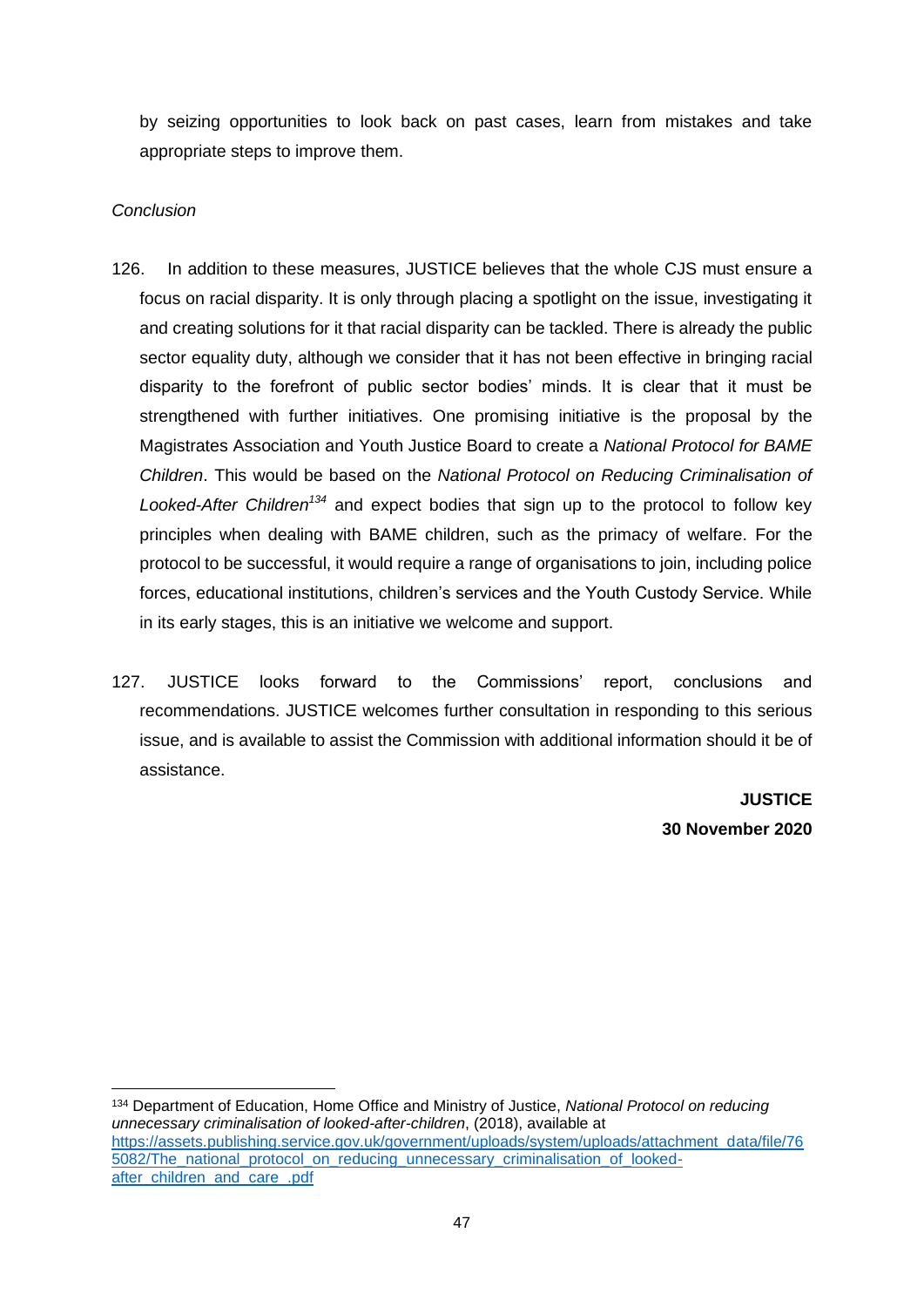by seizing opportunities to look back on past cases, learn from mistakes and take appropriate steps to improve them.

*Conclusion*

126. In addition to these measures, JUSTICE believes that the whole CJS must ensure a focus on racial disparity. It is only through placing a spotlight on the issue, investigating it and creating solutions for it that racial disparity can be tackled. There is already the public sector equality duty, although we consider that it has not been effective in bringing racial disparity to the forefront of public sector bodies' minds. It is clear that it must be strengthened with further initiatives. One promising initiative is the proposal by the Magistrates Association and Youth Justice Board to create a *National Protocol for BAME Children*. This would be based on the *National Protocol on Reducing Criminalisation of Looked-After Children*[134] and expect bodies that sign up to the protocol to follow key principles when dealing with BAME children, such as the primacy of welfare. For the protocol to be successful, it would require a range of organisations to join, including police forces, educational institutions, children's services and the Youth Custody Service. While in its early stages, this is an initiative we welcome and support.

127. JUSTICE looks forward to the Commissions' report, conclusions and recommendations. JUSTICE welcomes further consultation in responding to this serious issue, and is available to assist the Commission with additional information should it be of assistance.

**JUSTICE**
**30 November 2020**

---

[134] Department of Education, Home Office and Ministry of Justice, *National Protocol on reducing unnecessary criminalisation of looked-after-children*, (2018), available at https://assets.publishing.service.gov.uk/government/uploads/system/uploads/attachment_data/file/765082/The_national_protocol_on_reducing_unnecessary_criminalisation_of_looked-after_children_and_care_.pdf